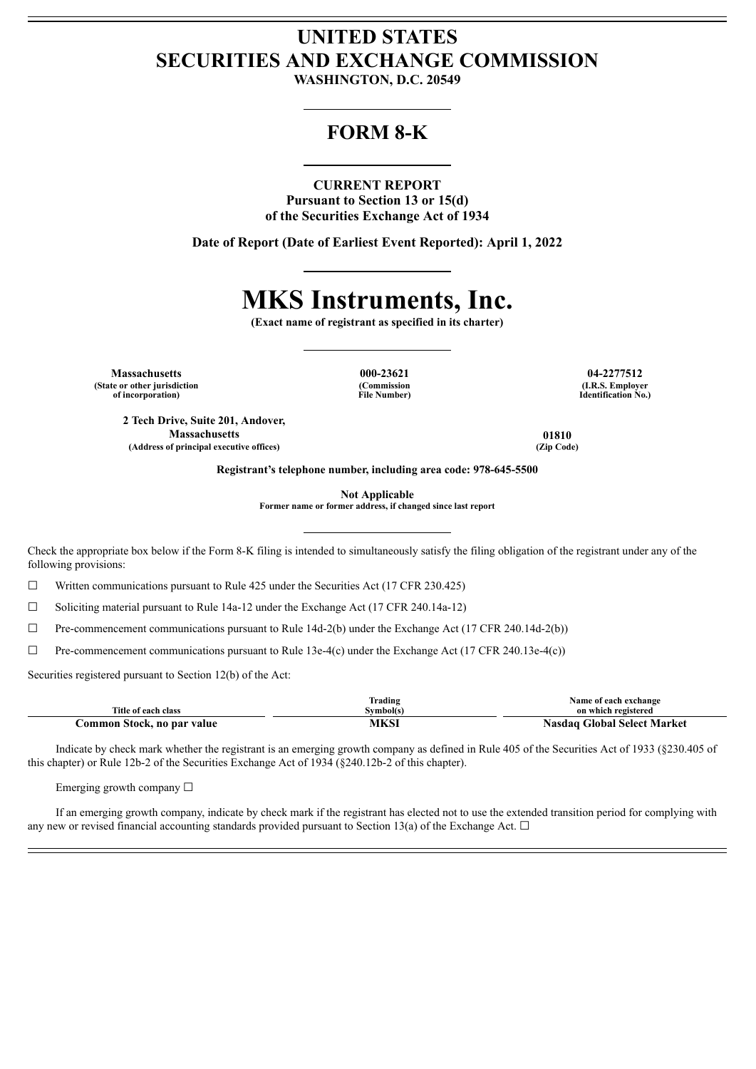# UNITED STATES
# SECURITIES AND EXCHANGE COMMISSION

**WASHINGTON, D.C. 20549**

## FORM 8-K

**CURRENT REPORT**
**Pursuant to Section 13 or 15(d)**
**of the Securities Exchange Act of 1934**

**Date of Report (Date of Earliest Event Reported): April 1, 2022**

# MKS Instruments, Inc.

**(Exact name of registrant as specified in its charter)**

| Massachusetts | 000-23621 | 04-2277512 |
|---|---|---|
| (State or other jurisdiction of incorporation) | (Commission File Number) | (I.R.S. Employer Identification No.) |

| 2 Tech Drive, Suite 201, Andover, Massachusetts | 01810 |
|---|---|
| (Address of principal executive offices) | (Zip Code) |

**Registrant's telephone number, including area code: 978-645-5500**

**Not Applicable**
**Former name or former address, if changed since last report**

Check the appropriate box below if the Form 8-K filing is intended to simultaneously satisfy the filing obligation of the registrant under any of the following provisions:

☐ Written communications pursuant to Rule 425 under the Securities Act (17 CFR 230.425)

☐ Soliciting material pursuant to Rule 14a-12 under the Exchange Act (17 CFR 240.14a-12)

☐ Pre-commencement communications pursuant to Rule 14d-2(b) under the Exchange Act (17 CFR 240.14d-2(b))

☐ Pre-commencement communications pursuant to Rule 13e-4(c) under the Exchange Act (17 CFR 240.13e-4(c))

Securities registered pursuant to Section 12(b) of the Act:

| Title of each class | Trading Symbol(s) | Name of each exchange on which registered |
|---|---|---|
| **Common Stock, no par value** | **MKSI** | **Nasdaq Global Select Market** |

Indicate by check mark whether the registrant is an emerging growth company as defined in Rule 405 of the Securities Act of 1933 (§230.405 of this chapter) or Rule 12b-2 of the Securities Exchange Act of 1934 (§240.12b-2 of this chapter).

Emerging growth company ☐

If an emerging growth company, indicate by check mark if the registrant has elected not to use the extended transition period for complying with any new or revised financial accounting standards provided pursuant to Section 13(a) of the Exchange Act. ☐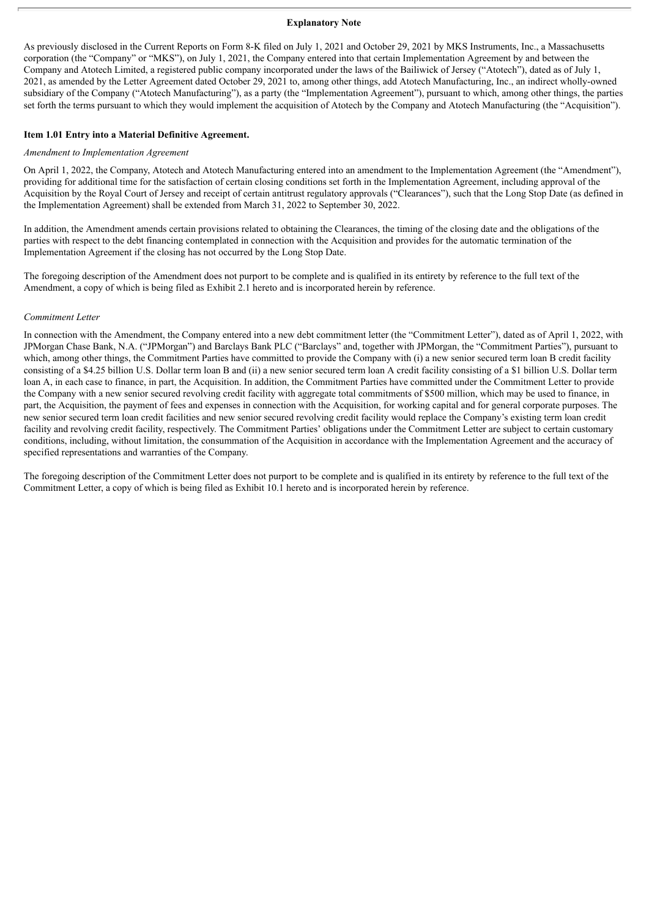## Explanatory Note

As previously disclosed in the Current Reports on Form 8-K filed on July 1, 2021 and October 29, 2021 by MKS Instruments, Inc., a Massachusetts corporation (the "Company" or "MKS"), on July 1, 2021, the Company entered into that certain Implementation Agreement by and between the Company and Atotech Limited, a registered public company incorporated under the laws of the Bailiwick of Jersey ("Atotech"), dated as of July 1, 2021, as amended by the Letter Agreement dated October 29, 2021 to, among other things, add Atotech Manufacturing, Inc., an indirect wholly-owned subsidiary of the Company ("Atotech Manufacturing"), as a party (the "Implementation Agreement"), pursuant to which, among other things, the parties set forth the terms pursuant to which they would implement the acquisition of Atotech by the Company and Atotech Manufacturing (the "Acquisition").

### Item 1.01 Entry into a Material Definitive Agreement.

*Amendment to Implementation Agreement*

On April 1, 2022, the Company, Atotech and Atotech Manufacturing entered into an amendment to the Implementation Agreement (the "Amendment"), providing for additional time for the satisfaction of certain closing conditions set forth in the Implementation Agreement, including approval of the Acquisition by the Royal Court of Jersey and receipt of certain antitrust regulatory approvals ("Clearances"), such that the Long Stop Date (as defined in the Implementation Agreement) shall be extended from March 31, 2022 to September 30, 2022.

In addition, the Amendment amends certain provisions related to obtaining the Clearances, the timing of the closing date and the obligations of the parties with respect to the debt financing contemplated in connection with the Acquisition and provides for the automatic termination of the Implementation Agreement if the closing has not occurred by the Long Stop Date.

The foregoing description of the Amendment does not purport to be complete and is qualified in its entirety by reference to the full text of the Amendment, a copy of which is being filed as Exhibit 2.1 hereto and is incorporated herein by reference.

*Commitment Letter*

In connection with the Amendment, the Company entered into a new debt commitment letter (the "Commitment Letter"), dated as of April 1, 2022, with JPMorgan Chase Bank, N.A. ("JPMorgan") and Barclays Bank PLC ("Barclays" and, together with JPMorgan, the "Commitment Parties"), pursuant to which, among other things, the Commitment Parties have committed to provide the Company with (i) a new senior secured term loan B credit facility consisting of a $4.25 billion U.S. Dollar term loan B and (ii) a new senior secured term loan A credit facility consisting of a $1 billion U.S. Dollar term loan A, in each case to finance, in part, the Acquisition. In addition, the Commitment Parties have committed under the Commitment Letter to provide the Company with a new senior secured revolving credit facility with aggregate total commitments of $500 million, which may be used to finance, in part, the Acquisition, the payment of fees and expenses in connection with the Acquisition, for working capital and for general corporate purposes. The new senior secured term loan credit facilities and new senior secured revolving credit facility would replace the Company's existing term loan credit facility and revolving credit facility, respectively. The Commitment Parties' obligations under the Commitment Letter are subject to certain customary conditions, including, without limitation, the consummation of the Acquisition in accordance with the Implementation Agreement and the accuracy of specified representations and warranties of the Company.

The foregoing description of the Commitment Letter does not purport to be complete and is qualified in its entirety by reference to the full text of the Commitment Letter, a copy of which is being filed as Exhibit 10.1 hereto and is incorporated herein by reference.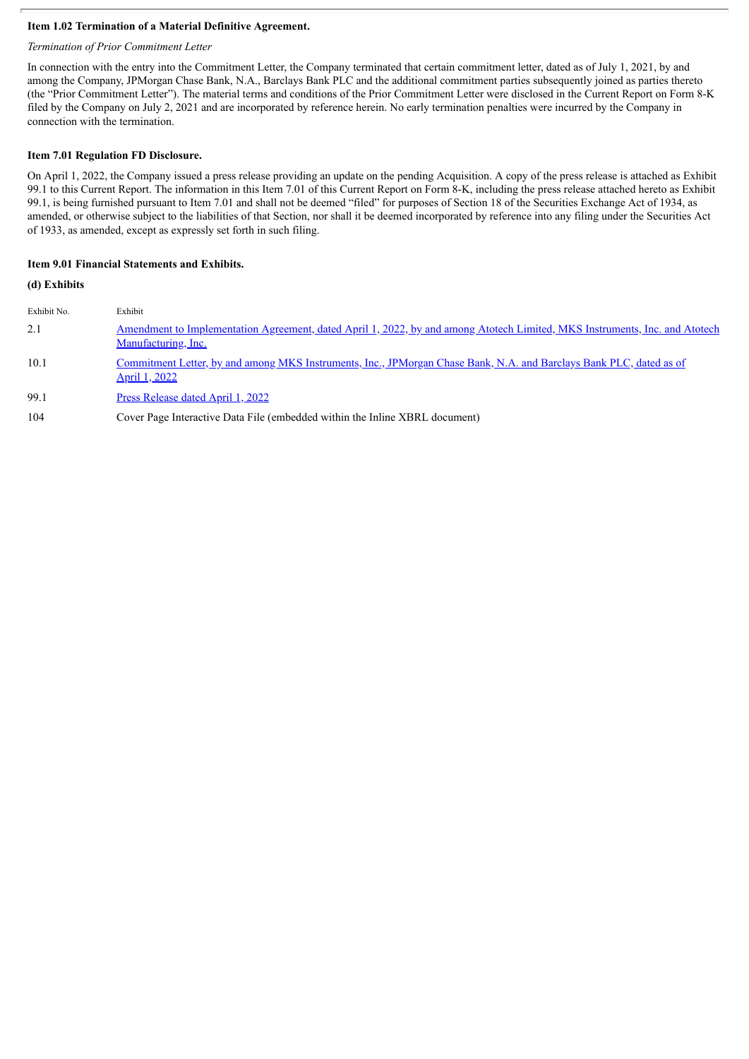**Item 1.02 Termination of a Material Definitive Agreement.**

*Termination of Prior Commitment Letter*

In connection with the entry into the Commitment Letter, the Company terminated that certain commitment letter, dated as of July 1, 2021, by and among the Company, JPMorgan Chase Bank, N.A., Barclays Bank PLC and the additional commitment parties subsequently joined as parties thereto (the "Prior Commitment Letter"). The material terms and conditions of the Prior Commitment Letter were disclosed in the Current Report on Form 8-K filed by the Company on July 2, 2021 and are incorporated by reference herein. No early termination penalties were incurred by the Company in connection with the termination.

**Item 7.01 Regulation FD Disclosure.**

On April 1, 2022, the Company issued a press release providing an update on the pending Acquisition. A copy of the press release is attached as Exhibit 99.1 to this Current Report. The information in this Item 7.01 of this Current Report on Form 8-K, including the press release attached hereto as Exhibit 99.1, is being furnished pursuant to Item 7.01 and shall not be deemed "filed" for purposes of Section 18 of the Securities Exchange Act of 1934, as amended, or otherwise subject to the liabilities of that Section, nor shall it be deemed incorporated by reference into any filing under the Securities Act of 1933, as amended, except as expressly set forth in such filing.

**Item 9.01 Financial Statements and Exhibits.**

**(d) Exhibits**

| Exhibit No. | Exhibit |
|---|---|
| 2.1 | Amendment to Implementation Agreement, dated April 1, 2022, by and among Atotech Limited, MKS Instruments, Inc. and Atotech Manufacturing, Inc. |
| 10.1 | Commitment Letter, by and among MKS Instruments, Inc., JPMorgan Chase Bank, N.A. and Barclays Bank PLC, dated as of April 1, 2022 |
| 99.1 | Press Release dated April 1, 2022 |
| 104 | Cover Page Interactive Data File (embedded within the Inline XBRL document) |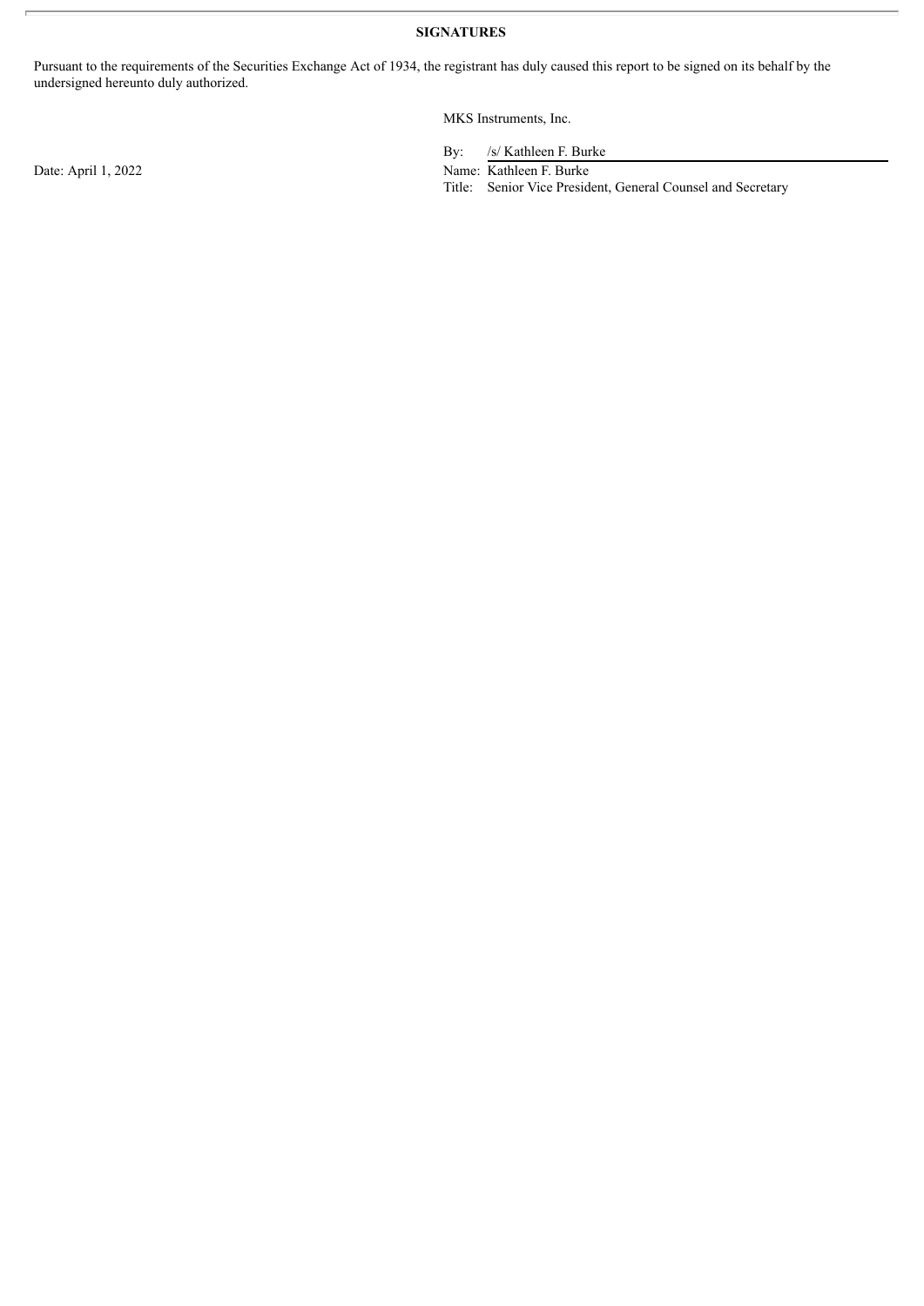**SIGNATURES**

Pursuant to the requirements of the Securities Exchange Act of 1934, the registrant has duly caused this report to be signed on its behalf by the undersigned hereunto duly authorized.

MKS Instruments, Inc.

Date: April 1, 2022

By: /s/ Kathleen F. Burke

Name: Kathleen F. Burke

Title: Senior Vice President, General Counsel and Secretary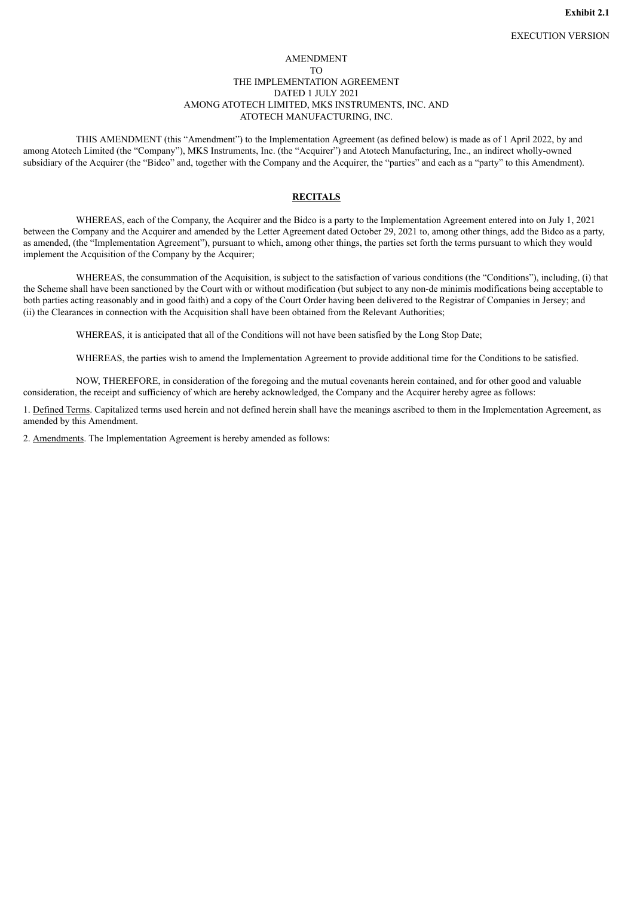**Exhibit 2.1**

EXECUTION VERSION

AMENDMENT
TO
THE IMPLEMENTATION AGREEMENT
DATED 1 JULY 2021
AMONG ATOTECH LIMITED, MKS INSTRUMENTS, INC. AND
ATOTECH MANUFACTURING, INC.

THIS AMENDMENT (this "Amendment") to the Implementation Agreement (as defined below) is made as of 1 April 2022, by and among Atotech Limited (the "Company"), MKS Instruments, Inc. (the "Acquirer") and Atotech Manufacturing, Inc., an indirect wholly-owned subsidiary of the Acquirer (the "Bidco" and, together with the Company and the Acquirer, the "parties" and each as a "party" to this Amendment).

**RECITALS**

WHEREAS, each of the Company, the Acquirer and the Bidco is a party to the Implementation Agreement entered into on July 1, 2021 between the Company and the Acquirer and amended by the Letter Agreement dated October 29, 2021 to, among other things, add the Bidco as a party, as amended, (the "Implementation Agreement"), pursuant to which, among other things, the parties set forth the terms pursuant to which they would implement the Acquisition of the Company by the Acquirer;

WHEREAS, the consummation of the Acquisition, is subject to the satisfaction of various conditions (the "Conditions"), including, (i) that the Scheme shall have been sanctioned by the Court with or without modification (but subject to any non-de minimis modifications being acceptable to both parties acting reasonably and in good faith) and a copy of the Court Order having been delivered to the Registrar of Companies in Jersey; and (ii) the Clearances in connection with the Acquisition shall have been obtained from the Relevant Authorities;

WHEREAS, it is anticipated that all of the Conditions will not have been satisfied by the Long Stop Date;

WHEREAS, the parties wish to amend the Implementation Agreement to provide additional time for the Conditions to be satisfied.

NOW, THEREFORE, in consideration of the foregoing and the mutual covenants herein contained, and for other good and valuable consideration, the receipt and sufficiency of which are hereby acknowledged, the Company and the Acquirer hereby agree as follows:

1. Defined Terms. Capitalized terms used herein and not defined herein shall have the meanings ascribed to them in the Implementation Agreement, as amended by this Amendment.

2. Amendments. The Implementation Agreement is hereby amended as follows: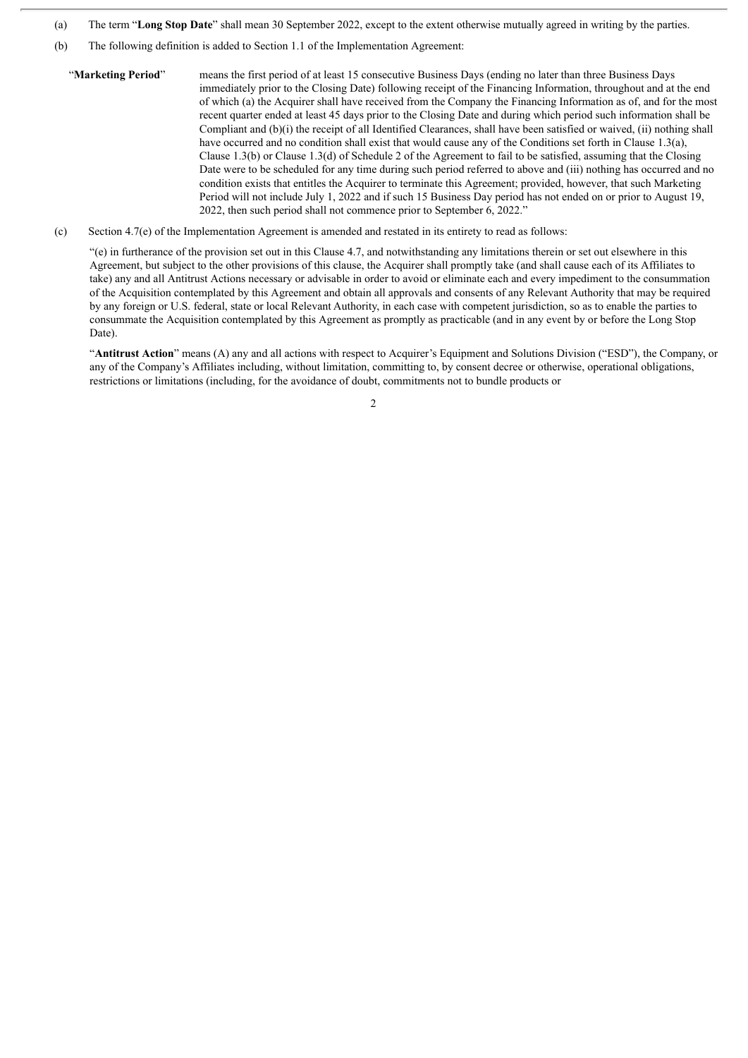(a) The term "**Long Stop Date**" shall mean 30 September 2022, except to the extent otherwise mutually agreed in writing by the parties.

(b) The following definition is added to Section 1.1 of the Implementation Agreement:

"**Marketing Period**" means the first period of at least 15 consecutive Business Days (ending no later than three Business Days immediately prior to the Closing Date) following receipt of the Financing Information, throughout and at the end of which (a) the Acquirer shall have received from the Company the Financing Information as of, and for the most recent quarter ended at least 45 days prior to the Closing Date and during which period such information shall be Compliant and (b)(i) the receipt of all Identified Clearances, shall have been satisfied or waived, (ii) nothing shall have occurred and no condition shall exist that would cause any of the Conditions set forth in Clause 1.3(a), Clause 1.3(b) or Clause 1.3(d) of Schedule 2 of the Agreement to fail to be satisfied, assuming that the Closing Date were to be scheduled for any time during such period referred to above and (iii) nothing has occurred and no condition exists that entitles the Acquirer to terminate this Agreement; provided, however, that such Marketing Period will not include July 1, 2022 and if such 15 Business Day period has not ended on or prior to August 19, 2022, then such period shall not commence prior to September 6, 2022."

(c) Section 4.7(e) of the Implementation Agreement is amended and restated in its entirety to read as follows:

"(e) in furtherance of the provision set out in this Clause 4.7, and notwithstanding any limitations therein or set out elsewhere in this Agreement, but subject to the other provisions of this clause, the Acquirer shall promptly take (and shall cause each of its Affiliates to take) any and all Antitrust Actions necessary or advisable in order to avoid or eliminate each and every impediment to the consummation of the Acquisition contemplated by this Agreement and obtain all approvals and consents of any Relevant Authority that may be required by any foreign or U.S. federal, state or local Relevant Authority, in each case with competent jurisdiction, so as to enable the parties to consummate the Acquisition contemplated by this Agreement as promptly as practicable (and in any event by or before the Long Stop Date).

"**Antitrust Action**" means (A) any and all actions with respect to Acquirer's Equipment and Solutions Division ("ESD"), the Company, or any of the Company's Affiliates including, without limitation, committing to, by consent decree or otherwise, operational obligations, restrictions or limitations (including, for the avoidance of doubt, commitments not to bundle products or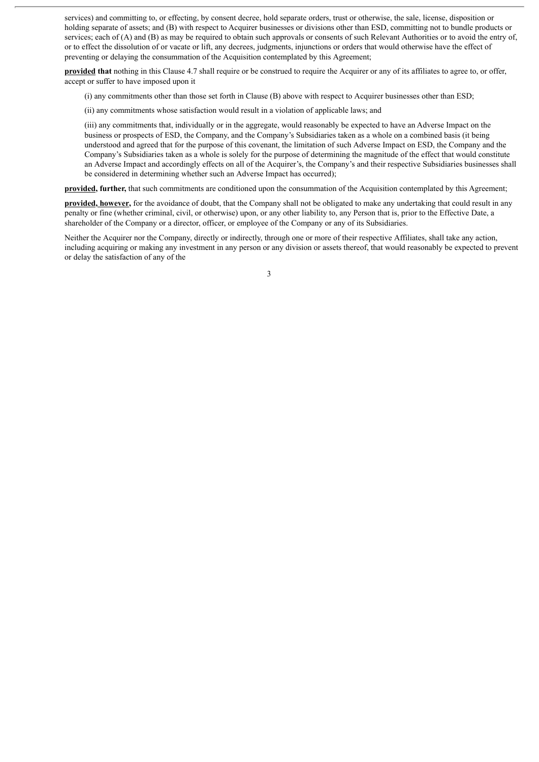services) and committing to, or effecting, by consent decree, hold separate orders, trust or otherwise, the sale, license, disposition or holding separate of assets; and (B) with respect to Acquirer businesses or divisions other than ESD, committing not to bundle products or services; each of (A) and (B) as may be required to obtain such approvals or consents of such Relevant Authorities or to avoid the entry of, or to effect the dissolution of or vacate or lift, any decrees, judgments, injunctions or orders that would otherwise have the effect of preventing or delaying the consummation of the Acquisition contemplated by this Agreement;

**provided that** nothing in this Clause 4.7 shall require or be construed to require the Acquirer or any of its affiliates to agree to, or offer, accept or suffer to have imposed upon it

(i) any commitments other than those set forth in Clause (B) above with respect to Acquirer businesses other than ESD;

(ii) any commitments whose satisfaction would result in a violation of applicable laws; and

(iii) any commitments that, individually or in the aggregate, would reasonably be expected to have an Adverse Impact on the business or prospects of ESD, the Company, and the Company's Subsidiaries taken as a whole on a combined basis (it being understood and agreed that for the purpose of this covenant, the limitation of such Adverse Impact on ESD, the Company and the Company's Subsidiaries taken as a whole is solely for the purpose of determining the magnitude of the effect that would constitute an Adverse Impact and accordingly effects on all of the Acquirer's, the Company's and their respective Subsidiaries businesses shall be considered in determining whether such an Adverse Impact has occurred);

**provided, further,** that such commitments are conditioned upon the consummation of the Acquisition contemplated by this Agreement;

**provided, however,** for the avoidance of doubt, that the Company shall not be obligated to make any undertaking that could result in any penalty or fine (whether criminal, civil, or otherwise) upon, or any other liability to, any Person that is, prior to the Effective Date, a shareholder of the Company or a director, officer, or employee of the Company or any of its Subsidiaries.

Neither the Acquirer nor the Company, directly or indirectly, through one or more of their respective Affiliates, shall take any action, including acquiring or making any investment in any person or any division or assets thereof, that would reasonably be expected to prevent or delay the satisfaction of any of the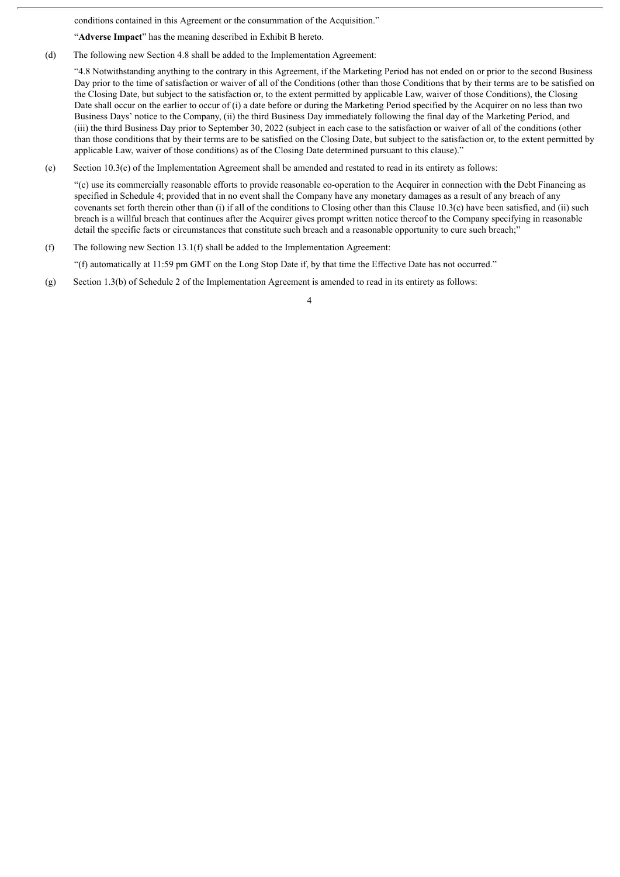conditions contained in this Agreement or the consummation of the Acquisition."

"**Adverse Impact**" has the meaning described in Exhibit B hereto.

(d) The following new Section 4.8 shall be added to the Implementation Agreement:

"4.8 Notwithstanding anything to the contrary in this Agreement, if the Marketing Period has not ended on or prior to the second Business Day prior to the time of satisfaction or waiver of all of the Conditions (other than those Conditions that by their terms are to be satisfied on the Closing Date, but subject to the satisfaction or, to the extent permitted by applicable Law, waiver of those Conditions), the Closing Date shall occur on the earlier to occur of (i) a date before or during the Marketing Period specified by the Acquirer on no less than two Business Days' notice to the Company, (ii) the third Business Day immediately following the final day of the Marketing Period, and (iii) the third Business Day prior to September 30, 2022 (subject in each case to the satisfaction or waiver of all of the conditions (other than those conditions that by their terms are to be satisfied on the Closing Date, but subject to the satisfaction or, to the extent permitted by applicable Law, waiver of those conditions) as of the Closing Date determined pursuant to this clause)."

(e) Section 10.3(c) of the Implementation Agreement shall be amended and restated to read in its entirety as follows:

"(c) use its commercially reasonable efforts to provide reasonable co-operation to the Acquirer in connection with the Debt Financing as specified in Schedule 4; provided that in no event shall the Company have any monetary damages as a result of any breach of any covenants set forth therein other than (i) if all of the conditions to Closing other than this Clause 10.3(c) have been satisfied, and (ii) such breach is a willful breach that continues after the Acquirer gives prompt written notice thereof to the Company specifying in reasonable detail the specific facts or circumstances that constitute such breach and a reasonable opportunity to cure such breach;"

(f) The following new Section 13.1(f) shall be added to the Implementation Agreement:

"(f) automatically at 11:59 pm GMT on the Long Stop Date if, by that time the Effective Date has not occurred."

(g) Section 1.3(b) of Schedule 2 of the Implementation Agreement is amended to read in its entirety as follows: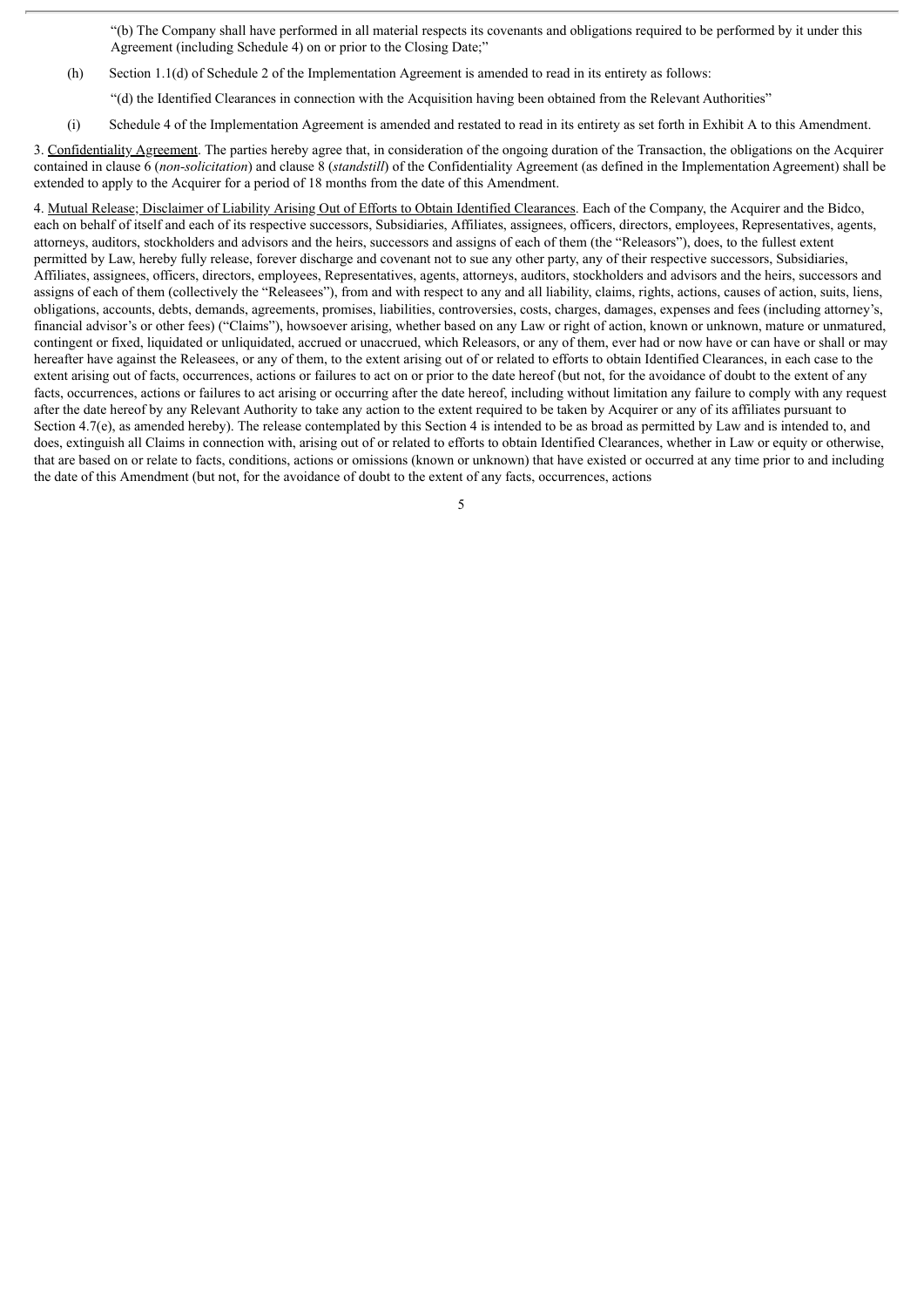"(b) The Company shall have performed in all material respects its covenants and obligations required to be performed by it under this Agreement (including Schedule 4) on or prior to the Closing Date;"

(h) Section 1.1(d) of Schedule 2 of the Implementation Agreement is amended to read in its entirety as follows:

"(d) the Identified Clearances in connection with the Acquisition having been obtained from the Relevant Authorities"

(i) Schedule 4 of the Implementation Agreement is amended and restated to read in its entirety as set forth in Exhibit A to this Amendment.

3. Confidentiality Agreement. The parties hereby agree that, in consideration of the ongoing duration of the Transaction, the obligations on the Acquirer contained in clause 6 (*non-solicitation*) and clause 8 (*standstill*) of the Confidentiality Agreement (as defined in the Implementation Agreement) shall be extended to apply to the Acquirer for a period of 18 months from the date of this Amendment.

4. Mutual Release; Disclaimer of Liability Arising Out of Efforts to Obtain Identified Clearances. Each of the Company, the Acquirer and the Bidco, each on behalf of itself and each of its respective successors, Subsidiaries, Affiliates, assignees, officers, directors, employees, Representatives, agents, attorneys, auditors, stockholders and advisors and the heirs, successors and assigns of each of them (the "Releasors"), does, to the fullest extent permitted by Law, hereby fully release, forever discharge and covenant not to sue any other party, any of their respective successors, Subsidiaries, Affiliates, assignees, officers, directors, employees, Representatives, agents, attorneys, auditors, stockholders and advisors and the heirs, successors and assigns of each of them (collectively the "Releasees"), from and with respect to any and all liability, claims, rights, actions, causes of action, suits, liens, obligations, accounts, debts, demands, agreements, promises, liabilities, controversies, costs, charges, damages, expenses and fees (including attorney's, financial advisor's or other fees) ("Claims"), howsoever arising, whether based on any Law or right of action, known or unknown, mature or unmatured, contingent or fixed, liquidated or unliquidated, accrued or unaccrued, which Releasors, or any of them, ever had or now have or can have or shall or may hereafter have against the Releasees, or any of them, to the extent arising out of or related to efforts to obtain Identified Clearances, in each case to the extent arising out of facts, occurrences, actions or failures to act on or prior to the date hereof (but not, for the avoidance of doubt to the extent of any facts, occurrences, actions or failures to act arising or occurring after the date hereof, including without limitation any failure to comply with any request after the date hereof by any Relevant Authority to take any action to the extent required to be taken by Acquirer or any of its affiliates pursuant to Section 4.7(e), as amended hereby). The release contemplated by this Section 4 is intended to be as broad as permitted by Law and is intended to, and does, extinguish all Claims in connection with, arising out of or related to efforts to obtain Identified Clearances, whether in Law or equity or otherwise, that are based on or relate to facts, conditions, actions or omissions (known or unknown) that have existed or occurred at any time prior to and including the date of this Amendment (but not, for the avoidance of doubt to the extent of any facts, occurrences, actions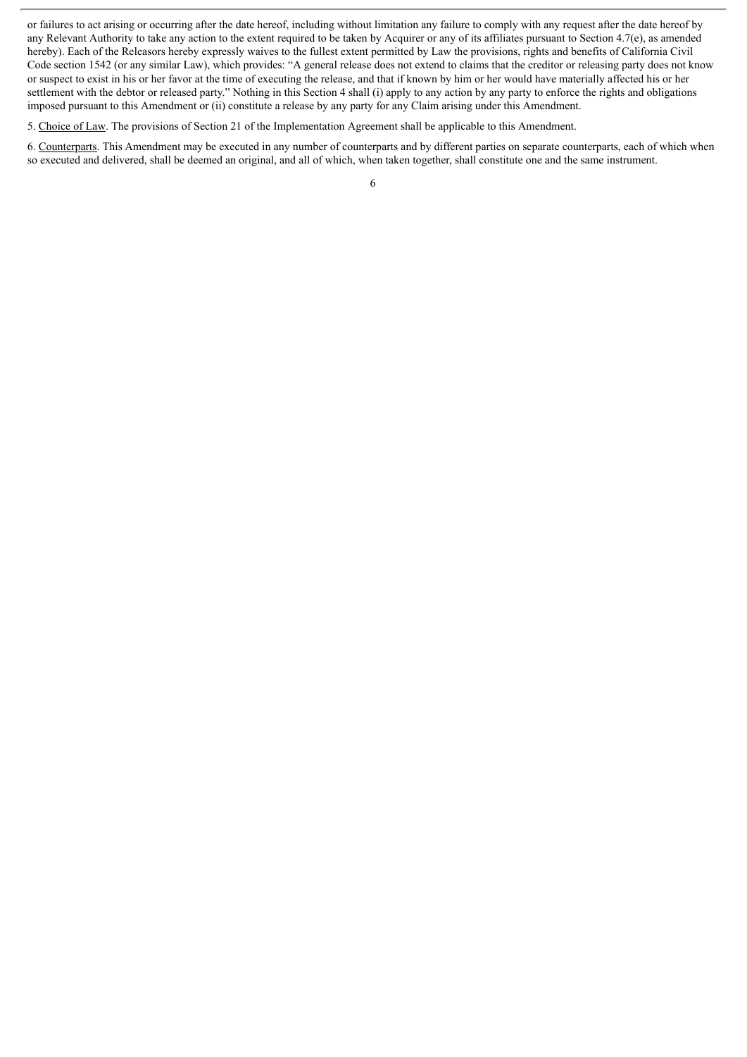or failures to act arising or occurring after the date hereof, including without limitation any failure to comply with any request after the date hereof by any Relevant Authority to take any action to the extent required to be taken by Acquirer or any of its affiliates pursuant to Section 4.7(e), as amended hereby). Each of the Releasors hereby expressly waives to the fullest extent permitted by Law the provisions, rights and benefits of California Civil Code section 1542 (or any similar Law), which provides: "A general release does not extend to claims that the creditor or releasing party does not know or suspect to exist in his or her favor at the time of executing the release, and that if known by him or her would have materially affected his or her settlement with the debtor or released party." Nothing in this Section 4 shall (i) apply to any action by any party to enforce the rights and obligations imposed pursuant to this Amendment or (ii) constitute a release by any party for any Claim arising under this Amendment.

5. Choice of Law. The provisions of Section 21 of the Implementation Agreement shall be applicable to this Amendment.

6. Counterparts. This Amendment may be executed in any number of counterparts and by different parties on separate counterparts, each of which when so executed and delivered, shall be deemed an original, and all of which, when taken together, shall constitute one and the same instrument.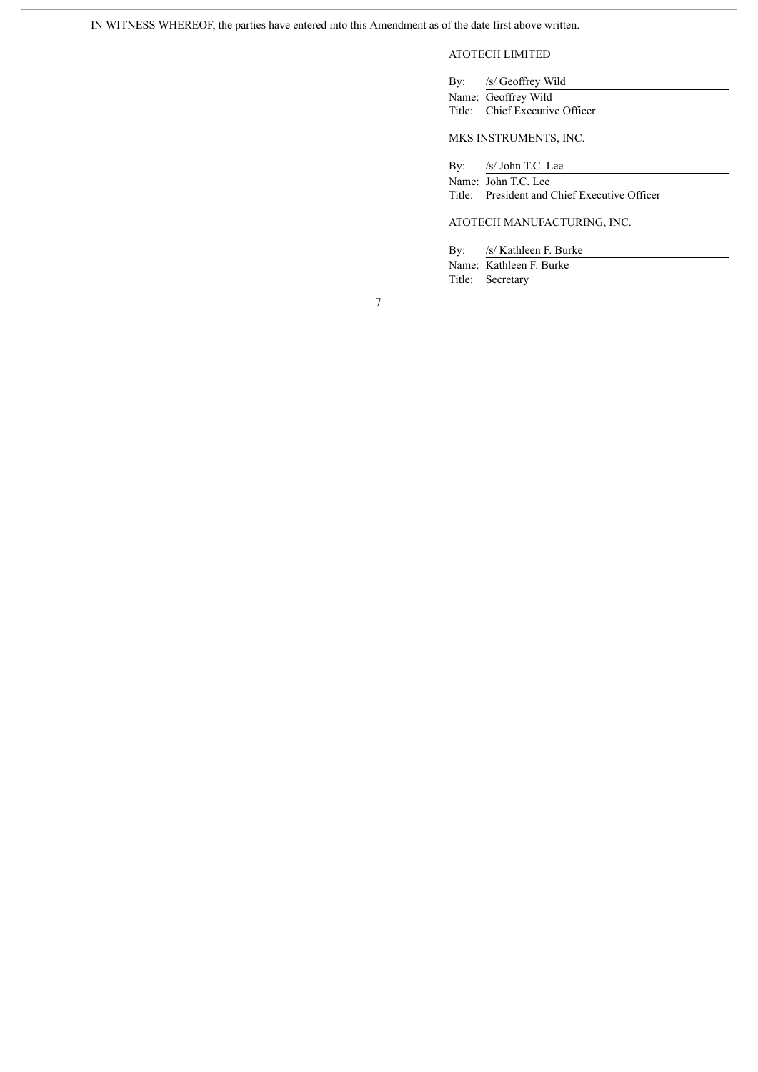IN WITNESS WHEREOF, the parties have entered into this Amendment as of the date first above written.

ATOTECH LIMITED

By: /s/ Geoffrey Wild
Name: Geoffrey Wild
Title: Chief Executive Officer

MKS INSTRUMENTS, INC.

By: /s/ John T.C. Lee
Name: John T.C. Lee
Title: President and Chief Executive Officer

ATOTECH MANUFACTURING, INC.

By: /s/ Kathleen F. Burke
Name: Kathleen F. Burke
Title: Secretary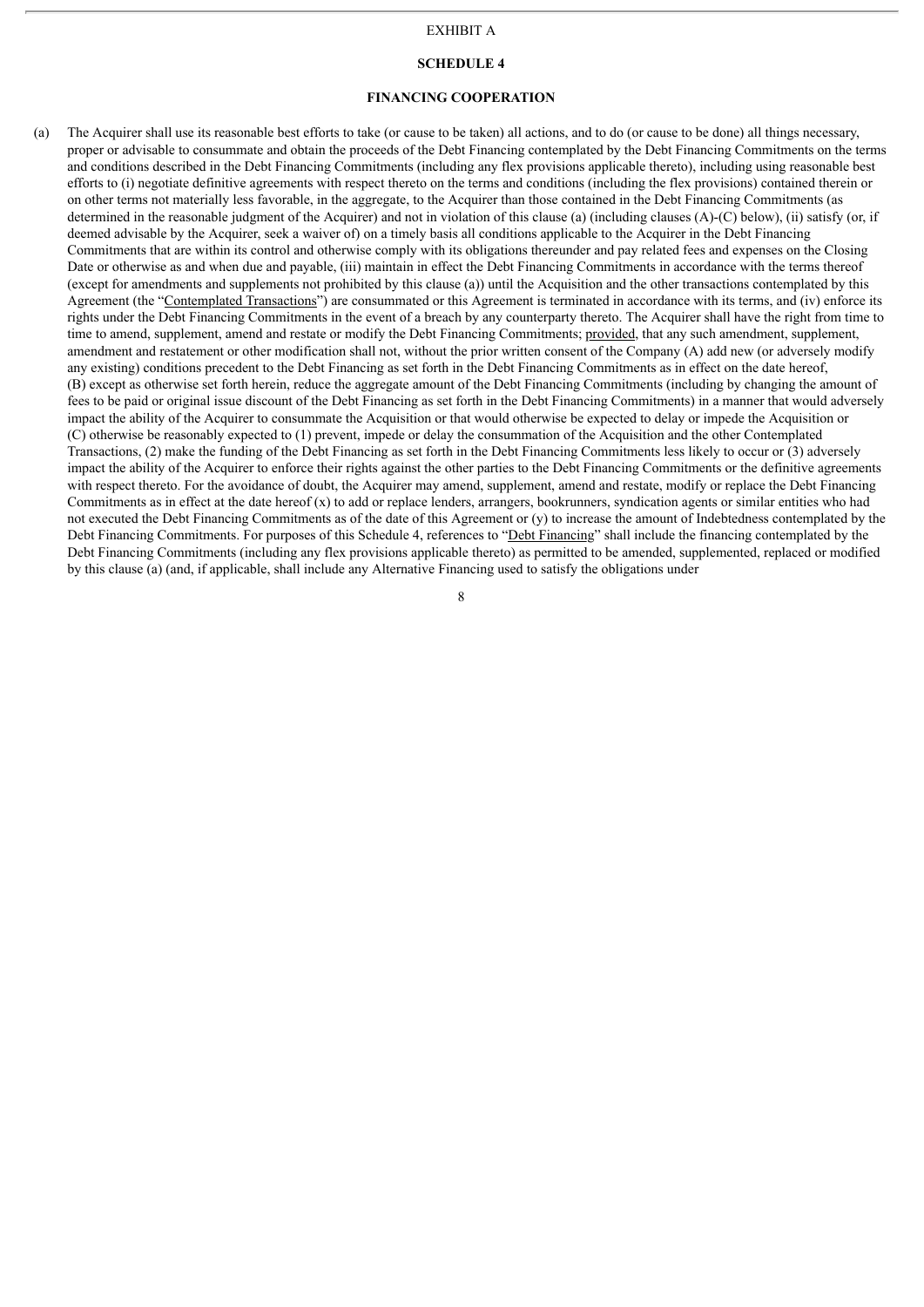EXHIBIT A

**SCHEDULE 4**

**FINANCING COOPERATION**

(a) The Acquirer shall use its reasonable best efforts to take (or cause to be taken) all actions, and to do (or cause to be done) all things necessary, proper or advisable to consummate and obtain the proceeds of the Debt Financing contemplated by the Debt Financing Commitments on the terms and conditions described in the Debt Financing Commitments (including any flex provisions applicable thereto), including using reasonable best efforts to (i) negotiate definitive agreements with respect thereto on the terms and conditions (including the flex provisions) contained therein or on other terms not materially less favorable, in the aggregate, to the Acquirer than those contained in the Debt Financing Commitments (as determined in the reasonable judgment of the Acquirer) and not in violation of this clause (a) (including clauses (A)-(C) below), (ii) satisfy (or, if deemed advisable by the Acquirer, seek a waiver of) on a timely basis all conditions applicable to the Acquirer in the Debt Financing Commitments that are within its control and otherwise comply with its obligations thereunder and pay related fees and expenses on the Closing Date or otherwise as and when due and payable, (iii) maintain in effect the Debt Financing Commitments in accordance with the terms thereof (except for amendments and supplements not prohibited by this clause (a)) until the Acquisition and the other transactions contemplated by this Agreement (the "Contemplated Transactions") are consummated or this Agreement is terminated in accordance with its terms, and (iv) enforce its rights under the Debt Financing Commitments in the event of a breach by any counterparty thereto. The Acquirer shall have the right from time to time to amend, supplement, amend and restate or modify the Debt Financing Commitments; provided, that any such amendment, supplement, amendment and restatement or other modification shall not, without the prior written consent of the Company (A) add new (or adversely modify any existing) conditions precedent to the Debt Financing as set forth in the Debt Financing Commitments as in effect on the date hereof, (B) except as otherwise set forth herein, reduce the aggregate amount of the Debt Financing Commitments (including by changing the amount of fees to be paid or original issue discount of the Debt Financing as set forth in the Debt Financing Commitments) in a manner that would adversely impact the ability of the Acquirer to consummate the Acquisition or that would otherwise be expected to delay or impede the Acquisition or (C) otherwise be reasonably expected to (1) prevent, impede or delay the consummation of the Acquisition and the other Contemplated Transactions, (2) make the funding of the Debt Financing as set forth in the Debt Financing Commitments less likely to occur or (3) adversely impact the ability of the Acquirer to enforce their rights against the other parties to the Debt Financing Commitments or the definitive agreements with respect thereto. For the avoidance of doubt, the Acquirer may amend, supplement, amend and restate, modify or replace the Debt Financing Commitments as in effect at the date hereof (x) to add or replace lenders, arrangers, bookrunners, syndication agents or similar entities who had not executed the Debt Financing Commitments as of the date of this Agreement or (y) to increase the amount of Indebtedness contemplated by the Debt Financing Commitments. For purposes of this Schedule 4, references to "Debt Financing" shall include the financing contemplated by the Debt Financing Commitments (including any flex provisions applicable thereto) as permitted to be amended, supplemented, replaced or modified by this clause (a) (and, if applicable, shall include any Alternative Financing used to satisfy the obligations under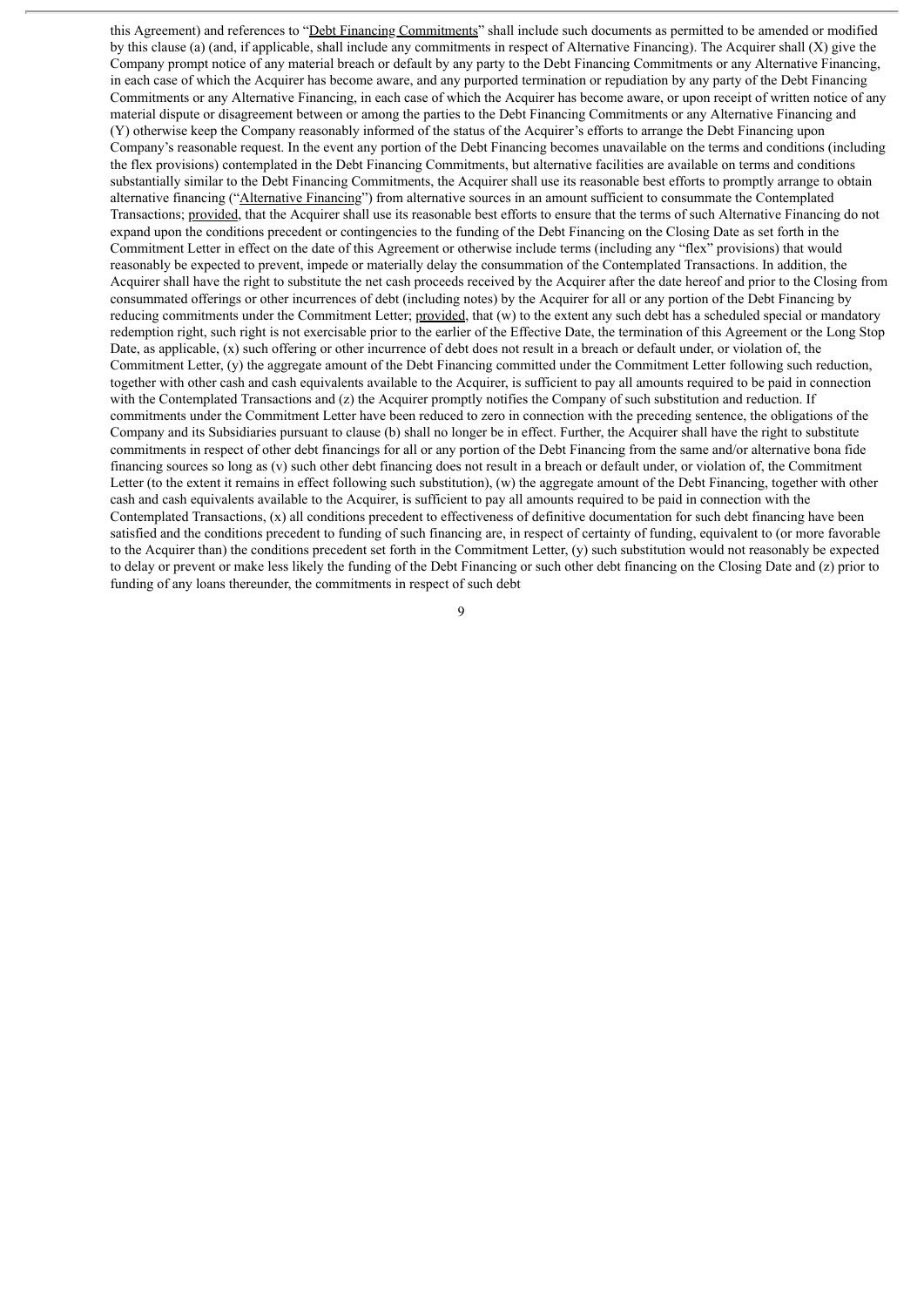this Agreement) and references to "Debt Financing Commitments" shall include such documents as permitted to be amended or modified by this clause (a) (and, if applicable, shall include any commitments in respect of Alternative Financing). The Acquirer shall (X) give the Company prompt notice of any material breach or default by any party to the Debt Financing Commitments or any Alternative Financing, in each case of which the Acquirer has become aware, and any purported termination or repudiation by any party of the Debt Financing Commitments or any Alternative Financing, in each case of which the Acquirer has become aware, or upon receipt of written notice of any material dispute or disagreement between or among the parties to the Debt Financing Commitments or any Alternative Financing and (Y) otherwise keep the Company reasonably informed of the status of the Acquirer's efforts to arrange the Debt Financing upon Company's reasonable request. In the event any portion of the Debt Financing becomes unavailable on the terms and conditions (including the flex provisions) contemplated in the Debt Financing Commitments, but alternative facilities are available on terms and conditions substantially similar to the Debt Financing Commitments, the Acquirer shall use its reasonable best efforts to promptly arrange to obtain alternative financing ("Alternative Financing") from alternative sources in an amount sufficient to consummate the Contemplated Transactions; provided, that the Acquirer shall use its reasonable best efforts to ensure that the terms of such Alternative Financing do not expand upon the conditions precedent or contingencies to the funding of the Debt Financing on the Closing Date as set forth in the Commitment Letter in effect on the date of this Agreement or otherwise include terms (including any "flex" provisions) that would reasonably be expected to prevent, impede or materially delay the consummation of the Contemplated Transactions. In addition, the Acquirer shall have the right to substitute the net cash proceeds received by the Acquirer after the date hereof and prior to the Closing from consummated offerings or other incurrences of debt (including notes) by the Acquirer for all or any portion of the Debt Financing by reducing commitments under the Commitment Letter; provided, that (w) to the extent any such debt has a scheduled special or mandatory redemption right, such right is not exercisable prior to the earlier of the Effective Date, the termination of this Agreement or the Long Stop Date, as applicable, (x) such offering or other incurrence of debt does not result in a breach or default under, or violation of, the Commitment Letter, (y) the aggregate amount of the Debt Financing committed under the Commitment Letter following such reduction, together with other cash and cash equivalents available to the Acquirer, is sufficient to pay all amounts required to be paid in connection with the Contemplated Transactions and (z) the Acquirer promptly notifies the Company of such substitution and reduction. If commitments under the Commitment Letter have been reduced to zero in connection with the preceding sentence, the obligations of the Company and its Subsidiaries pursuant to clause (b) shall no longer be in effect. Further, the Acquirer shall have the right to substitute commitments in respect of other debt financings for all or any portion of the Debt Financing from the same and/or alternative bona fide financing sources so long as (v) such other debt financing does not result in a breach or default under, or violation of, the Commitment Letter (to the extent it remains in effect following such substitution), (w) the aggregate amount of the Debt Financing, together with other cash and cash equivalents available to the Acquirer, is sufficient to pay all amounts required to be paid in connection with the Contemplated Transactions, (x) all conditions precedent to effectiveness of definitive documentation for such debt financing have been satisfied and the conditions precedent to funding of such financing are, in respect of certainty of funding, equivalent to (or more favorable to the Acquirer than) the conditions precedent set forth in the Commitment Letter, (y) such substitution would not reasonably be expected to delay or prevent or make less likely the funding of the Debt Financing or such other debt financing on the Closing Date and (z) prior to funding of any loans thereunder, the commitments in respect of such debt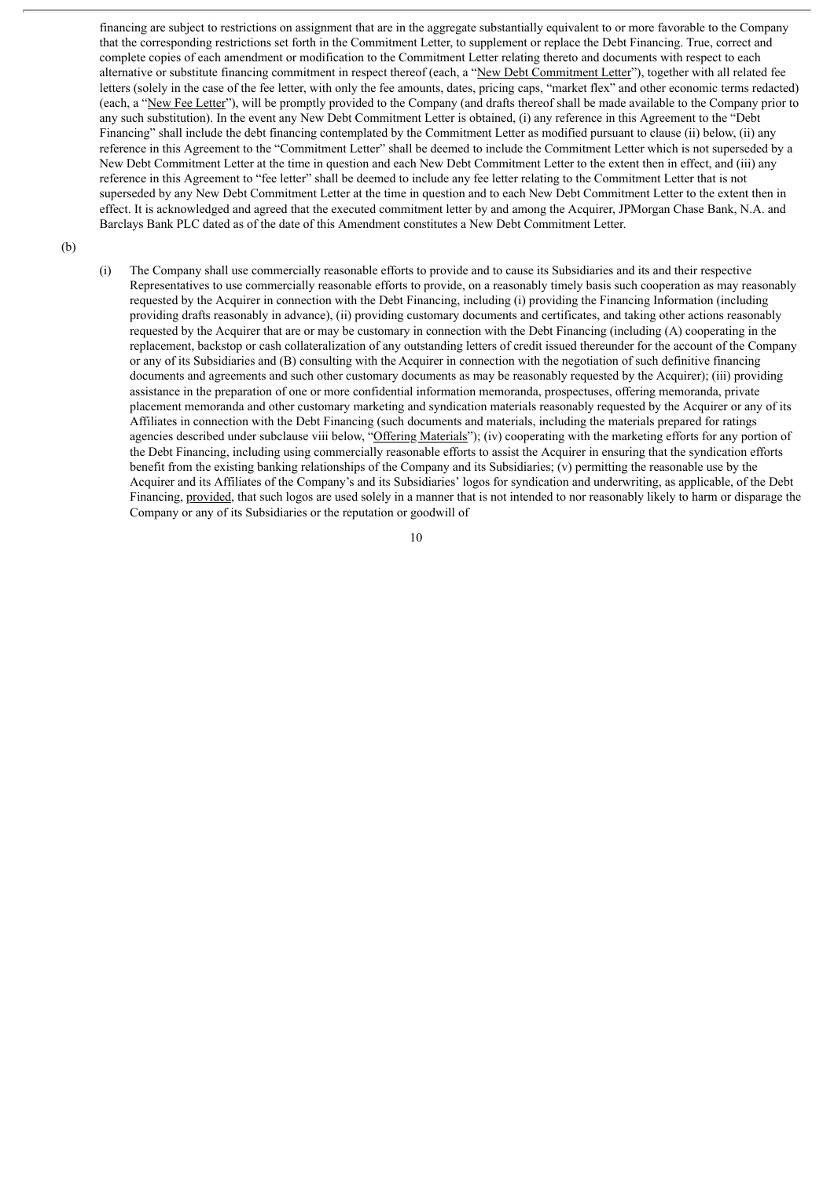financing are subject to restrictions on assignment that are in the aggregate substantially equivalent to or more favorable to the Company that the corresponding restrictions set forth in the Commitment Letter, to supplement or replace the Debt Financing. True, correct and complete copies of each amendment or modification to the Commitment Letter relating thereto and documents with respect to each alternative or substitute financing commitment in respect thereof (each, a "New Debt Commitment Letter"), together with all related fee letters (solely in the case of the fee letter, with only the fee amounts, dates, pricing caps, "market flex" and other economic terms redacted) (each, a "New Fee Letter"), will be promptly provided to the Company (and drafts thereof shall be made available to the Company prior to any such substitution). In the event any New Debt Commitment Letter is obtained, (i) any reference in this Agreement to the "Debt Financing" shall include the debt financing contemplated by the Commitment Letter as modified pursuant to clause (ii) below, (ii) any reference in this Agreement to the "Commitment Letter" shall be deemed to include the Commitment Letter which is not superseded by a New Debt Commitment Letter at the time in question and each New Debt Commitment Letter to the extent then in effect, and (iii) any reference in this Agreement to "fee letter" shall be deemed to include any fee letter relating to the Commitment Letter that is not superseded by any New Debt Commitment Letter at the time in question and to each New Debt Commitment Letter to the extent then in effect. It is acknowledged and agreed that the executed commitment letter by and among the Acquirer, JPMorgan Chase Bank, N.A. and Barclays Bank PLC dated as of the date of this Amendment constitutes a New Debt Commitment Letter.

(b)

(i) The Company shall use commercially reasonable efforts to provide and to cause its Subsidiaries and its and their respective Representatives to use commercially reasonable efforts to provide, on a reasonably timely basis such cooperation as may reasonably requested by the Acquirer in connection with the Debt Financing, including (i) providing the Financing Information (including providing drafts reasonably in advance), (ii) providing customary documents and certificates, and taking other actions reasonably requested by the Acquirer that are or may be customary in connection with the Debt Financing (including (A) cooperating in the replacement, backstop or cash collateralization of any outstanding letters of credit issued thereunder for the account of the Company or any of its Subsidiaries and (B) consulting with the Acquirer in connection with the negotiation of such definitive financing documents and agreements and such other customary documents as may be reasonably requested by the Acquirer); (iii) providing assistance in the preparation of one or more confidential information memoranda, prospectuses, offering memoranda, private placement memoranda and other customary marketing and syndication materials reasonably requested by the Acquirer or any of its Affiliates in connection with the Debt Financing (such documents and materials, including the materials prepared for ratings agencies described under subclause viii below, "Offering Materials"); (iv) cooperating with the marketing efforts for any portion of the Debt Financing, including using commercially reasonable efforts to assist the Acquirer in ensuring that the syndication efforts benefit from the existing banking relationships of the Company and its Subsidiaries; (v) permitting the reasonable use by the Acquirer and its Affiliates of the Company's and its Subsidiaries' logos for syndication and underwriting, as applicable, of the Debt Financing, provided, that such logos are used solely in a manner that is not intended to nor reasonably likely to harm or disparage the Company or any of its Subsidiaries or the reputation or goodwill of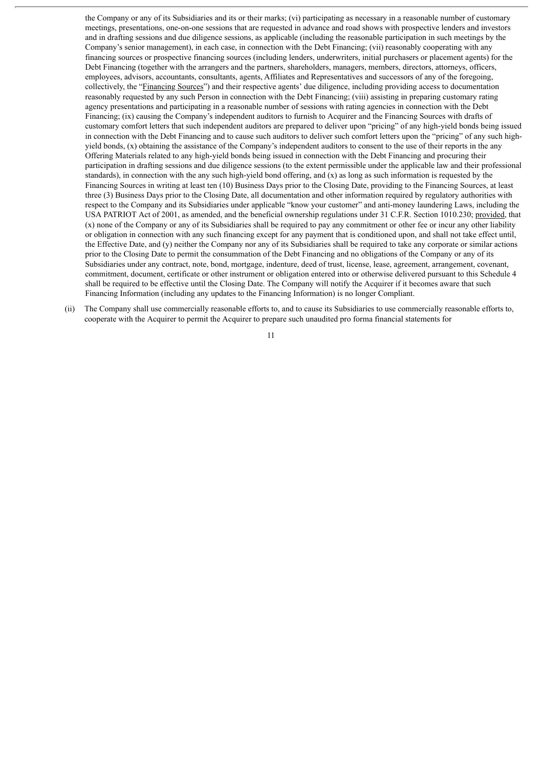the Company or any of its Subsidiaries and its or their marks; (vi) participating as necessary in a reasonable number of customary meetings, presentations, one-on-one sessions that are requested in advance and road shows with prospective lenders and investors and in drafting sessions and due diligence sessions, as applicable (including the reasonable participation in such meetings by the Company's senior management), in each case, in connection with the Debt Financing; (vii) reasonably cooperating with any financing sources or prospective financing sources (including lenders, underwriters, initial purchasers or placement agents) for the Debt Financing (together with the arrangers and the partners, shareholders, managers, members, directors, attorneys, officers, employees, advisors, accountants, consultants, agents, Affiliates and Representatives and successors of any of the foregoing, collectively, the "Financing Sources") and their respective agents' due diligence, including providing access to documentation reasonably requested by any such Person in connection with the Debt Financing; (viii) assisting in preparing customary rating agency presentations and participating in a reasonable number of sessions with rating agencies in connection with the Debt Financing; (ix) causing the Company's independent auditors to furnish to Acquirer and the Financing Sources with drafts of customary comfort letters that such independent auditors are prepared to deliver upon "pricing" of any high-yield bonds being issued in connection with the Debt Financing and to cause such auditors to deliver such comfort letters upon the "pricing" of any such high-yield bonds, (x) obtaining the assistance of the Company's independent auditors to consent to the use of their reports in the any Offering Materials related to any high-yield bonds being issued in connection with the Debt Financing and procuring their participation in drafting sessions and due diligence sessions (to the extent permissible under the applicable law and their professional standards), in connection with the any such high-yield bond offering, and (x) as long as such information is requested by the Financing Sources in writing at least ten (10) Business Days prior to the Closing Date, providing to the Financing Sources, at least three (3) Business Days prior to the Closing Date, all documentation and other information required by regulatory authorities with respect to the Company and its Subsidiaries under applicable "know your customer" and anti-money laundering Laws, including the USA PATRIOT Act of 2001, as amended, and the beneficial ownership regulations under 31 C.F.R. Section 1010.230; provided, that (x) none of the Company or any of its Subsidiaries shall be required to pay any commitment or other fee or incur any other liability or obligation in connection with any such financing except for any payment that is conditioned upon, and shall not take effect until, the Effective Date, and (y) neither the Company nor any of its Subsidiaries shall be required to take any corporate or similar actions prior to the Closing Date to permit the consummation of the Debt Financing and no obligations of the Company or any of its Subsidiaries under any contract, note, bond, mortgage, indenture, deed of trust, license, lease, agreement, arrangement, covenant, commitment, document, certificate or other instrument or obligation entered into or otherwise delivered pursuant to this Schedule 4 shall be required to be effective until the Closing Date. The Company will notify the Acquirer if it becomes aware that such Financing Information (including any updates to the Financing Information) is no longer Compliant.

(ii) The Company shall use commercially reasonable efforts to, and to cause its Subsidiaries to use commercially reasonable efforts to, cooperate with the Acquirer to permit the Acquirer to prepare such unaudited pro forma financial statements for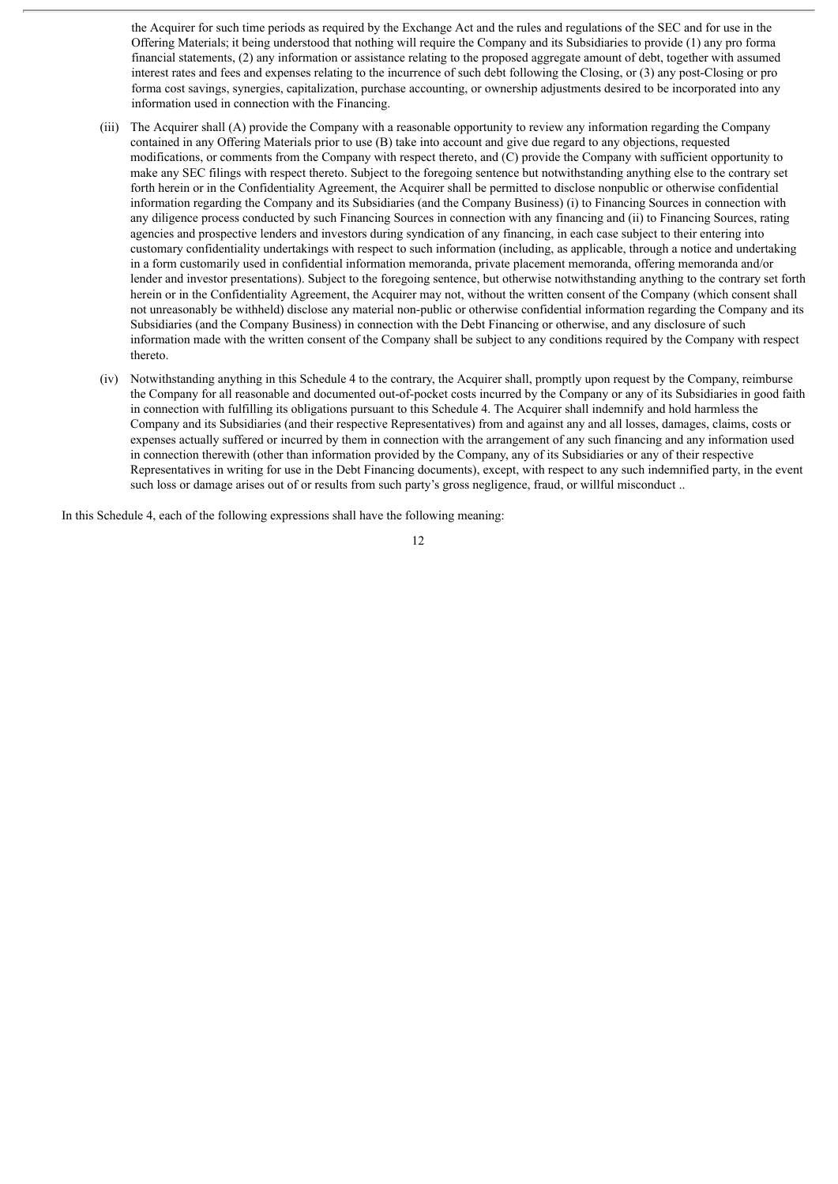the Acquirer for such time periods as required by the Exchange Act and the rules and regulations of the SEC and for use in the Offering Materials; it being understood that nothing will require the Company and its Subsidiaries to provide (1) any pro forma financial statements, (2) any information or assistance relating to the proposed aggregate amount of debt, together with assumed interest rates and fees and expenses relating to the incurrence of such debt following the Closing, or (3) any post-Closing or pro forma cost savings, synergies, capitalization, purchase accounting, or ownership adjustments desired to be incorporated into any information used in connection with the Financing.

(iii) The Acquirer shall (A) provide the Company with a reasonable opportunity to review any information regarding the Company contained in any Offering Materials prior to use (B) take into account and give due regard to any objections, requested modifications, or comments from the Company with respect thereto, and (C) provide the Company with sufficient opportunity to make any SEC filings with respect thereto. Subject to the foregoing sentence but notwithstanding anything else to the contrary set forth herein or in the Confidentiality Agreement, the Acquirer shall be permitted to disclose nonpublic or otherwise confidential information regarding the Company and its Subsidiaries (and the Company Business) (i) to Financing Sources in connection with any diligence process conducted by such Financing Sources in connection with any financing and (ii) to Financing Sources, rating agencies and prospective lenders and investors during syndication of any financing, in each case subject to their entering into customary confidentiality undertakings with respect to such information (including, as applicable, through a notice and undertaking in a form customarily used in confidential information memoranda, private placement memoranda, offering memoranda and/or lender and investor presentations). Subject to the foregoing sentence, but otherwise notwithstanding anything to the contrary set forth herein or in the Confidentiality Agreement, the Acquirer may not, without the written consent of the Company (which consent shall not unreasonably be withheld) disclose any material non-public or otherwise confidential information regarding the Company and its Subsidiaries (and the Company Business) in connection with the Debt Financing or otherwise, and any disclosure of such information made with the written consent of the Company shall be subject to any conditions required by the Company with respect thereto.

(iv) Notwithstanding anything in this Schedule 4 to the contrary, the Acquirer shall, promptly upon request by the Company, reimburse the Company for all reasonable and documented out-of-pocket costs incurred by the Company or any of its Subsidiaries in good faith in connection with fulfilling its obligations pursuant to this Schedule 4. The Acquirer shall indemnify and hold harmless the Company and its Subsidiaries (and their respective Representatives) from and against any and all losses, damages, claims, costs or expenses actually suffered or incurred by them in connection with the arrangement of any such financing and any information used in connection therewith (other than information provided by the Company, any of its Subsidiaries or any of their respective Representatives in writing for use in the Debt Financing documents), except, with respect to any such indemnified party, in the event such loss or damage arises out of or results from such party's gross negligence, fraud, or willful misconduct ..

In this Schedule 4, each of the following expressions shall have the following meaning: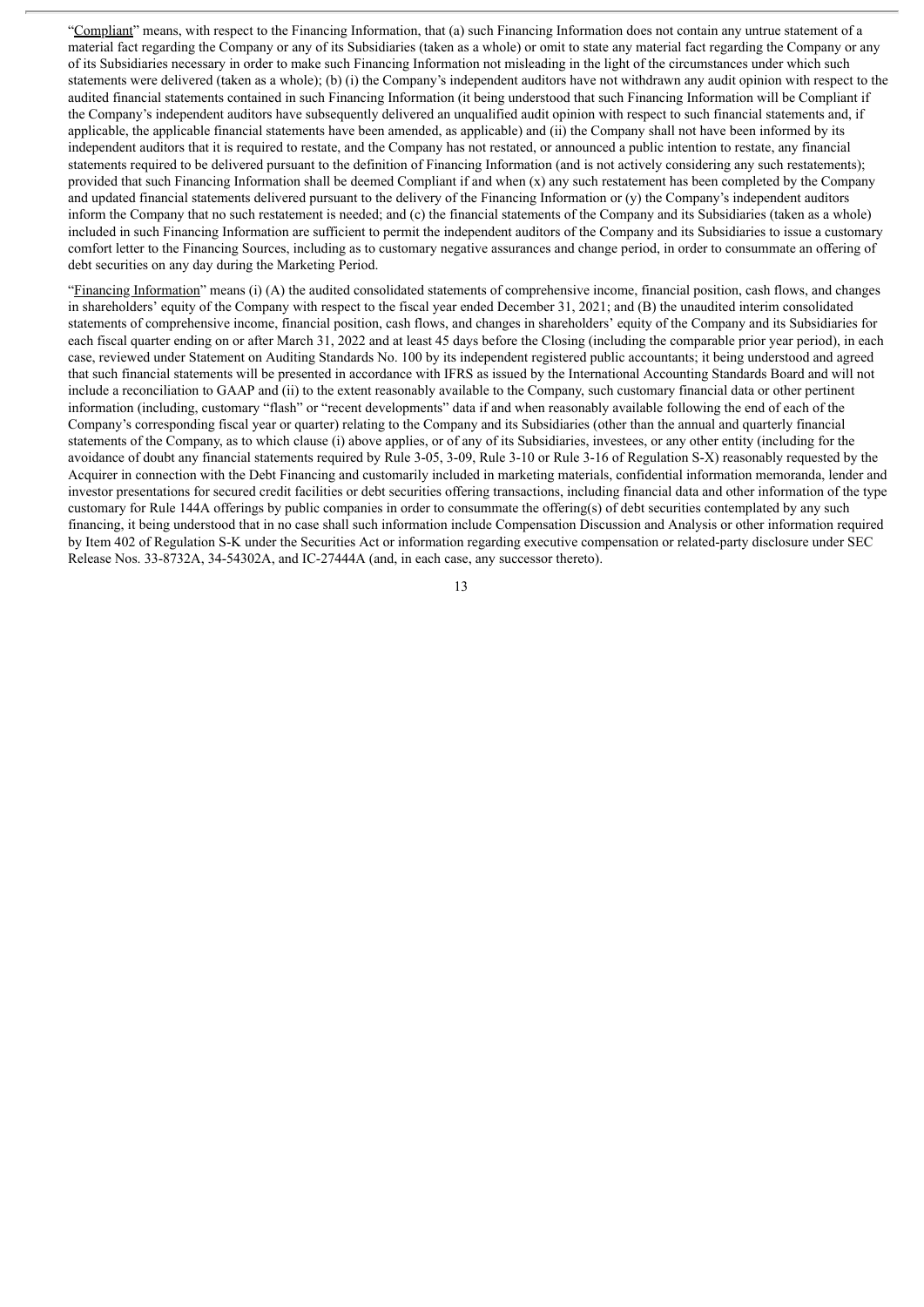"Compliant" means, with respect to the Financing Information, that (a) such Financing Information does not contain any untrue statement of a material fact regarding the Company or any of its Subsidiaries (taken as a whole) or omit to state any material fact regarding the Company or any of its Subsidiaries necessary in order to make such Financing Information not misleading in the light of the circumstances under which such statements were delivered (taken as a whole); (b) (i) the Company's independent auditors have not withdrawn any audit opinion with respect to the audited financial statements contained in such Financing Information (it being understood that such Financing Information will be Compliant if the Company's independent auditors have subsequently delivered an unqualified audit opinion with respect to such financial statements and, if applicable, the applicable financial statements have been amended, as applicable) and (ii) the Company shall not have been informed by its independent auditors that it is required to restate, and the Company has not restated, or announced a public intention to restate, any financial statements required to be delivered pursuant to the definition of Financing Information (and is not actively considering any such restatements); provided that such Financing Information shall be deemed Compliant if and when (x) any such restatement has been completed by the Company and updated financial statements delivered pursuant to the delivery of the Financing Information or (y) the Company's independent auditors inform the Company that no such restatement is needed; and (c) the financial statements of the Company and its Subsidiaries (taken as a whole) included in such Financing Information are sufficient to permit the independent auditors of the Company and its Subsidiaries to issue a customary comfort letter to the Financing Sources, including as to customary negative assurances and change period, in order to consummate an offering of debt securities on any day during the Marketing Period.

"Financing Information" means (i) (A) the audited consolidated statements of comprehensive income, financial position, cash flows, and changes in shareholders' equity of the Company with respect to the fiscal year ended December 31, 2021; and (B) the unaudited interim consolidated statements of comprehensive income, financial position, cash flows, and changes in shareholders' equity of the Company and its Subsidiaries for each fiscal quarter ending on or after March 31, 2022 and at least 45 days before the Closing (including the comparable prior year period), in each case, reviewed under Statement on Auditing Standards No. 100 by its independent registered public accountants; it being understood and agreed that such financial statements will be presented in accordance with IFRS as issued by the International Accounting Standards Board and will not include a reconciliation to GAAP and (ii) to the extent reasonably available to the Company, such customary financial data or other pertinent information (including, customary "flash" or "recent developments" data if and when reasonably available following the end of each of the Company's corresponding fiscal year or quarter) relating to the Company and its Subsidiaries (other than the annual and quarterly financial statements of the Company, as to which clause (i) above applies, or of any of its Subsidiaries, investees, or any other entity (including for the avoidance of doubt any financial statements required by Rule 3-05, 3-09, Rule 3-10 or Rule 3-16 of Regulation S-X) reasonably requested by the Acquirer in connection with the Debt Financing and customarily included in marketing materials, confidential information memoranda, lender and investor presentations for secured credit facilities or debt securities offering transactions, including financial data and other information of the type customary for Rule 144A offerings by public companies in order to consummate the offering(s) of debt securities contemplated by any such financing, it being understood that in no case shall such information include Compensation Discussion and Analysis or other information required by Item 402 of Regulation S-K under the Securities Act or information regarding executive compensation or related-party disclosure under SEC Release Nos. 33-8732A, 34-54302A, and IC-27444A (and, in each case, any successor thereto).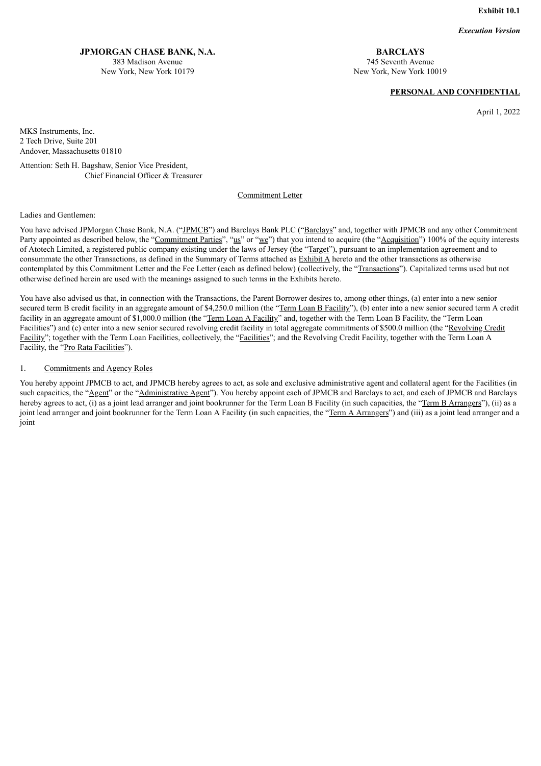**Exhibit 10.1**

***Execution Version***

**JPMORGAN CHASE BANK, N.A.**
383 Madison Avenue
New York, New York 10179

**BARCLAYS**
745 Seventh Avenue
New York, New York 10019

**PERSONAL AND CONFIDENTIAL**

April 1, 2022

MKS Instruments, Inc.
2 Tech Drive, Suite 201
Andover, Massachusetts 01810

Attention: Seth H. Bagshaw, Senior Vice President,
Chief Financial Officer & Treasurer

Commitment Letter

Ladies and Gentlemen:

You have advised JPMorgan Chase Bank, N.A. ("JPMCB") and Barclays Bank PLC ("Barclays" and, together with JPMCB and any other Commitment Party appointed as described below, the "Commitment Parties", "us" or "we") that you intend to acquire (the "Acquisition") 100% of the equity interests of Atotech Limited, a registered public company existing under the laws of Jersey (the "Target"), pursuant to an implementation agreement and to consummate the other Transactions, as defined in the Summary of Terms attached as Exhibit A hereto and the other transactions as otherwise contemplated by this Commitment Letter and the Fee Letter (each as defined below) (collectively, the "Transactions"). Capitalized terms used but not otherwise defined herein are used with the meanings assigned to such terms in the Exhibits hereto.

You have also advised us that, in connection with the Transactions, the Parent Borrower desires to, among other things, (a) enter into a new senior secured term B credit facility in an aggregate amount of $4,250.0 million (the "Term Loan B Facility"), (b) enter into a new senior secured term A credit facility in an aggregate amount of $1,000.0 million (the "Term Loan A Facility" and, together with the Term Loan B Facility, the "Term Loan Facilities") and (c) enter into a new senior secured revolving credit facility in total aggregate commitments of $500.0 million (the "Revolving Credit Facility"; together with the Term Loan Facilities, collectively, the "Facilities"; and the Revolving Credit Facility, together with the Term Loan A Facility, the "Pro Rata Facilities").

1. Commitments and Agency Roles

You hereby appoint JPMCB to act, and JPMCB hereby agrees to act, as sole and exclusive administrative agent and collateral agent for the Facilities (in such capacities, the "Agent" or the "Administrative Agent"). You hereby appoint each of JPMCB and Barclays to act, and each of JPMCB and Barclays hereby agrees to act, (i) as a joint lead arranger and joint bookrunner for the Term Loan B Facility (in such capacities, the "Term B Arrangers"), (ii) as a joint lead arranger and joint bookrunner for the Term Loan A Facility (in such capacities, the "Term A Arrangers") and (iii) as a joint lead arranger and a joint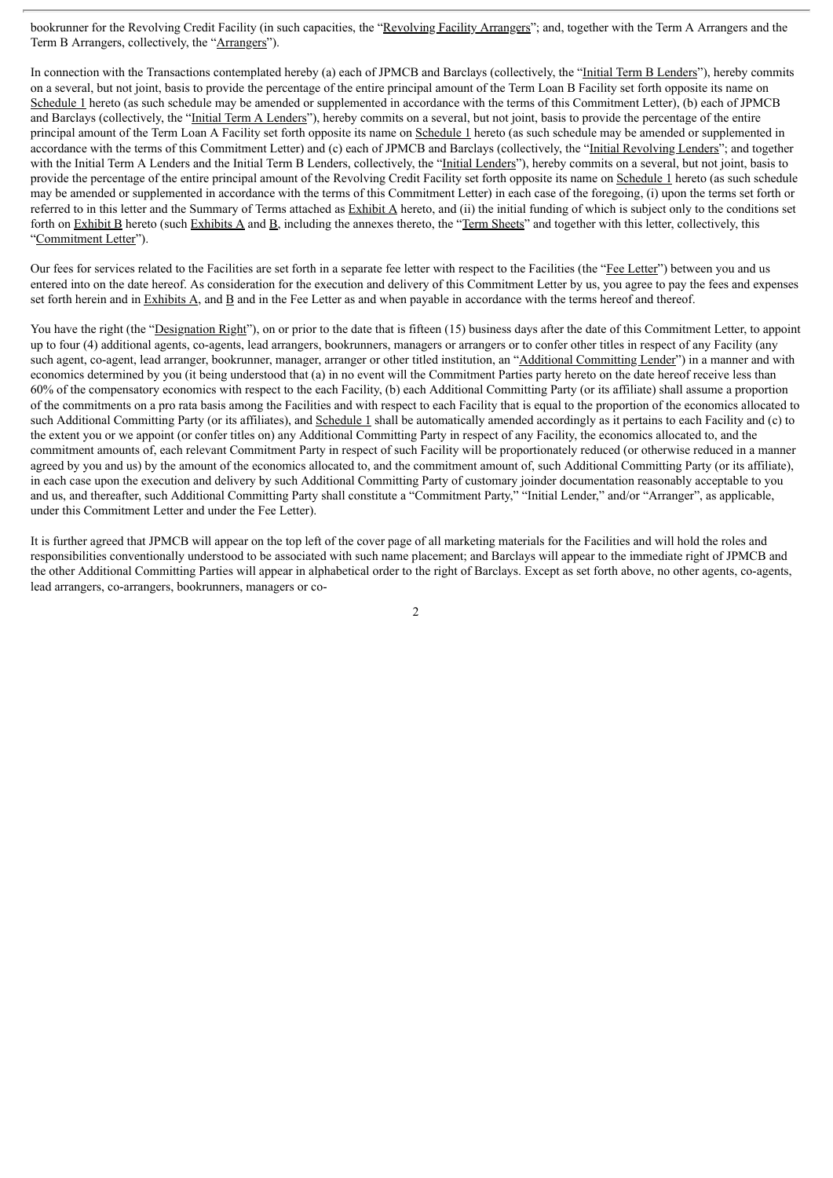bookrunner for the Revolving Credit Facility (in such capacities, the "Revolving Facility Arrangers"; and, together with the Term A Arrangers and the Term B Arrangers, collectively, the "Arrangers").

In connection with the Transactions contemplated hereby (a) each of JPMCB and Barclays (collectively, the "Initial Term B Lenders"), hereby commits on a several, but not joint, basis to provide the percentage of the entire principal amount of the Term Loan B Facility set forth opposite its name on Schedule 1 hereto (as such schedule may be amended or supplemented in accordance with the terms of this Commitment Letter), (b) each of JPMCB and Barclays (collectively, the "Initial Term A Lenders"), hereby commits on a several, but not joint, basis to provide the percentage of the entire principal amount of the Term Loan A Facility set forth opposite its name on Schedule 1 hereto (as such schedule may be amended or supplemented in accordance with the terms of this Commitment Letter) and (c) each of JPMCB and Barclays (collectively, the "Initial Revolving Lenders"; and together with the Initial Term A Lenders and the Initial Term B Lenders, collectively, the "Initial Lenders"), hereby commits on a several, but not joint, basis to provide the percentage of the entire principal amount of the Revolving Credit Facility set forth opposite its name on Schedule 1 hereto (as such schedule may be amended or supplemented in accordance with the terms of this Commitment Letter) in each case of the foregoing, (i) upon the terms set forth or referred to in this letter and the Summary of Terms attached as Exhibit A hereto, and (ii) the initial funding of which is subject only to the conditions set forth on Exhibit B hereto (such Exhibits A and B, including the annexes thereto, the "Term Sheets" and together with this letter, collectively, this "Commitment Letter").

Our fees for services related to the Facilities are set forth in a separate fee letter with respect to the Facilities (the "Fee Letter") between you and us entered into on the date hereof. As consideration for the execution and delivery of this Commitment Letter by us, you agree to pay the fees and expenses set forth herein and in Exhibits A, and B and in the Fee Letter as and when payable in accordance with the terms hereof and thereof.

You have the right (the "Designation Right"), on or prior to the date that is fifteen (15) business days after the date of this Commitment Letter, to appoint up to four (4) additional agents, co-agents, lead arrangers, bookrunners, managers or arrangers or to confer other titles in respect of any Facility (any such agent, co-agent, lead arranger, bookrunner, manager, arranger or other titled institution, an "Additional Committing Lender") in a manner and with economics determined by you (it being understood that (a) in no event will the Commitment Parties party hereto on the date hereof receive less than 60% of the compensatory economics with respect to the each Facility, (b) each Additional Committing Party (or its affiliate) shall assume a proportion of the commitments on a pro rata basis among the Facilities and with respect to each Facility that is equal to the proportion of the economics allocated to such Additional Committing Party (or its affiliates), and Schedule 1 shall be automatically amended accordingly as it pertains to each Facility and (c) to the extent you or we appoint (or confer titles on) any Additional Committing Party in respect of any Facility, the economics allocated to, and the commitment amounts of, each relevant Commitment Party in respect of such Facility will be proportionately reduced (or otherwise reduced in a manner agreed by you and us) by the amount of the economics allocated to, and the commitment amount of, such Additional Committing Party (or its affiliate), in each case upon the execution and delivery by such Additional Committing Party of customary joinder documentation reasonably acceptable to you and us, and thereafter, such Additional Committing Party shall constitute a "Commitment Party," "Initial Lender," and/or "Arranger", as applicable, under this Commitment Letter and under the Fee Letter).

It is further agreed that JPMCB will appear on the top left of the cover page of all marketing materials for the Facilities and will hold the roles and responsibilities conventionally understood to be associated with such name placement; and Barclays will appear to the immediate right of JPMCB and the other Additional Committing Parties will appear in alphabetical order to the right of Barclays. Except as set forth above, no other agents, co-agents, lead arrangers, co-arrangers, bookrunners, managers or co-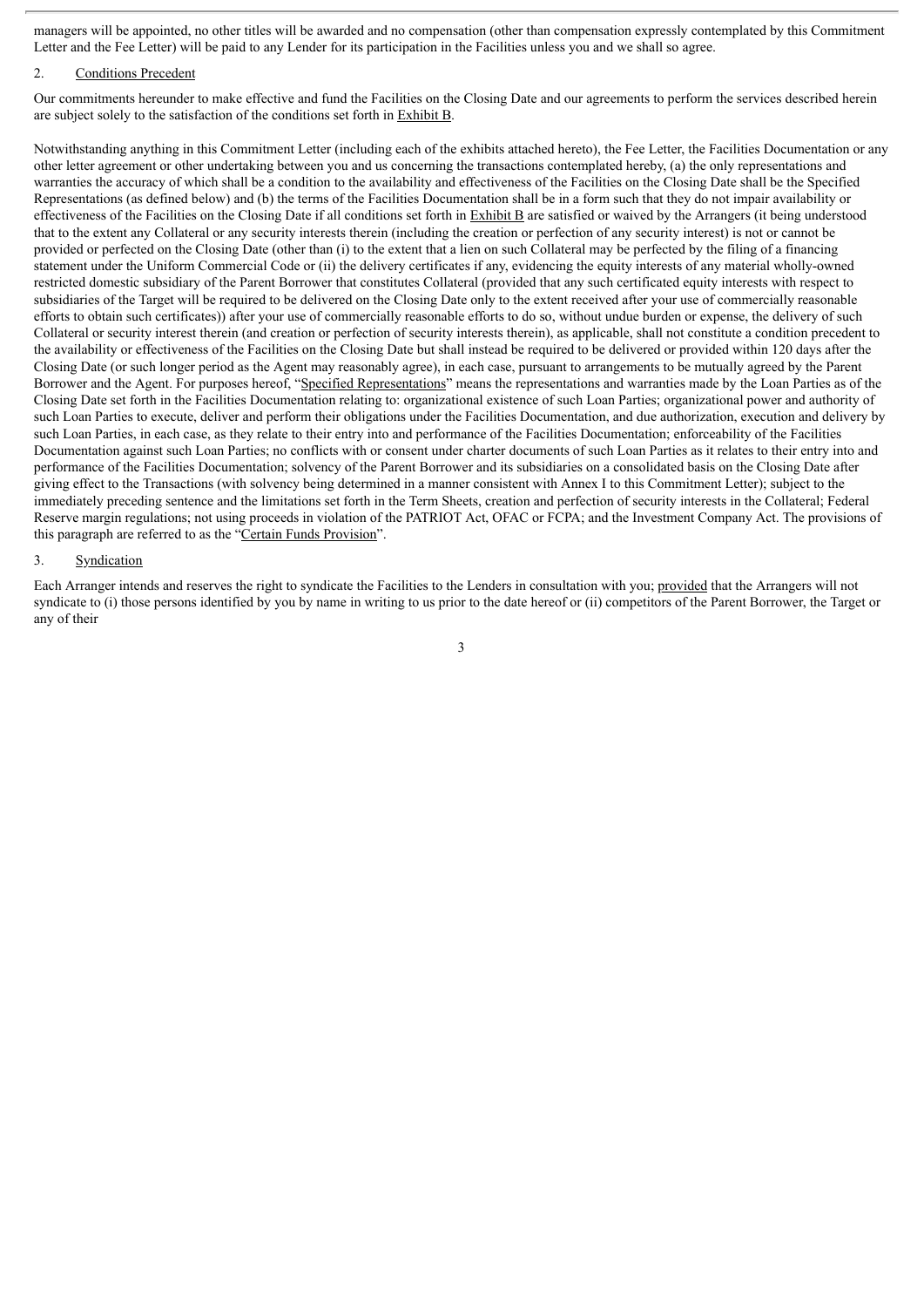managers will be appointed, no other titles will be awarded and no compensation (other than compensation expressly contemplated by this Commitment Letter and the Fee Letter) will be paid to any Lender for its participation in the Facilities unless you and we shall so agree.

2. Conditions Precedent

Our commitments hereunder to make effective and fund the Facilities on the Closing Date and our agreements to perform the services described herein are subject solely to the satisfaction of the conditions set forth in Exhibit B.

Notwithstanding anything in this Commitment Letter (including each of the exhibits attached hereto), the Fee Letter, the Facilities Documentation or any other letter agreement or other undertaking between you and us concerning the transactions contemplated hereby, (a) the only representations and warranties the accuracy of which shall be a condition to the availability and effectiveness of the Facilities on the Closing Date shall be the Specified Representations (as defined below) and (b) the terms of the Facilities Documentation shall be in a form such that they do not impair availability or effectiveness of the Facilities on the Closing Date if all conditions set forth in Exhibit B are satisfied or waived by the Arrangers (it being understood that to the extent any Collateral or any security interests therein (including the creation or perfection of any security interest) is not or cannot be provided or perfected on the Closing Date (other than (i) to the extent that a lien on such Collateral may be perfected by the filing of a financing statement under the Uniform Commercial Code or (ii) the delivery certificates if any, evidencing the equity interests of any material wholly-owned restricted domestic subsidiary of the Parent Borrower that constitutes Collateral (provided that any such certificated equity interests with respect to subsidiaries of the Target will be required to be delivered on the Closing Date only to the extent received after your use of commercially reasonable efforts to obtain such certificates)) after your use of commercially reasonable efforts to do so, without undue burden or expense, the delivery of such Collateral or security interest therein (and creation or perfection of security interests therein), as applicable, shall not constitute a condition precedent to the availability or effectiveness of the Facilities on the Closing Date but shall instead be required to be delivered or provided within 120 days after the Closing Date (or such longer period as the Agent may reasonably agree), in each case, pursuant to arrangements to be mutually agreed by the Parent Borrower and the Agent. For purposes hereof, "Specified Representations" means the representations and warranties made by the Loan Parties as of the Closing Date set forth in the Facilities Documentation relating to: organizational existence of such Loan Parties; organizational power and authority of such Loan Parties to execute, deliver and perform their obligations under the Facilities Documentation, and due authorization, execution and delivery by such Loan Parties, in each case, as they relate to their entry into and performance of the Facilities Documentation; enforceability of the Facilities Documentation against such Loan Parties; no conflicts with or consent under charter documents of such Loan Parties as it relates to their entry into and performance of the Facilities Documentation; solvency of the Parent Borrower and its subsidiaries on a consolidated basis on the Closing Date after giving effect to the Transactions (with solvency being determined in a manner consistent with Annex I to this Commitment Letter); subject to the immediately preceding sentence and the limitations set forth in the Term Sheets, creation and perfection of security interests in the Collateral; Federal Reserve margin regulations; not using proceeds in violation of the PATRIOT Act, OFAC or FCPA; and the Investment Company Act. The provisions of this paragraph are referred to as the "Certain Funds Provision".

3. Syndication

Each Arranger intends and reserves the right to syndicate the Facilities to the Lenders in consultation with you; provided that the Arrangers will not syndicate to (i) those persons identified by you by name in writing to us prior to the date hereof or (ii) competitors of the Parent Borrower, the Target or any of their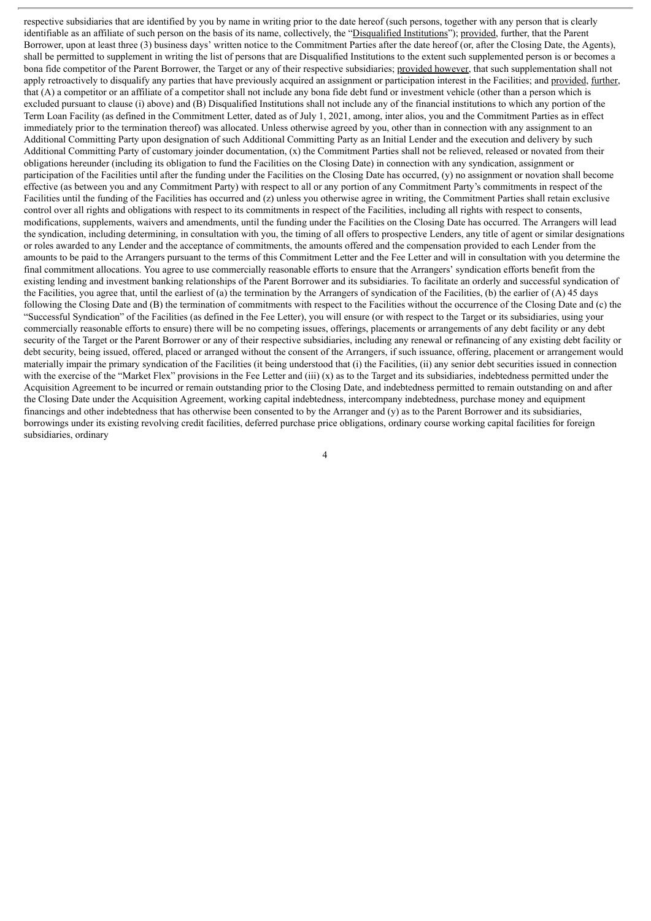respective subsidiaries that are identified by you by name in writing prior to the date hereof (such persons, together with any person that is clearly identifiable as an affiliate of such person on the basis of its name, collectively, the "Disqualified Institutions"); provided, further, that the Parent Borrower, upon at least three (3) business days' written notice to the Commitment Parties after the date hereof (or, after the Closing Date, the Agents), shall be permitted to supplement in writing the list of persons that are Disqualified Institutions to the extent such supplemented person is or becomes a bona fide competitor of the Parent Borrower, the Target or any of their respective subsidiaries; provided however, that such supplementation shall not apply retroactively to disqualify any parties that have previously acquired an assignment or participation interest in the Facilities; and provided, further, that (A) a competitor or an affiliate of a competitor shall not include any bona fide debt fund or investment vehicle (other than a person which is excluded pursuant to clause (i) above) and (B) Disqualified Institutions shall not include any of the financial institutions to which any portion of the Term Loan Facility (as defined in the Commitment Letter, dated as of July 1, 2021, among, inter alios, you and the Commitment Parties as in effect immediately prior to the termination thereof) was allocated. Unless otherwise agreed by you, other than in connection with any assignment to an Additional Committing Party upon designation of such Additional Committing Party as an Initial Lender and the execution and delivery by such Additional Committing Party of customary joinder documentation, (x) the Commitment Parties shall not be relieved, released or novated from their obligations hereunder (including its obligation to fund the Facilities on the Closing Date) in connection with any syndication, assignment or participation of the Facilities until after the funding under the Facilities on the Closing Date has occurred, (y) no assignment or novation shall become effective (as between you and any Commitment Party) with respect to all or any portion of any Commitment Party's commitments in respect of the Facilities until the funding of the Facilities has occurred and (z) unless you otherwise agree in writing, the Commitment Parties shall retain exclusive control over all rights and obligations with respect to its commitments in respect of the Facilities, including all rights with respect to consents, modifications, supplements, waivers and amendments, until the funding under the Facilities on the Closing Date has occurred. The Arrangers will lead the syndication, including determining, in consultation with you, the timing of all offers to prospective Lenders, any title of agent or similar designations or roles awarded to any Lender and the acceptance of commitments, the amounts offered and the compensation provided to each Lender from the amounts to be paid to the Arrangers pursuant to the terms of this Commitment Letter and the Fee Letter and will in consultation with you determine the final commitment allocations. You agree to use commercially reasonable efforts to ensure that the Arrangers' syndication efforts benefit from the existing lending and investment banking relationships of the Parent Borrower and its subsidiaries. To facilitate an orderly and successful syndication of the Facilities, you agree that, until the earliest of (a) the termination by the Arrangers of syndication of the Facilities, (b) the earlier of (A) 45 days following the Closing Date and (B) the termination of commitments with respect to the Facilities without the occurrence of the Closing Date and (c) the "Successful Syndication" of the Facilities (as defined in the Fee Letter), you will ensure (or with respect to the Target or its subsidiaries, using your commercially reasonable efforts to ensure) there will be no competing issues, offerings, placements or arrangements of any debt facility or any debt security of the Target or the Parent Borrower or any of their respective subsidiaries, including any renewal or refinancing of any existing debt facility or debt security, being issued, offered, placed or arranged without the consent of the Arrangers, if such issuance, offering, placement or arrangement would materially impair the primary syndication of the Facilities (it being understood that (i) the Facilities, (ii) any senior debt securities issued in connection with the exercise of the "Market Flex" provisions in the Fee Letter and (iii) (x) as to the Target and its subsidiaries, indebtedness permitted under the Acquisition Agreement to be incurred or remain outstanding prior to the Closing Date, and indebtedness permitted to remain outstanding on and after the Closing Date under the Acquisition Agreement, working capital indebtedness, intercompany indebtedness, purchase money and equipment financings and other indebtedness that has otherwise been consented to by the Arranger and (y) as to the Parent Borrower and its subsidiaries, borrowings under its existing revolving credit facilities, deferred purchase price obligations, ordinary course working capital facilities for foreign subsidiaries, ordinary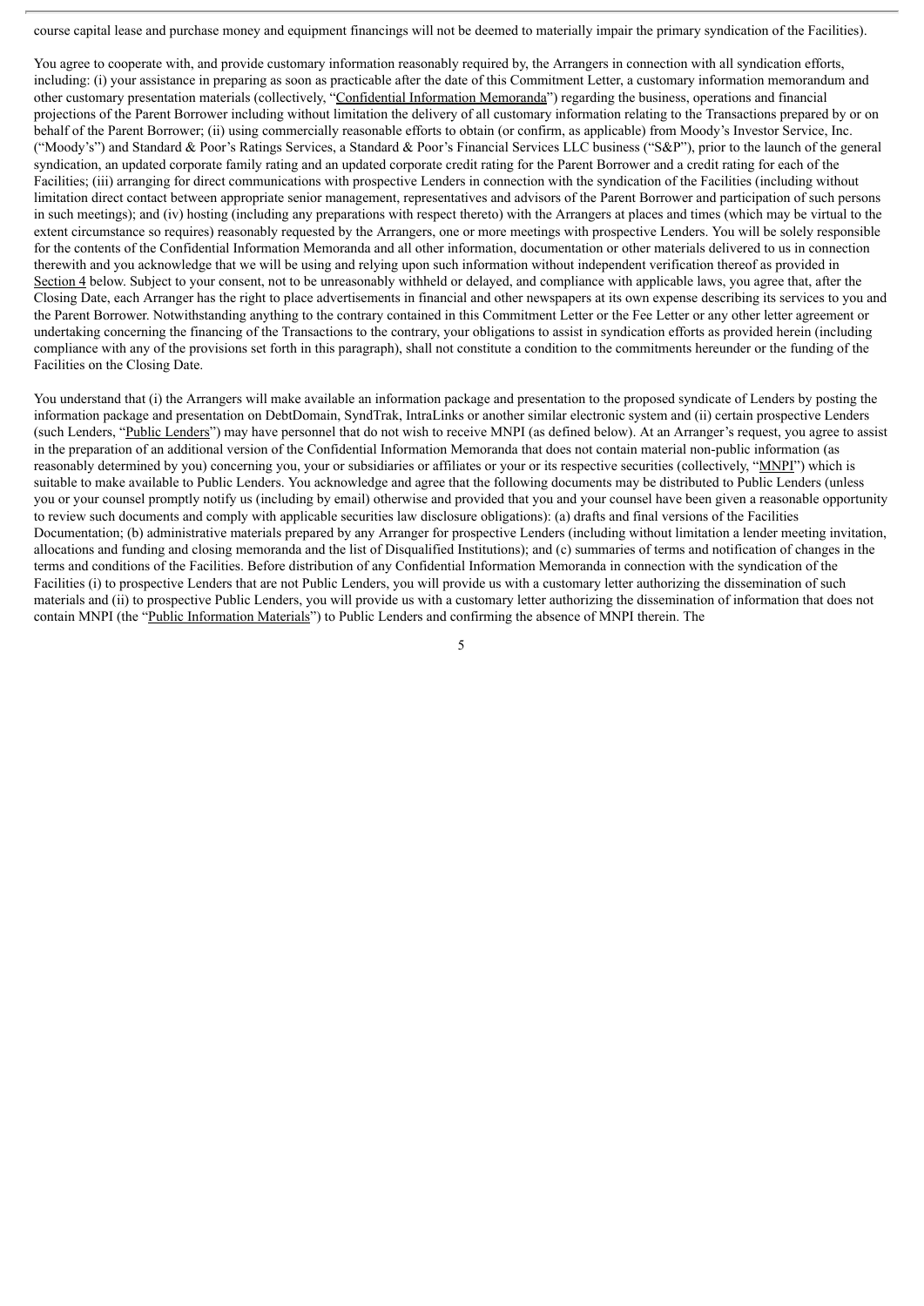course capital lease and purchase money and equipment financings will not be deemed to materially impair the primary syndication of the Facilities).

You agree to cooperate with, and provide customary information reasonably required by, the Arrangers in connection with all syndication efforts, including: (i) your assistance in preparing as soon as practicable after the date of this Commitment Letter, a customary information memorandum and other customary presentation materials (collectively, "Confidential Information Memoranda") regarding the business, operations and financial projections of the Parent Borrower including without limitation the delivery of all customary information relating to the Transactions prepared by or on behalf of the Parent Borrower; (ii) using commercially reasonable efforts to obtain (or confirm, as applicable) from Moody's Investor Service, Inc. ("Moody's") and Standard & Poor's Ratings Services, a Standard & Poor's Financial Services LLC business ("S&P"), prior to the launch of the general syndication, an updated corporate family rating and an updated corporate credit rating for the Parent Borrower and a credit rating for each of the Facilities; (iii) arranging for direct communications with prospective Lenders in connection with the syndication of the Facilities (including without limitation direct contact between appropriate senior management, representatives and advisors of the Parent Borrower and participation of such persons in such meetings); and (iv) hosting (including any preparations with respect thereto) with the Arrangers at places and times (which may be virtual to the extent circumstance so requires) reasonably requested by the Arrangers, one or more meetings with prospective Lenders. You will be solely responsible for the contents of the Confidential Information Memoranda and all other information, documentation or other materials delivered to us in connection therewith and you acknowledge that we will be using and relying upon such information without independent verification thereof as provided in Section 4 below. Subject to your consent, not to be unreasonably withheld or delayed, and compliance with applicable laws, you agree that, after the Closing Date, each Arranger has the right to place advertisements in financial and other newspapers at its own expense describing its services to you and the Parent Borrower. Notwithstanding anything to the contrary contained in this Commitment Letter or the Fee Letter or any other letter agreement or undertaking concerning the financing of the Transactions to the contrary, your obligations to assist in syndication efforts as provided herein (including compliance with any of the provisions set forth in this paragraph), shall not constitute a condition to the commitments hereunder or the funding of the Facilities on the Closing Date.

You understand that (i) the Arrangers will make available an information package and presentation to the proposed syndicate of Lenders by posting the information package and presentation on DebtDomain, SyndTrak, IntraLinks or another similar electronic system and (ii) certain prospective Lenders (such Lenders, "Public Lenders") may have personnel that do not wish to receive MNPI (as defined below). At an Arranger's request, you agree to assist in the preparation of an additional version of the Confidential Information Memoranda that does not contain material non-public information (as reasonably determined by you) concerning you, your or subsidiaries or affiliates or your or its respective securities (collectively, "MNPI") which is suitable to make available to Public Lenders. You acknowledge and agree that the following documents may be distributed to Public Lenders (unless you or your counsel promptly notify us (including by email) otherwise and provided that you and your counsel have been given a reasonable opportunity to review such documents and comply with applicable securities law disclosure obligations): (a) drafts and final versions of the Facilities Documentation; (b) administrative materials prepared by any Arranger for prospective Lenders (including without limitation a lender meeting invitation, allocations and funding and closing memoranda and the list of Disqualified Institutions); and (c) summaries of terms and notification of changes in the terms and conditions of the Facilities. Before distribution of any Confidential Information Memoranda in connection with the syndication of the Facilities (i) to prospective Lenders that are not Public Lenders, you will provide us with a customary letter authorizing the dissemination of such materials and (ii) to prospective Public Lenders, you will provide us with a customary letter authorizing the dissemination of information that does not contain MNPI (the "Public Information Materials") to Public Lenders and confirming the absence of MNPI therein. The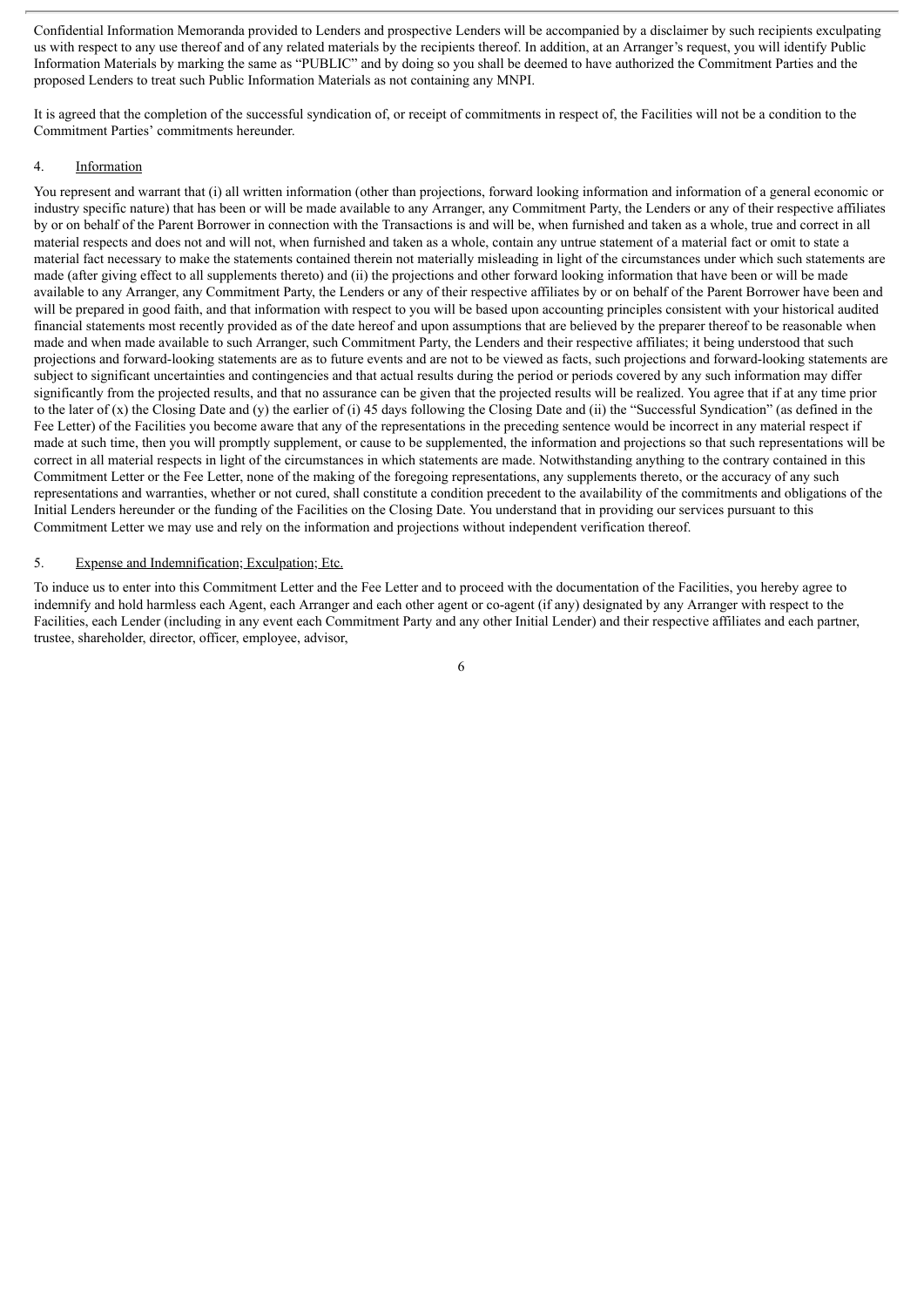Confidential Information Memoranda provided to Lenders and prospective Lenders will be accompanied by a disclaimer by such recipients exculpating us with respect to any use thereof and of any related materials by the recipients thereof. In addition, at an Arranger's request, you will identify Public Information Materials by marking the same as "PUBLIC" and by doing so you shall be deemed to have authorized the Commitment Parties and the proposed Lenders to treat such Public Information Materials as not containing any MNPI.

It is agreed that the completion of the successful syndication of, or receipt of commitments in respect of, the Facilities will not be a condition to the Commitment Parties' commitments hereunder.

4. <u>Information</u>

You represent and warrant that (i) all written information (other than projections, forward looking information and information of a general economic or industry specific nature) that has been or will be made available to any Arranger, any Commitment Party, the Lenders or any of their respective affiliates by or on behalf of the Parent Borrower in connection with the Transactions is and will be, when furnished and taken as a whole, true and correct in all material respects and does not and will not, when furnished and taken as a whole, contain any untrue statement of a material fact or omit to state a material fact necessary to make the statements contained therein not materially misleading in light of the circumstances under which such statements are made (after giving effect to all supplements thereto) and (ii) the projections and other forward looking information that have been or will be made available to any Arranger, any Commitment Party, the Lenders or any of their respective affiliates by or on behalf of the Parent Borrower have been and will be prepared in good faith, and that information with respect to you will be based upon accounting principles consistent with your historical audited financial statements most recently provided as of the date hereof and upon assumptions that are believed by the preparer thereof to be reasonable when made and when made available to such Arranger, such Commitment Party, the Lenders and their respective affiliates; it being understood that such projections and forward-looking statements are as to future events and are not to be viewed as facts, such projections and forward-looking statements are subject to significant uncertainties and contingencies and that actual results during the period or periods covered by any such information may differ significantly from the projected results, and that no assurance can be given that the projected results will be realized. You agree that if at any time prior to the later of (x) the Closing Date and (y) the earlier of (i) 45 days following the Closing Date and (ii) the "Successful Syndication" (as defined in the Fee Letter) of the Facilities you become aware that any of the representations in the preceding sentence would be incorrect in any material respect if made at such time, then you will promptly supplement, or cause to be supplemented, the information and projections so that such representations will be correct in all material respects in light of the circumstances in which statements are made. Notwithstanding anything to the contrary contained in this Commitment Letter or the Fee Letter, none of the making of the foregoing representations, any supplements thereto, or the accuracy of any such representations and warranties, whether or not cured, shall constitute a condition precedent to the availability of the commitments and obligations of the Initial Lenders hereunder or the funding of the Facilities on the Closing Date. You understand that in providing our services pursuant to this Commitment Letter we may use and rely on the information and projections without independent verification thereof.

5. <u>Expense and Indemnification; Exculpation; Etc.</u>

To induce us to enter into this Commitment Letter and the Fee Letter and to proceed with the documentation of the Facilities, you hereby agree to indemnify and hold harmless each Agent, each Arranger and each other agent or co-agent (if any) designated by any Arranger with respect to the Facilities, each Lender (including in any event each Commitment Party and any other Initial Lender) and their respective affiliates and each partner, trustee, shareholder, director, officer, employee, advisor,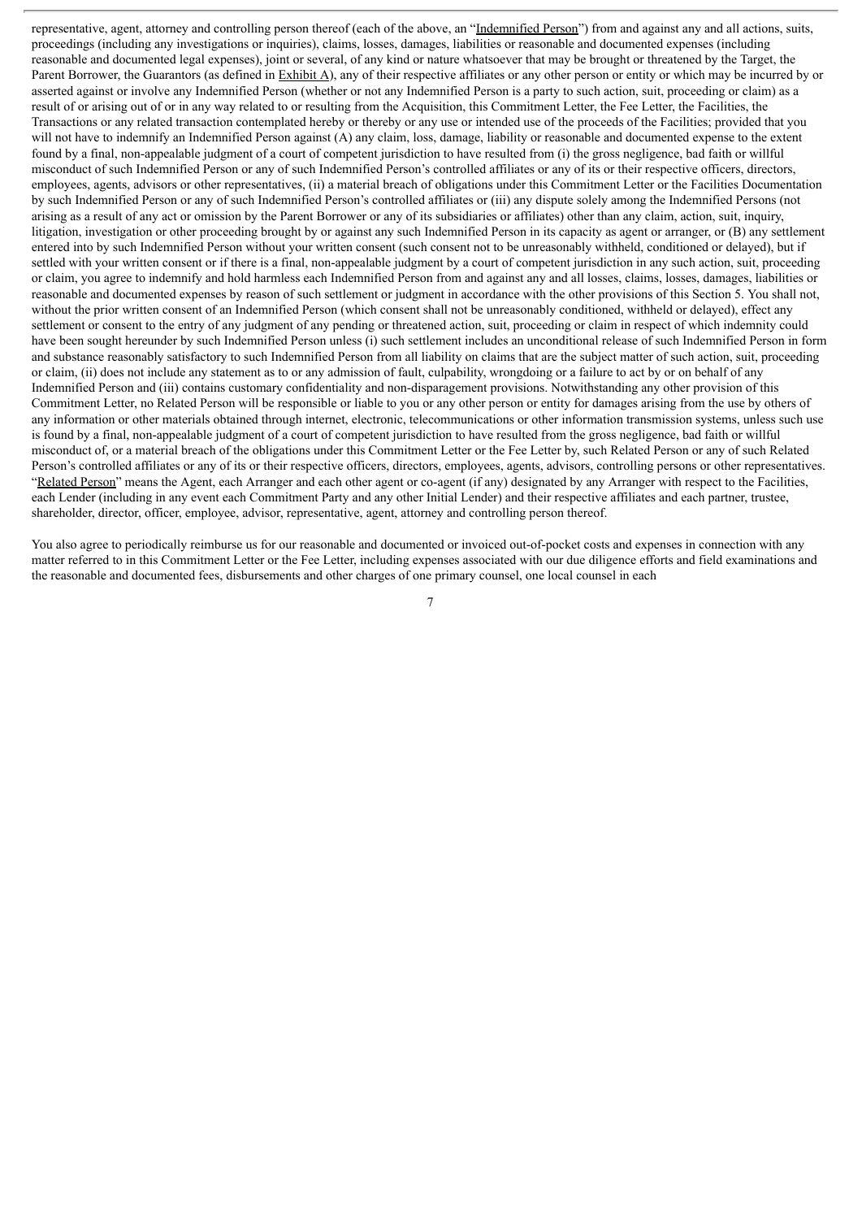representative, agent, attorney and controlling person thereof (each of the above, an "Indemnified Person") from and against any and all actions, suits, proceedings (including any investigations or inquiries), claims, losses, damages, liabilities or reasonable and documented expenses (including reasonable and documented legal expenses), joint or several, of any kind or nature whatsoever that may be brought or threatened by the Target, the Parent Borrower, the Guarantors (as defined in Exhibit A), any of their respective affiliates or any other person or entity or which may be incurred by or asserted against or involve any Indemnified Person (whether or not any Indemnified Person is a party to such action, suit, proceeding or claim) as a result of or arising out of or in any way related to or resulting from the Acquisition, this Commitment Letter, the Fee Letter, the Facilities, the Transactions or any related transaction contemplated hereby or thereby or any use or intended use of the proceeds of the Facilities; provided that you will not have to indemnify an Indemnified Person against (A) any claim, loss, damage, liability or reasonable and documented expense to the extent found by a final, non-appealable judgment of a court of competent jurisdiction to have resulted from (i) the gross negligence, bad faith or willful misconduct of such Indemnified Person or any of such Indemnified Person's controlled affiliates or any of its or their respective officers, directors, employees, agents, advisors or other representatives, (ii) a material breach of obligations under this Commitment Letter or the Facilities Documentation by such Indemnified Person or any of such Indemnified Person's controlled affiliates or (iii) any dispute solely among the Indemnified Persons (not arising as a result of any act or omission by the Parent Borrower or any of its subsidiaries or affiliates) other than any claim, action, suit, inquiry, litigation, investigation or other proceeding brought by or against any such Indemnified Person in its capacity as agent or arranger, or (B) any settlement entered into by such Indemnified Person without your written consent (such consent not to be unreasonably withheld, conditioned or delayed), but if settled with your written consent or if there is a final, non-appealable judgment by a court of competent jurisdiction in any such action, suit, proceeding or claim, you agree to indemnify and hold harmless each Indemnified Person from and against any and all losses, claims, losses, damages, liabilities or reasonable and documented expenses by reason of such settlement or judgment in accordance with the other provisions of this Section 5. You shall not, without the prior written consent of an Indemnified Person (which consent shall not be unreasonably conditioned, withheld or delayed), effect any settlement or consent to the entry of any judgment of any pending or threatened action, suit, proceeding or claim in respect of which indemnity could have been sought hereunder by such Indemnified Person unless (i) such settlement includes an unconditional release of such Indemnified Person in form and substance reasonably satisfactory to such Indemnified Person from all liability on claims that are the subject matter of such action, suit, proceeding or claim, (ii) does not include any statement as to or any admission of fault, culpability, wrongdoing or a failure to act by or on behalf of any Indemnified Person and (iii) contains customary confidentiality and non-disparagement provisions. Notwithstanding any other provision of this Commitment Letter, no Related Person will be responsible or liable to you or any other person or entity for damages arising from the use by others of any information or other materials obtained through internet, electronic, telecommunications or other information transmission systems, unless such use is found by a final, non-appealable judgment of a court of competent jurisdiction to have resulted from the gross negligence, bad faith or willful misconduct of, or a material breach of the obligations under this Commitment Letter or the Fee Letter by, such Related Person or any of such Related Person's controlled affiliates or any of its or their respective officers, directors, employees, agents, advisors, controlling persons or other representatives. "Related Person" means the Agent, each Arranger and each other agent or co-agent (if any) designated by any Arranger with respect to the Facilities, each Lender (including in any event each Commitment Party and any other Initial Lender) and their respective affiliates and each partner, trustee, shareholder, director, officer, employee, advisor, representative, agent, attorney and controlling person thereof.

You also agree to periodically reimburse us for our reasonable and documented or invoiced out-of-pocket costs and expenses in connection with any matter referred to in this Commitment Letter or the Fee Letter, including expenses associated with our due diligence efforts and field examinations and the reasonable and documented fees, disbursements and other charges of one primary counsel, one local counsel in each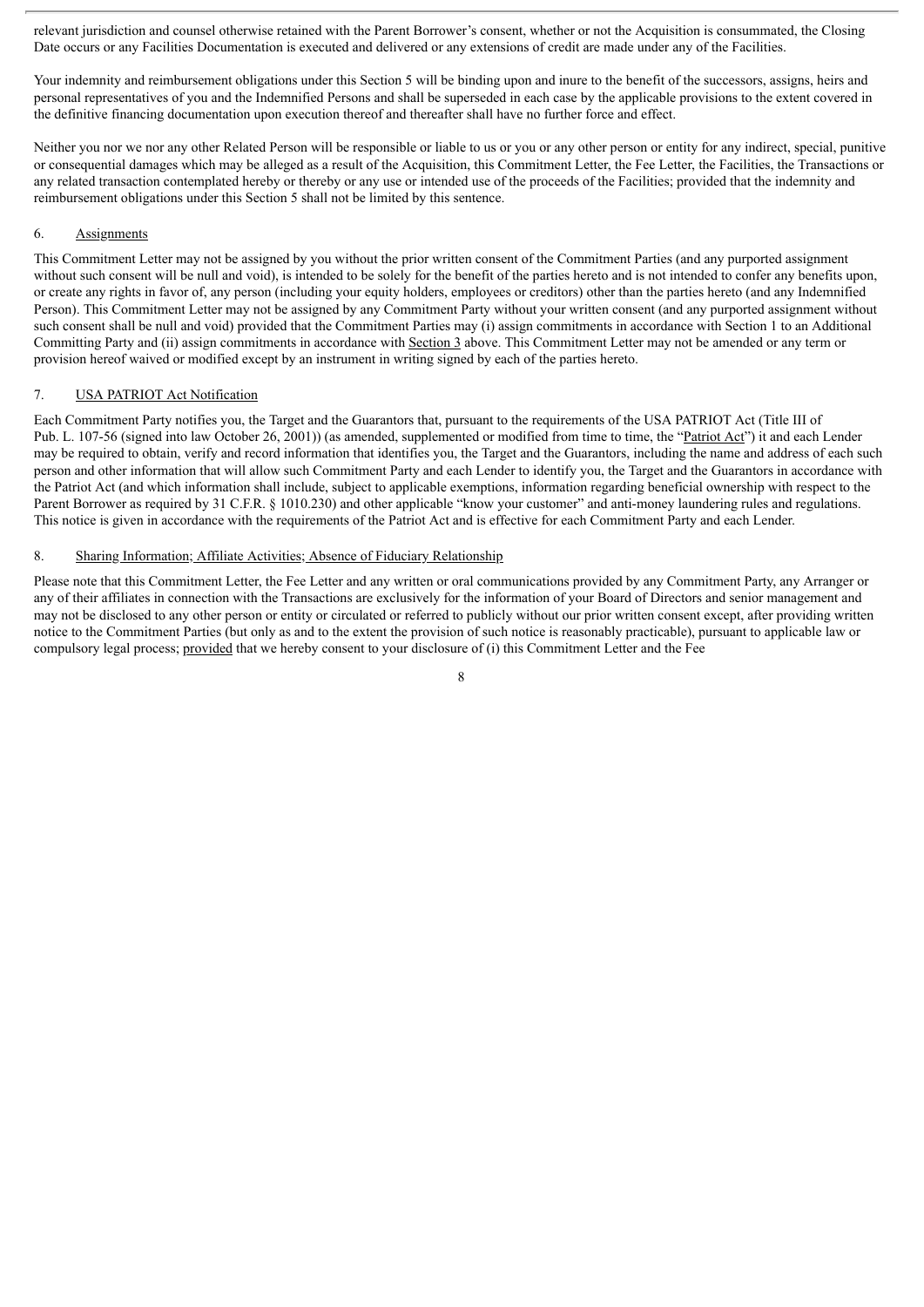relevant jurisdiction and counsel otherwise retained with the Parent Borrower's consent, whether or not the Acquisition is consummated, the Closing Date occurs or any Facilities Documentation is executed and delivered or any extensions of credit are made under any of the Facilities.

Your indemnity and reimbursement obligations under this Section 5 will be binding upon and inure to the benefit of the successors, assigns, heirs and personal representatives of you and the Indemnified Persons and shall be superseded in each case by the applicable provisions to the extent covered in the definitive financing documentation upon execution thereof and thereafter shall have no further force and effect.

Neither you nor we nor any other Related Person will be responsible or liable to us or you or any other person or entity for any indirect, special, punitive or consequential damages which may be alleged as a result of the Acquisition, this Commitment Letter, the Fee Letter, the Facilities, the Transactions or any related transaction contemplated hereby or thereby or any use or intended use of the proceeds of the Facilities; provided that the indemnity and reimbursement obligations under this Section 5 shall not be limited by this sentence.

6. Assignments

This Commitment Letter may not be assigned by you without the prior written consent of the Commitment Parties (and any purported assignment without such consent will be null and void), is intended to be solely for the benefit of the parties hereto and is not intended to confer any benefits upon, or create any rights in favor of, any person (including your equity holders, employees or creditors) other than the parties hereto (and any Indemnified Person). This Commitment Letter may not be assigned by any Commitment Party without your written consent (and any purported assignment without such consent shall be null and void) provided that the Commitment Parties may (i) assign commitments in accordance with Section 1 to an Additional Committing Party and (ii) assign commitments in accordance with Section 3 above. This Commitment Letter may not be amended or any term or provision hereof waived or modified except by an instrument in writing signed by each of the parties hereto.

7. USA PATRIOT Act Notification

Each Commitment Party notifies you, the Target and the Guarantors that, pursuant to the requirements of the USA PATRIOT Act (Title III of Pub. L. 107-56 (signed into law October 26, 2001)) (as amended, supplemented or modified from time to time, the "Patriot Act") it and each Lender may be required to obtain, verify and record information that identifies you, the Target and the Guarantors, including the name and address of each such person and other information that will allow such Commitment Party and each Lender to identify you, the Target and the Guarantors in accordance with the Patriot Act (and which information shall include, subject to applicable exemptions, information regarding beneficial ownership with respect to the Parent Borrower as required by 31 C.F.R. § 1010.230) and other applicable "know your customer" and anti-money laundering rules and regulations. This notice is given in accordance with the requirements of the Patriot Act and is effective for each Commitment Party and each Lender.

8. Sharing Information; Affiliate Activities; Absence of Fiduciary Relationship

Please note that this Commitment Letter, the Fee Letter and any written or oral communications provided by any Commitment Party, any Arranger or any of their affiliates in connection with the Transactions are exclusively for the information of your Board of Directors and senior management and may not be disclosed to any other person or entity or circulated or referred to publicly without our prior written consent except, after providing written notice to the Commitment Parties (but only as and to the extent the provision of such notice is reasonably practicable), pursuant to applicable law or compulsory legal process; provided that we hereby consent to your disclosure of (i) this Commitment Letter and the Fee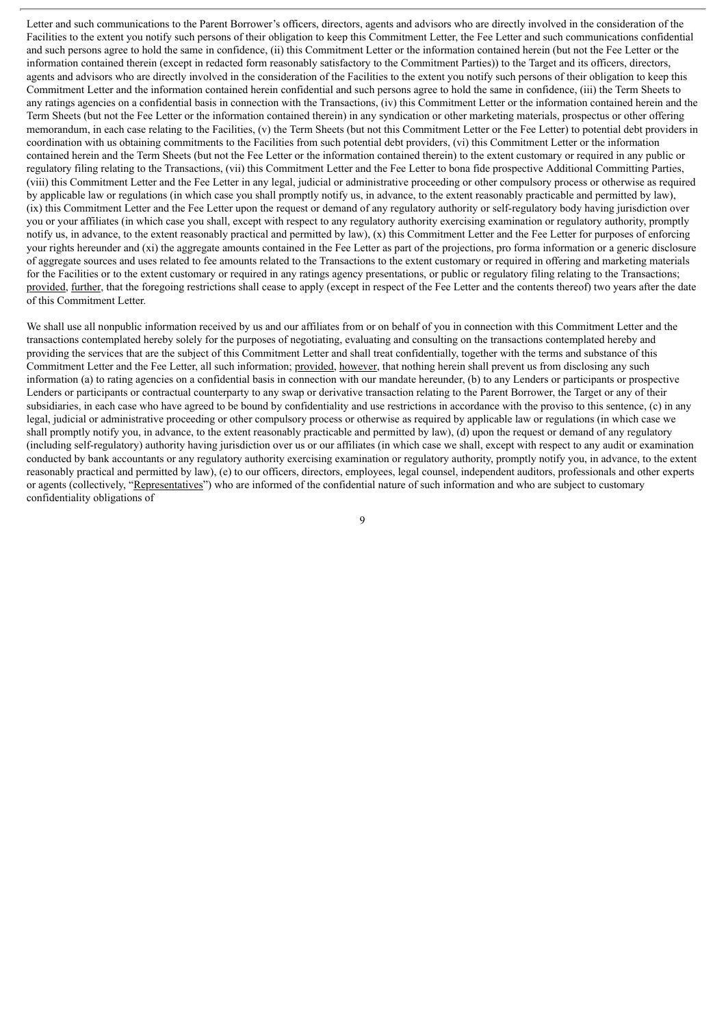Letter and such communications to the Parent Borrower's officers, directors, agents and advisors who are directly involved in the consideration of the Facilities to the extent you notify such persons of their obligation to keep this Commitment Letter, the Fee Letter and such communications confidential and such persons agree to hold the same in confidence, (ii) this Commitment Letter or the information contained herein (but not the Fee Letter or the information contained therein (except in redacted form reasonably satisfactory to the Commitment Parties)) to the Target and its officers, directors, agents and advisors who are directly involved in the consideration of the Facilities to the extent you notify such persons of their obligation to keep this Commitment Letter and the information contained herein confidential and such persons agree to hold the same in confidence, (iii) the Term Sheets to any ratings agencies on a confidential basis in connection with the Transactions, (iv) this Commitment Letter or the information contained herein and the Term Sheets (but not the Fee Letter or the information contained therein) in any syndication or other marketing materials, prospectus or other offering memorandum, in each case relating to the Facilities, (v) the Term Sheets (but not this Commitment Letter or the Fee Letter) to potential debt providers in coordination with us obtaining commitments to the Facilities from such potential debt providers, (vi) this Commitment Letter or the information contained herein and the Term Sheets (but not the Fee Letter or the information contained therein) to the extent customary or required in any public or regulatory filing relating to the Transactions, (vii) this Commitment Letter and the Fee Letter to bona fide prospective Additional Committing Parties, (viii) this Commitment Letter and the Fee Letter in any legal, judicial or administrative proceeding or other compulsory process or otherwise as required by applicable law or regulations (in which case you shall promptly notify us, in advance, to the extent reasonably practicable and permitted by law), (ix) this Commitment Letter and the Fee Letter upon the request or demand of any regulatory authority or self-regulatory body having jurisdiction over you or your affiliates (in which case you shall, except with respect to any regulatory authority exercising examination or regulatory authority, promptly notify us, in advance, to the extent reasonably practical and permitted by law), (x) this Commitment Letter and the Fee Letter for purposes of enforcing your rights hereunder and (xi) the aggregate amounts contained in the Fee Letter as part of the projections, pro forma information or a generic disclosure of aggregate sources and uses related to fee amounts related to the Transactions to the extent customary or required in offering and marketing materials for the Facilities or to the extent customary or required in any ratings agency presentations, or public or regulatory filing relating to the Transactions; provided, further, that the foregoing restrictions shall cease to apply (except in respect of the Fee Letter and the contents thereof) two years after the date of this Commitment Letter.

We shall use all nonpublic information received by us and our affiliates from or on behalf of you in connection with this Commitment Letter and the transactions contemplated hereby solely for the purposes of negotiating, evaluating and consulting on the transactions contemplated hereby and providing the services that are the subject of this Commitment Letter and shall treat confidentially, together with the terms and substance of this Commitment Letter and the Fee Letter, all such information; provided, however, that nothing herein shall prevent us from disclosing any such information (a) to rating agencies on a confidential basis in connection with our mandate hereunder, (b) to any Lenders or participants or prospective Lenders or participants or contractual counterparty to any swap or derivative transaction relating to the Parent Borrower, the Target or any of their subsidiaries, in each case who have agreed to be bound by confidentiality and use restrictions in accordance with the proviso to this sentence, (c) in any legal, judicial or administrative proceeding or other compulsory process or otherwise as required by applicable law or regulations (in which case we shall promptly notify you, in advance, to the extent reasonably practicable and permitted by law), (d) upon the request or demand of any regulatory (including self-regulatory) authority having jurisdiction over us or our affiliates (in which case we shall, except with respect to any audit or examination conducted by bank accountants or any regulatory authority exercising examination or regulatory authority, promptly notify you, in advance, to the extent reasonably practical and permitted by law), (e) to our officers, directors, employees, legal counsel, independent auditors, professionals and other experts or agents (collectively, "Representatives") who are informed of the confidential nature of such information and who are subject to customary confidentiality obligations of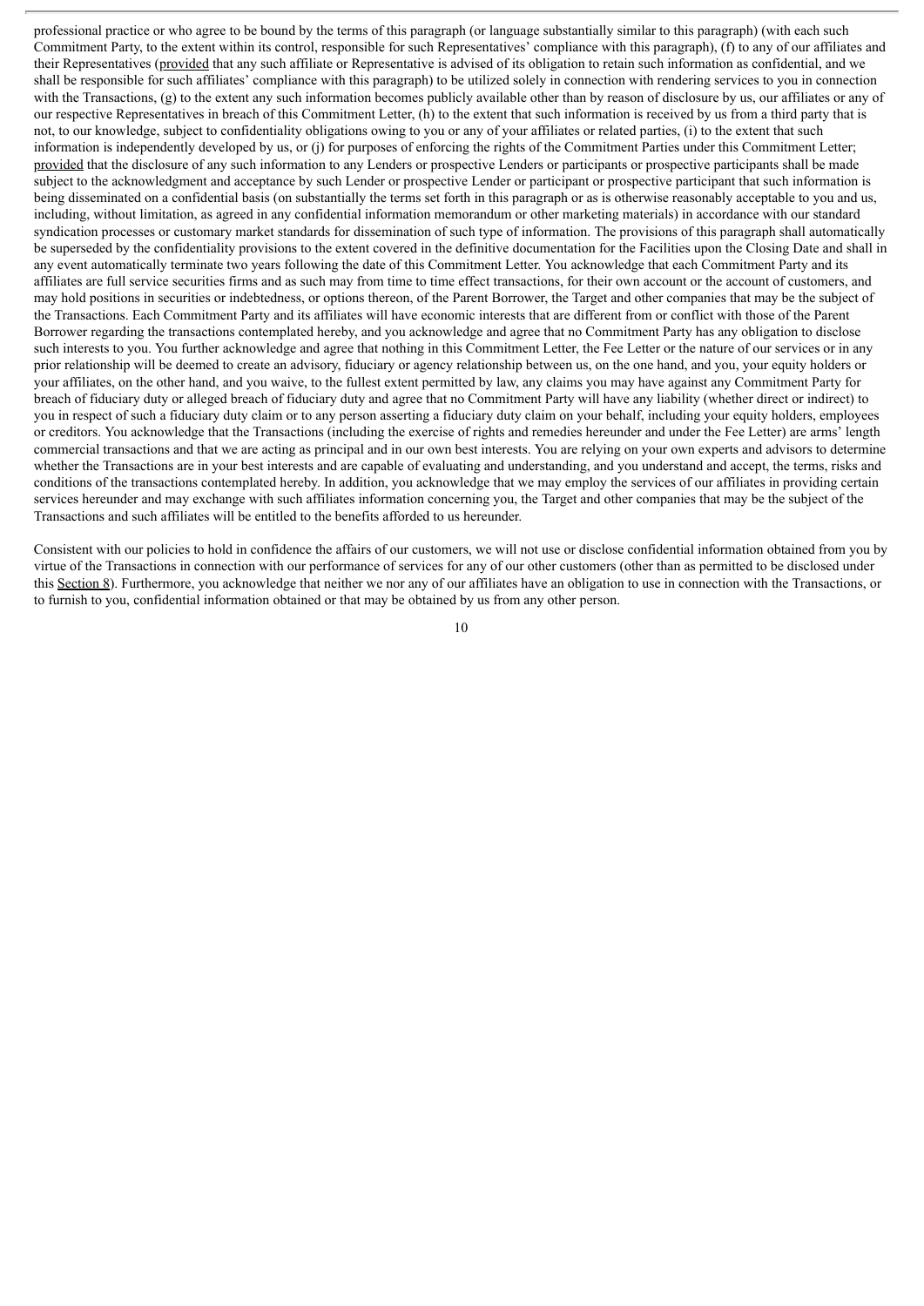professional practice or who agree to be bound by the terms of this paragraph (or language substantially similar to this paragraph) (with each such Commitment Party, to the extent within its control, responsible for such Representatives' compliance with this paragraph), (f) to any of our affiliates and their Representatives (provided that any such affiliate or Representative is advised of its obligation to retain such information as confidential, and we shall be responsible for such affiliates' compliance with this paragraph) to be utilized solely in connection with rendering services to you in connection with the Transactions, (g) to the extent any such information becomes publicly available other than by reason of disclosure by us, our affiliates or any of our respective Representatives in breach of this Commitment Letter, (h) to the extent that such information is received by us from a third party that is not, to our knowledge, subject to confidentiality obligations owing to you or any of your affiliates or related parties, (i) to the extent that such information is independently developed by us, or (j) for purposes of enforcing the rights of the Commitment Parties under this Commitment Letter; provided that the disclosure of any such information to any Lenders or prospective Lenders or participants or prospective participants shall be made subject to the acknowledgment and acceptance by such Lender or prospective Lender or participant or prospective participant that such information is being disseminated on a confidential basis (on substantially the terms set forth in this paragraph or as is otherwise reasonably acceptable to you and us, including, without limitation, as agreed in any confidential information memorandum or other marketing materials) in accordance with our standard syndication processes or customary market standards for dissemination of such type of information. The provisions of this paragraph shall automatically be superseded by the confidentiality provisions to the extent covered in the definitive documentation for the Facilities upon the Closing Date and shall in any event automatically terminate two years following the date of this Commitment Letter. You acknowledge that each Commitment Party and its affiliates are full service securities firms and as such may from time to time effect transactions, for their own account or the account of customers, and may hold positions in securities or indebtedness, or options thereon, of the Parent Borrower, the Target and other companies that may be the subject of the Transactions. Each Commitment Party and its affiliates will have economic interests that are different from or conflict with those of the Parent Borrower regarding the transactions contemplated hereby, and you acknowledge and agree that no Commitment Party has any obligation to disclose such interests to you. You further acknowledge and agree that nothing in this Commitment Letter, the Fee Letter or the nature of our services or in any prior relationship will be deemed to create an advisory, fiduciary or agency relationship between us, on the one hand, and you, your equity holders or your affiliates, on the other hand, and you waive, to the fullest extent permitted by law, any claims you may have against any Commitment Party for breach of fiduciary duty or alleged breach of fiduciary duty and agree that no Commitment Party will have any liability (whether direct or indirect) to you in respect of such a fiduciary duty claim or to any person asserting a fiduciary duty claim on your behalf, including your equity holders, employees or creditors. You acknowledge that the Transactions (including the exercise of rights and remedies hereunder and under the Fee Letter) are arms' length commercial transactions and that we are acting as principal and in our own best interests. You are relying on your own experts and advisors to determine whether the Transactions are in your best interests and are capable of evaluating and understanding, and you understand and accept, the terms, risks and conditions of the transactions contemplated hereby. In addition, you acknowledge that we may employ the services of our affiliates in providing certain services hereunder and may exchange with such affiliates information concerning you, the Target and other companies that may be the subject of the Transactions and such affiliates will be entitled to the benefits afforded to us hereunder.

Consistent with our policies to hold in confidence the affairs of our customers, we will not use or disclose confidential information obtained from you by virtue of the Transactions in connection with our performance of services for any of our other customers (other than as permitted to be disclosed under this Section 8). Furthermore, you acknowledge that neither we nor any of our affiliates have an obligation to use in connection with the Transactions, or to furnish to you, confidential information obtained or that may be obtained by us from any other person.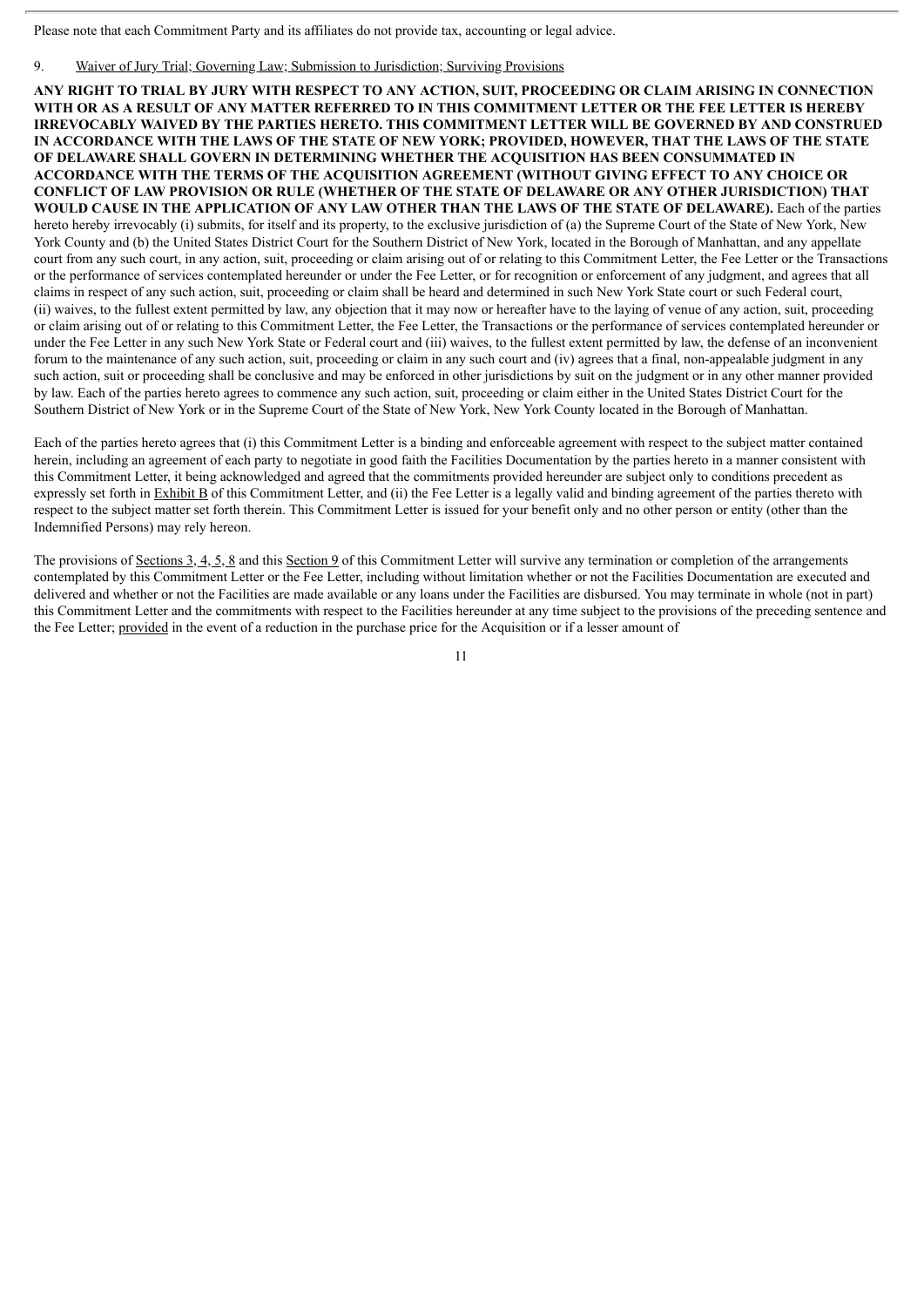Please note that each Commitment Party and its affiliates do not provide tax, accounting or legal advice.

9. Waiver of Jury Trial; Governing Law; Submission to Jurisdiction; Surviving Provisions

**ANY RIGHT TO TRIAL BY JURY WITH RESPECT TO ANY ACTION, SUIT, PROCEEDING OR CLAIM ARISING IN CONNECTION WITH OR AS A RESULT OF ANY MATTER REFERRED TO IN THIS COMMITMENT LETTER OR THE FEE LETTER IS HEREBY IRREVOCABLY WAIVED BY THE PARTIES HERETO. THIS COMMITMENT LETTER WILL BE GOVERNED BY AND CONSTRUED IN ACCORDANCE WITH THE LAWS OF THE STATE OF NEW YORK; PROVIDED, HOWEVER, THAT THE LAWS OF THE STATE OF DELAWARE SHALL GOVERN IN DETERMINING WHETHER THE ACQUISITION HAS BEEN CONSUMMATED IN ACCORDANCE WITH THE TERMS OF THE ACQUISITION AGREEMENT (WITHOUT GIVING EFFECT TO ANY CHOICE OR CONFLICT OF LAW PROVISION OR RULE (WHETHER OF THE STATE OF DELAWARE OR ANY OTHER JURISDICTION) THAT WOULD CAUSE IN THE APPLICATION OF ANY LAW OTHER THAN THE LAWS OF THE STATE OF DELAWARE).** Each of the parties hereto hereby irrevocably (i) submits, for itself and its property, to the exclusive jurisdiction of (a) the Supreme Court of the State of New York, New York County and (b) the United States District Court for the Southern District of New York, located in the Borough of Manhattan, and any appellate court from any such court, in any action, suit, proceeding or claim arising out of or relating to this Commitment Letter, the Fee Letter or the Transactions or the performance of services contemplated hereunder or under the Fee Letter, or for recognition or enforcement of any judgment, and agrees that all claims in respect of any such action, suit, proceeding or claim shall be heard and determined in such New York State court or such Federal court, (ii) waives, to the fullest extent permitted by law, any objection that it may now or hereafter have to the laying of venue of any action, suit, proceeding or claim arising out of or relating to this Commitment Letter, the Fee Letter, the Transactions or the performance of services contemplated hereunder or under the Fee Letter in any such New York State or Federal court and (iii) waives, to the fullest extent permitted by law, the defense of an inconvenient forum to the maintenance of any such action, suit, proceeding or claim in any such court and (iv) agrees that a final, non-appealable judgment in any such action, suit or proceeding shall be conclusive and may be enforced in other jurisdictions by suit on the judgment or in any other manner provided by law. Each of the parties hereto agrees to commence any such action, suit, proceeding or claim either in the United States District Court for the Southern District of New York or in the Supreme Court of the State of New York, New York County located in the Borough of Manhattan.

Each of the parties hereto agrees that (i) this Commitment Letter is a binding and enforceable agreement with respect to the subject matter contained herein, including an agreement of each party to negotiate in good faith the Facilities Documentation by the parties hereto in a manner consistent with this Commitment Letter, it being acknowledged and agreed that the commitments provided hereunder are subject only to conditions precedent as expressly set forth in Exhibit B of this Commitment Letter, and (ii) the Fee Letter is a legally valid and binding agreement of the parties thereto with respect to the subject matter set forth therein. This Commitment Letter is issued for your benefit only and no other person or entity (other than the Indemnified Persons) may rely hereon.

The provisions of Sections 3, 4, 5, 8 and this Section 9 of this Commitment Letter will survive any termination or completion of the arrangements contemplated by this Commitment Letter or the Fee Letter, including without limitation whether or not the Facilities Documentation are executed and delivered and whether or not the Facilities are made available or any loans under the Facilities are disbursed. You may terminate in whole (not in part) this Commitment Letter and the commitments with respect to the Facilities hereunder at any time subject to the provisions of the preceding sentence and the Fee Letter; provided in the event of a reduction in the purchase price for the Acquisition or if a lesser amount of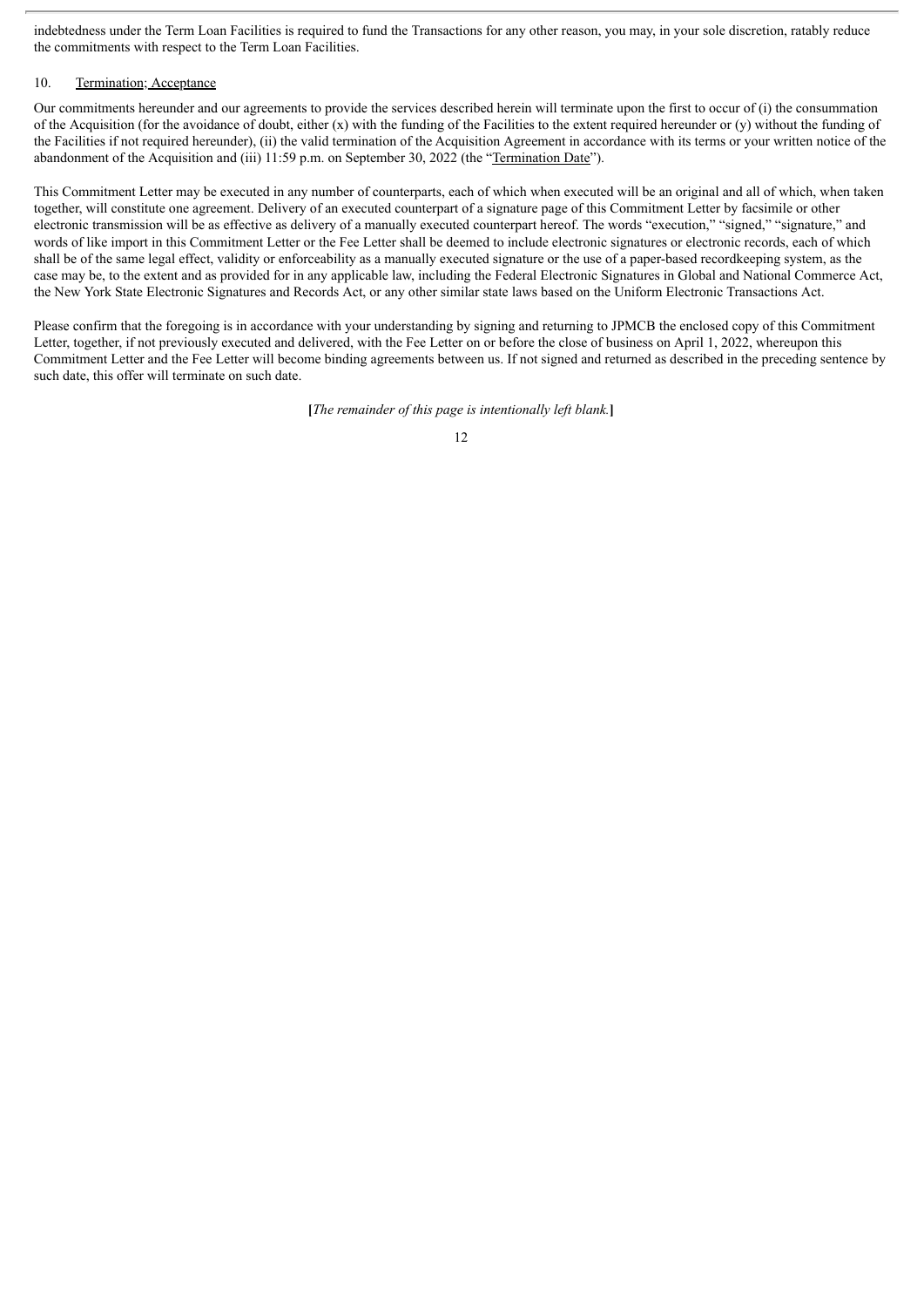indebtedness under the Term Loan Facilities is required to fund the Transactions for any other reason, you may, in your sole discretion, ratably reduce the commitments with respect to the Term Loan Facilities.

10. Termination; Acceptance

Our commitments hereunder and our agreements to provide the services described herein will terminate upon the first to occur of (i) the consummation of the Acquisition (for the avoidance of doubt, either (x) with the funding of the Facilities to the extent required hereunder or (y) without the funding of the Facilities if not required hereunder), (ii) the valid termination of the Acquisition Agreement in accordance with its terms or your written notice of the abandonment of the Acquisition and (iii) 11:59 p.m. on September 30, 2022 (the "Termination Date").

This Commitment Letter may be executed in any number of counterparts, each of which when executed will be an original and all of which, when taken together, will constitute one agreement. Delivery of an executed counterpart of a signature page of this Commitment Letter by facsimile or other electronic transmission will be as effective as delivery of a manually executed counterpart hereof. The words "execution," "signed," "signature," and words of like import in this Commitment Letter or the Fee Letter shall be deemed to include electronic signatures or electronic records, each of which shall be of the same legal effect, validity or enforceability as a manually executed signature or the use of a paper-based recordkeeping system, as the case may be, to the extent and as provided for in any applicable law, including the Federal Electronic Signatures in Global and National Commerce Act, the New York State Electronic Signatures and Records Act, or any other similar state laws based on the Uniform Electronic Transactions Act.

Please confirm that the foregoing is in accordance with your understanding by signing and returning to JPMCB the enclosed copy of this Commitment Letter, together, if not previously executed and delivered, with the Fee Letter on or before the close of business on April 1, 2022, whereupon this Commitment Letter and the Fee Letter will become binding agreements between us. If not signed and returned as described in the preceding sentence by such date, this offer will terminate on such date.

[*The remainder of this page is intentionally left blank.*]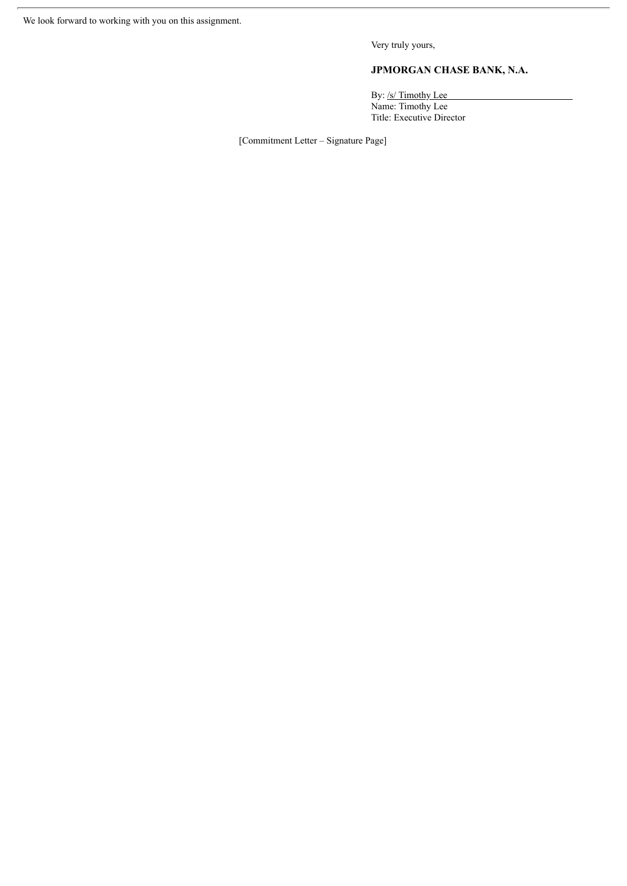We look forward to working with you on this assignment.

Very truly yours,

**JPMORGAN CHASE BANK, N.A.**

By: /s/ Timothy Lee  
Name: Timothy Lee  
Title: Executive Director

[Commitment Letter – Signature Page]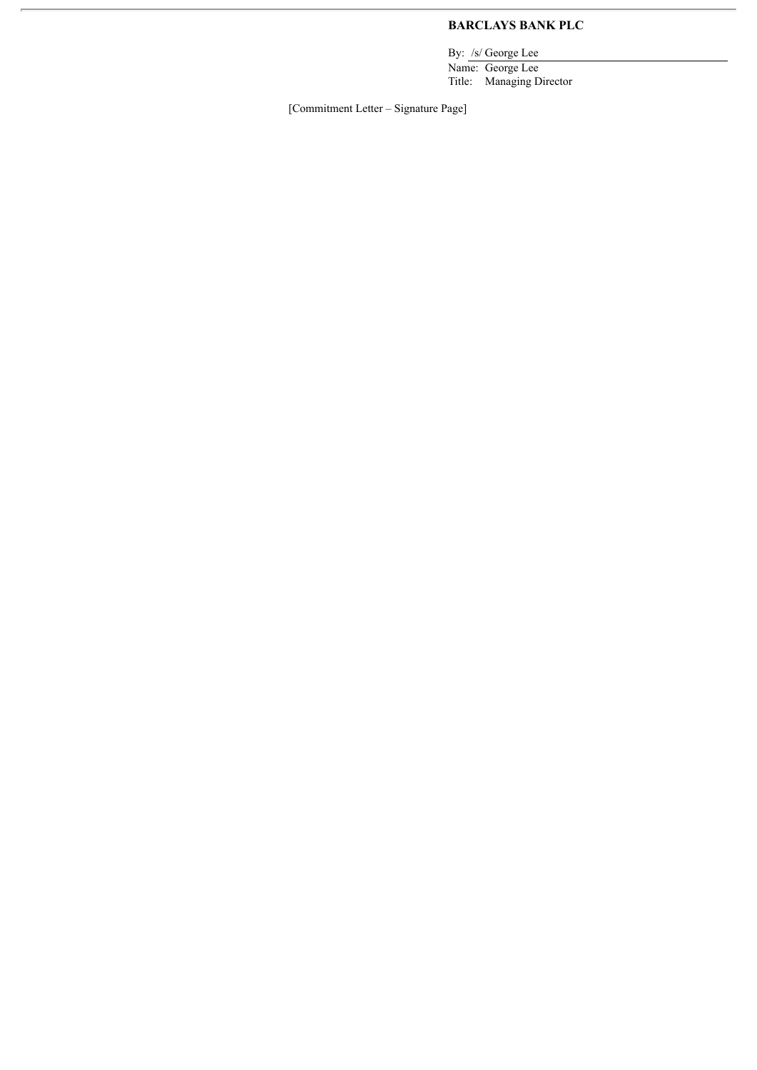**BARCLAYS BANK PLC**

By: /s/ George Lee
Name: George Lee
Title: Managing Director

[Commitment Letter – Signature Page]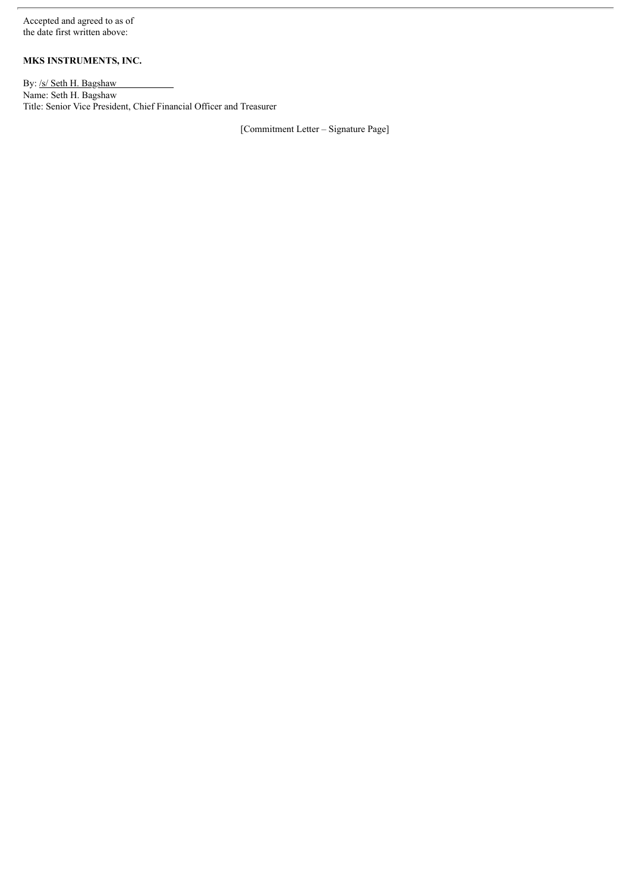Accepted and agreed to as of
the date first written above:

**MKS INSTRUMENTS, INC.**

By: /s/ Seth H. Bagshaw
Name: Seth H. Bagshaw
Title: Senior Vice President, Chief Financial Officer and Treasurer

[Commitment Letter – Signature Page]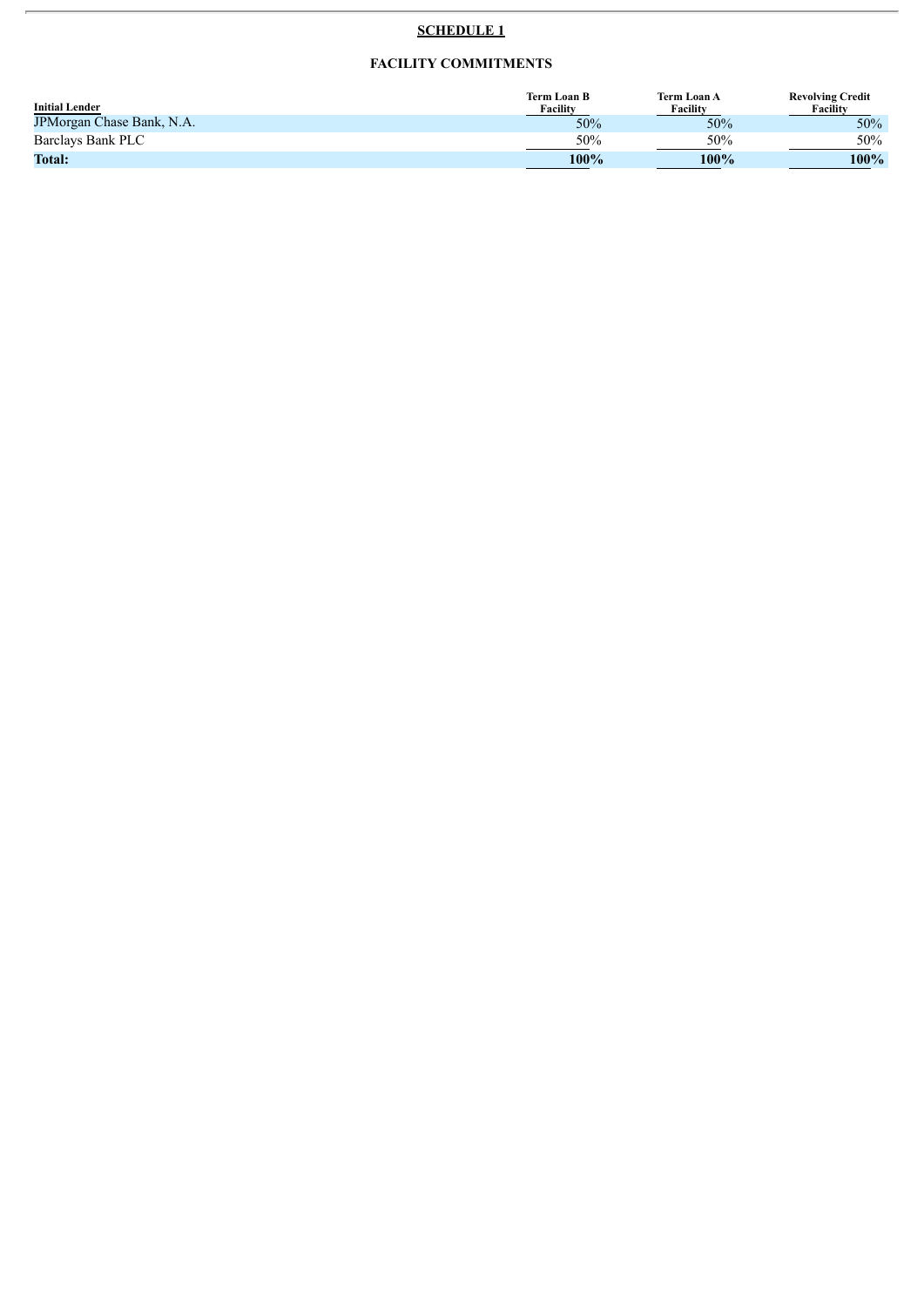## SCHEDULE 1

### FACILITY COMMITMENTS

| Initial Lender | Term Loan B Facility | Term Loan A Facility | Revolving Credit Facility |
|---|---|---|---|
| JPMorgan Chase Bank, N.A. | 50% | 50% | 50% |
| Barclays Bank PLC | 50% | 50% | 50% |
| **Total:** | **100%** | **100%** | **100%** |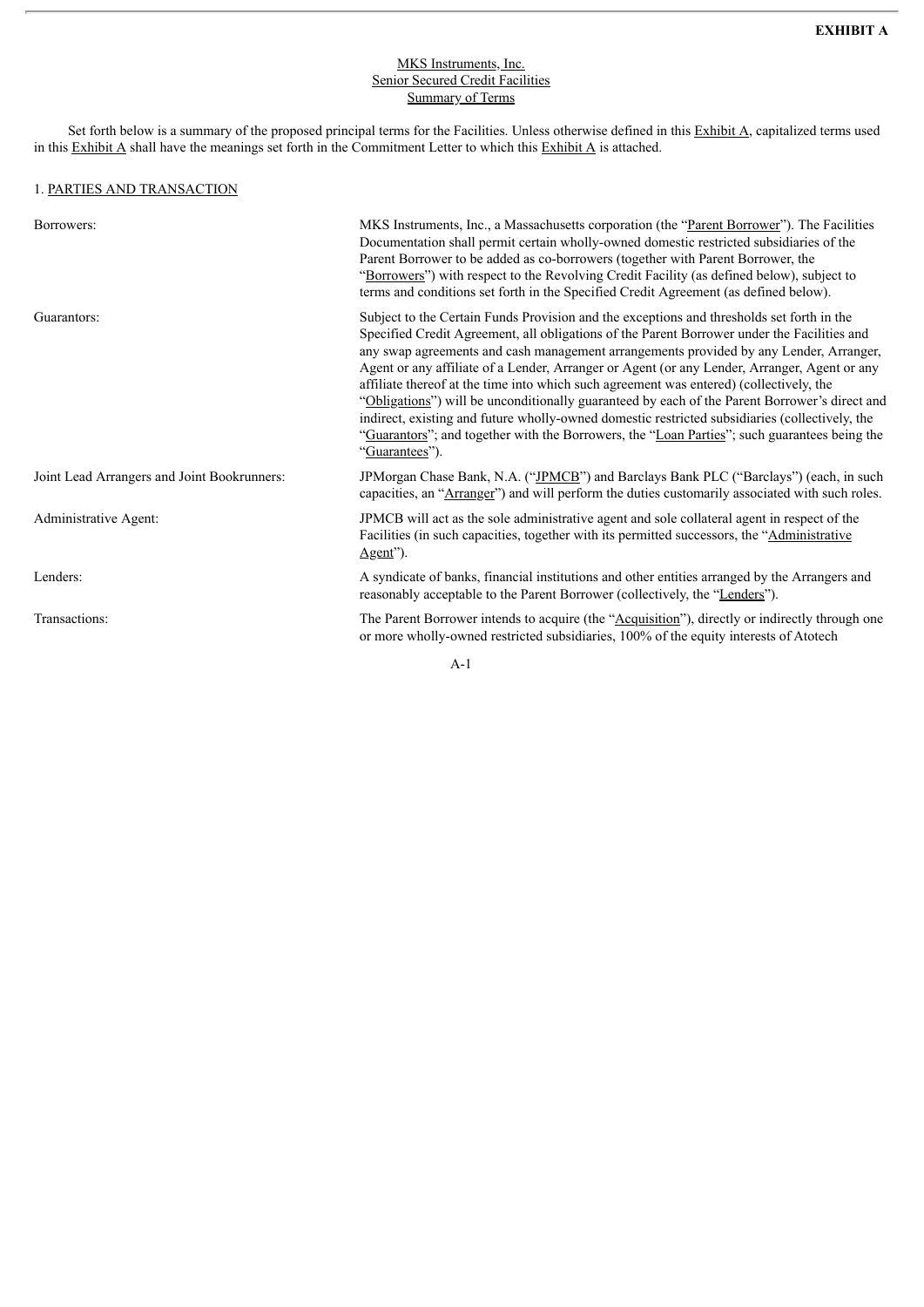**EXHIBIT A**

MKS Instruments, Inc.
Senior Secured Credit Facilities
Summary of Terms

Set forth below is a summary of the proposed principal terms for the Facilities. Unless otherwise defined in this Exhibit A, capitalized terms used in this Exhibit A shall have the meanings set forth in the Commitment Letter to which this Exhibit A is attached.

1. PARTIES AND TRANSACTION

| | |
|---|---|
| Borrowers: | MKS Instruments, Inc., a Massachusetts corporation (the "Parent Borrower"). The Facilities Documentation shall permit certain wholly-owned domestic restricted subsidiaries of the Parent Borrower to be added as co-borrowers (together with Parent Borrower, the "Borrowers") with respect to the Revolving Credit Facility (as defined below), subject to terms and conditions set forth in the Specified Credit Agreement (as defined below). |
| Guarantors: | Subject to the Certain Funds Provision and the exceptions and thresholds set forth in the Specified Credit Agreement, all obligations of the Parent Borrower under the Facilities and any swap agreements and cash management arrangements provided by any Lender, Arranger, Agent or any affiliate of a Lender, Arranger or Agent (or any Lender, Arranger, Agent or any affiliate thereof at the time into which such agreement was entered) (collectively, the "Obligations") will be unconditionally guaranteed by each of the Parent Borrower's direct and indirect, existing and future wholly-owned domestic restricted subsidiaries (collectively, the "Guarantors"; and together with the Borrowers, the "Loan Parties"; such guarantees being the "Guarantees"). |
| Joint Lead Arrangers and Joint Bookrunners: | JPMorgan Chase Bank, N.A. ("JPMCB") and Barclays Bank PLC ("Barclays") (each, in such capacities, an "Arranger") and will perform the duties customarily associated with such roles. |
| Administrative Agent: | JPMCB will act as the sole administrative agent and sole collateral agent in respect of the Facilities (in such capacities, together with its permitted successors, the "Administrative Agent"). |
| Lenders: | A syndicate of banks, financial institutions and other entities arranged by the Arrangers and reasonably acceptable to the Parent Borrower (collectively, the "Lenders"). |
| Transactions: | The Parent Borrower intends to acquire (the "Acquisition"), directly or indirectly through one or more wholly-owned restricted subsidiaries, 100% of the equity interests of Atotech |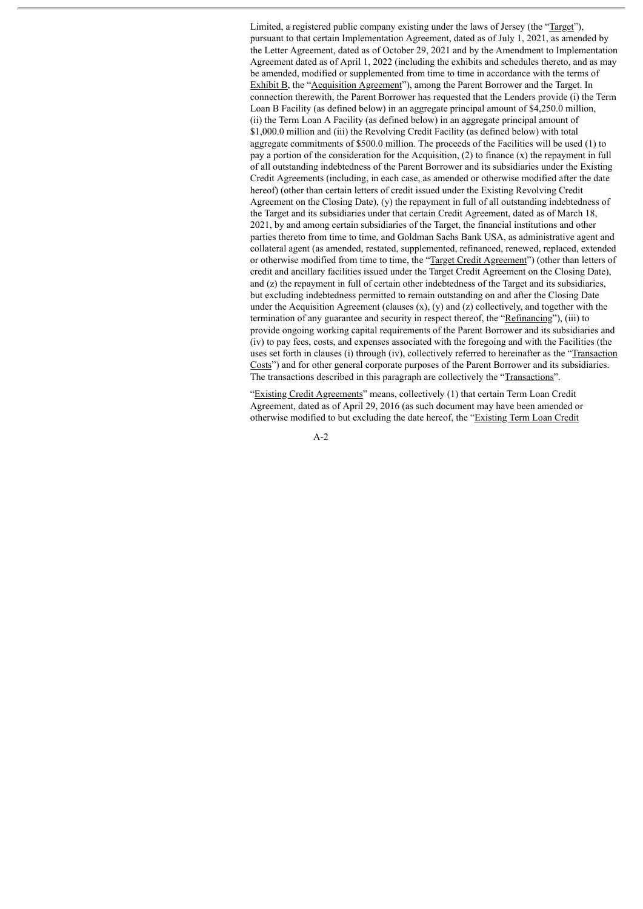Limited, a registered public company existing under the laws of Jersey (the "Target"), pursuant to that certain Implementation Agreement, dated as of July 1, 2021, as amended by the Letter Agreement, dated as of October 29, 2021 and by the Amendment to Implementation Agreement dated as of April 1, 2022 (including the exhibits and schedules thereto, and as may be amended, modified or supplemented from time to time in accordance with the terms of Exhibit B, the "Acquisition Agreement"), among the Parent Borrower and the Target. In connection therewith, the Parent Borrower has requested that the Lenders provide (i) the Term Loan B Facility (as defined below) in an aggregate principal amount of $4,250.0 million, (ii) the Term Loan A Facility (as defined below) in an aggregate principal amount of $1,000.0 million and (iii) the Revolving Credit Facility (as defined below) with total aggregate commitments of $500.0 million. The proceeds of the Facilities will be used (1) to pay a portion of the consideration for the Acquisition, (2) to finance (x) the repayment in full of all outstanding indebtedness of the Parent Borrower and its subsidiaries under the Existing Credit Agreements (including, in each case, as amended or otherwise modified after the date hereof) (other than certain letters of credit issued under the Existing Revolving Credit Agreement on the Closing Date), (y) the repayment in full of all outstanding indebtedness of the Target and its subsidiaries under that certain Credit Agreement, dated as of March 18, 2021, by and among certain subsidiaries of the Target, the financial institutions and other parties thereto from time to time, and Goldman Sachs Bank USA, as administrative agent and collateral agent (as amended, restated, supplemented, refinanced, renewed, replaced, extended or otherwise modified from time to time, the "Target Credit Agreement") (other than letters of credit and ancillary facilities issued under the Target Credit Agreement on the Closing Date), and (z) the repayment in full of certain other indebtedness of the Target and its subsidiaries, but excluding indebtedness permitted to remain outstanding on and after the Closing Date under the Acquisition Agreement (clauses (x), (y) and (z) collectively, and together with the termination of any guarantee and security in respect thereof, the "Refinancing"), (iii) to provide ongoing working capital requirements of the Parent Borrower and its subsidiaries and (iv) to pay fees, costs, and expenses associated with the foregoing and with the Facilities (the uses set forth in clauses (i) through (iv), collectively referred to hereinafter as the "Transaction Costs") and for other general corporate purposes of the Parent Borrower and its subsidiaries. The transactions described in this paragraph are collectively the "Transactions".

"Existing Credit Agreements" means, collectively (1) that certain Term Loan Credit Agreement, dated as of April 29, 2016 (as such document may have been amended or otherwise modified to but excluding the date hereof, the "Existing Term Loan Credit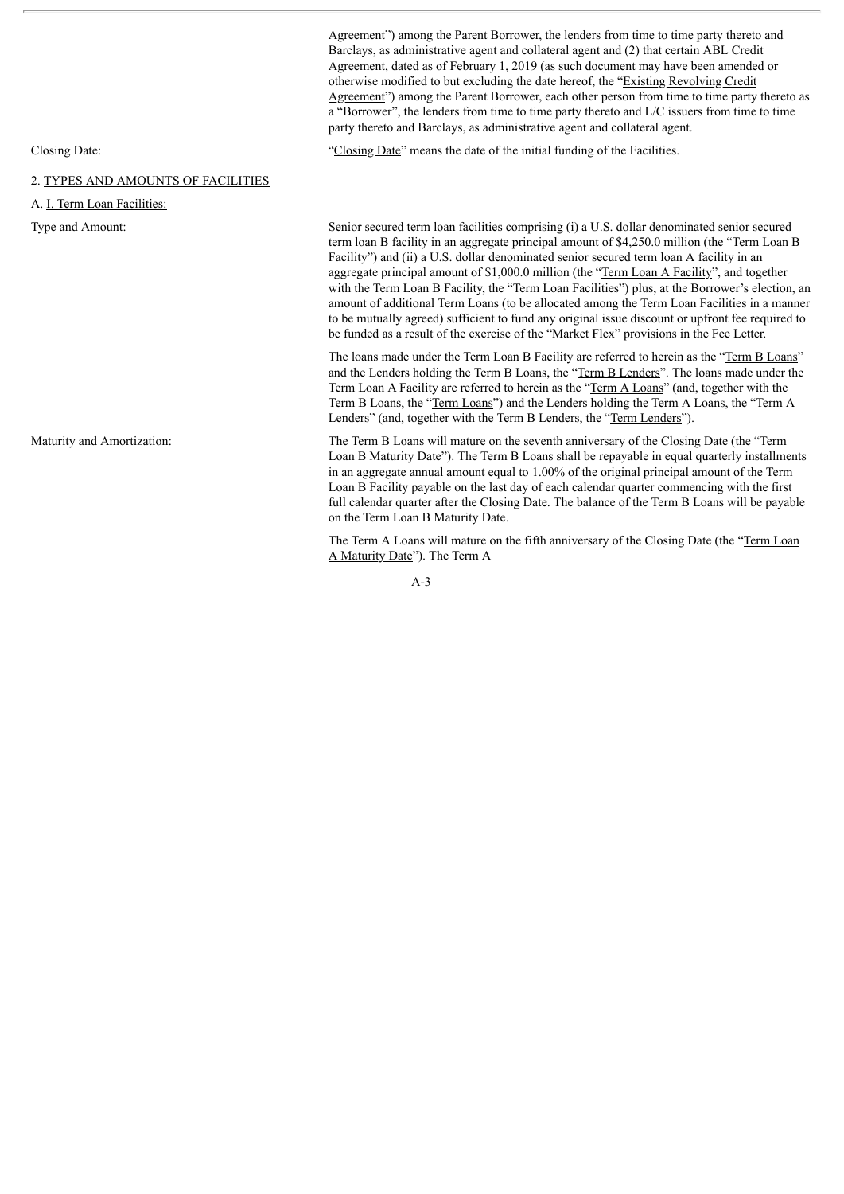Agreement") among the Parent Borrower, the lenders from time to time party thereto and Barclays, as administrative agent and collateral agent and (2) that certain ABL Credit Agreement, dated as of February 1, 2019 (as such document may have been amended or otherwise modified to but excluding the date hereof, the "Existing Revolving Credit Agreement") among the Parent Borrower, each other person from time to time party thereto as a "Borrower", the lenders from time to time party thereto and L/C issuers from time to time party thereto and Barclays, as administrative agent and collateral agent.

**Closing Date:** "Closing Date" means the date of the initial funding of the Facilities.

## 2. TYPES AND AMOUNTS OF FACILITIES

### A. I. Term Loan Facilities:

**Type and Amount:**

Senior secured term loan facilities comprising (i) a U.S. dollar denominated senior secured term loan B facility in an aggregate principal amount of $4,250.0 million (the "Term Loan B Facility") and (ii) a U.S. dollar denominated senior secured term loan A facility in an aggregate principal amount of $1,000.0 million (the "Term Loan A Facility", and together with the Term Loan B Facility, the "Term Loan Facilities") plus, at the Borrower's election, an amount of additional Term Loans (to be allocated among the Term Loan Facilities in a manner to be mutually agreed) sufficient to fund any original issue discount or upfront fee required to be funded as a result of the exercise of the "Market Flex" provisions in the Fee Letter.

The loans made under the Term Loan B Facility are referred to herein as the "Term B Loans" and the Lenders holding the Term B Loans, the "Term B Lenders". The loans made under the Term Loan A Facility are referred to herein as the "Term A Loans" (and, together with the Term B Loans, the "Term Loans") and the Lenders holding the Term A Loans, the "Term A Lenders" (and, together with the Term B Lenders, the "Term Lenders").

**Maturity and Amortization:**

The Term B Loans will mature on the seventh anniversary of the Closing Date (the "Term Loan B Maturity Date"). The Term B Loans shall be repayable in equal quarterly installments in an aggregate annual amount equal to 1.00% of the original principal amount of the Term Loan B Facility payable on the last day of each calendar quarter commencing with the first full calendar quarter after the Closing Date. The balance of the Term B Loans will be payable on the Term Loan B Maturity Date.

The Term A Loans will mature on the fifth anniversary of the Closing Date (the "Term Loan A Maturity Date"). The Term A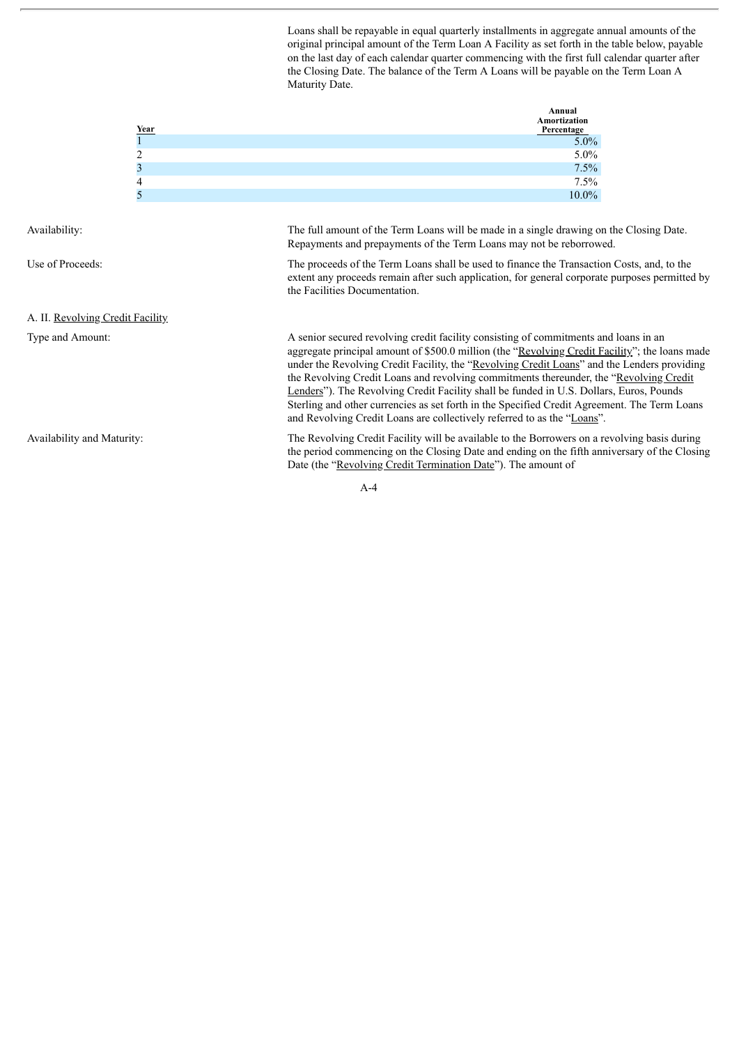Loans shall be repayable in equal quarterly installments in aggregate annual amounts of the original principal amount of the Term Loan A Facility as set forth in the table below, payable on the last day of each calendar quarter commencing with the first full calendar quarter after the Closing Date. The balance of the Term A Loans will be payable on the Term Loan A Maturity Date.

| Year | Annual Amortization Percentage |
|---|---|
| 1 | 5.0% |
| 2 | 5.0% |
| 3 | 7.5% |
| 4 | 7.5% |
| 5 | 10.0% |

Availability: The full amount of the Term Loans will be made in a single drawing on the Closing Date. Repayments and prepayments of the Term Loans may not be reborrowed.

Use of Proceeds: The proceeds of the Term Loans shall be used to finance the Transaction Costs, and, to the extent any proceeds remain after such application, for general corporate purposes permitted by the Facilities Documentation.

A. II. Revolving Credit Facility

Type and Amount: A senior secured revolving credit facility consisting of commitments and loans in an aggregate principal amount of $500.0 million (the "Revolving Credit Facility"; the loans made under the Revolving Credit Facility, the "Revolving Credit Loans" and the Lenders providing the Revolving Credit Loans and revolving commitments thereunder, the "Revolving Credit Lenders"). The Revolving Credit Facility shall be funded in U.S. Dollars, Euros, Pounds Sterling and other currencies as set forth in the Specified Credit Agreement. The Term Loans and Revolving Credit Loans are collectively referred to as the "Loans".

Availability and Maturity: The Revolving Credit Facility will be available to the Borrowers on a revolving basis during the period commencing on the Closing Date and ending on the fifth anniversary of the Closing Date (the "Revolving Credit Termination Date"). The amount of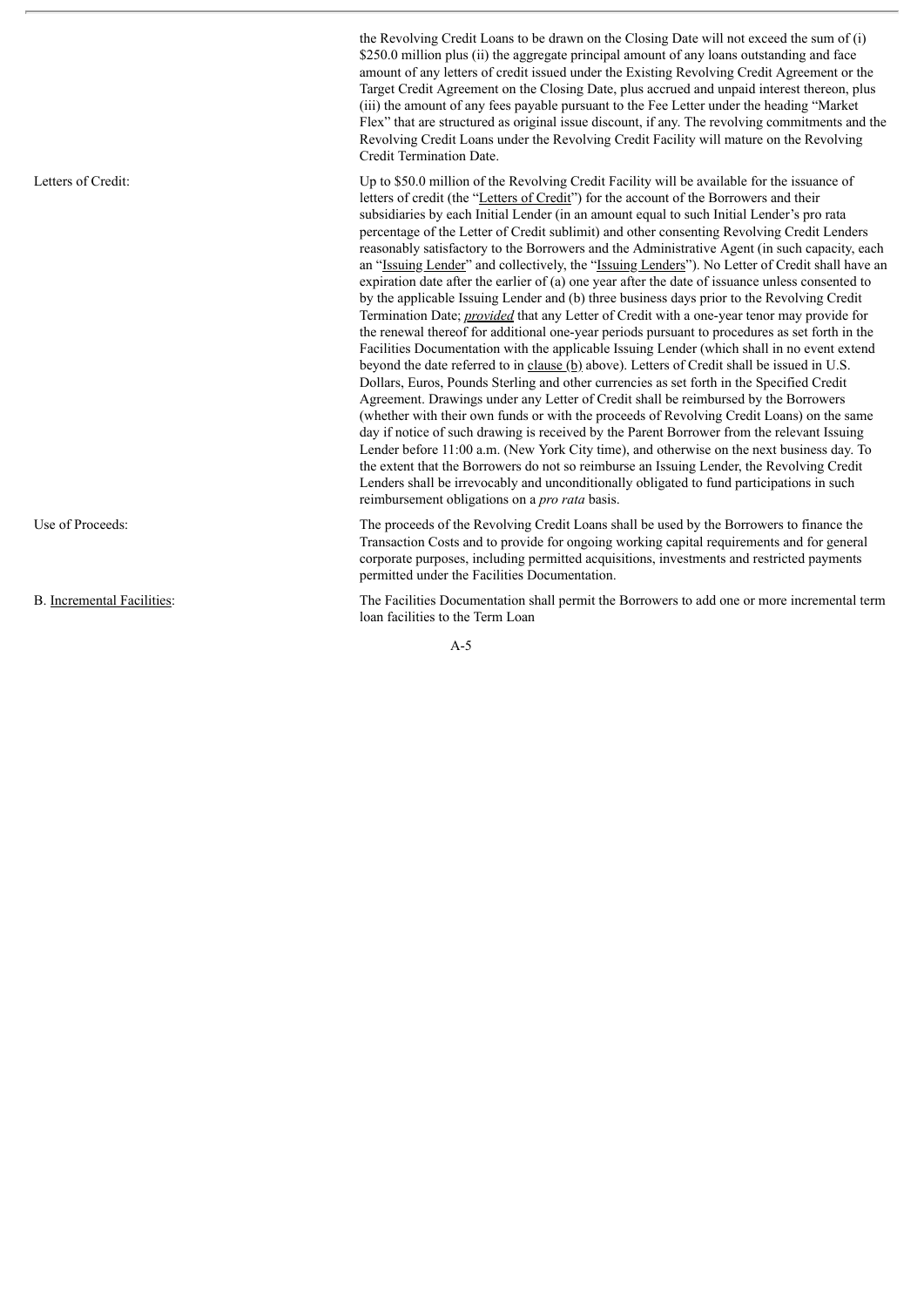| | |
|---|---|
| | the Revolving Credit Loans to be drawn on the Closing Date will not exceed the sum of (i) \$250.0 million plus (ii) the aggregate principal amount of any loans outstanding and face amount of any letters of credit issued under the Existing Revolving Credit Agreement or the Target Credit Agreement on the Closing Date, plus accrued and unpaid interest thereon, plus (iii) the amount of any fees payable pursuant to the Fee Letter under the heading "Market Flex" that are structured as original issue discount, if any. The revolving commitments and the Revolving Credit Loans under the Revolving Credit Facility will mature on the Revolving Credit Termination Date. |
| Letters of Credit: | Up to \$50.0 million of the Revolving Credit Facility will be available for the issuance of letters of credit (the "Letters of Credit") for the account of the Borrowers and their subsidiaries by each Initial Lender (in an amount equal to such Initial Lender's pro rata percentage of the Letter of Credit sublimit) and other consenting Revolving Credit Lenders reasonably satisfactory to the Borrowers and the Administrative Agent (in such capacity, each an "Issuing Lender" and collectively, the "Issuing Lenders"). No Letter of Credit shall have an expiration date after the earlier of (a) one year after the date of issuance unless consented to by the applicable Issuing Lender and (b) three business days prior to the Revolving Credit Termination Date; ***provided*** that any Letter of Credit with a one-year tenor may provide for the renewal thereof for additional one-year periods pursuant to procedures as set forth in the Facilities Documentation with the applicable Issuing Lender (which shall in no event extend beyond the date referred to in clause (b) above). Letters of Credit shall be issued in U.S. Dollars, Euros, Pounds Sterling and other currencies as set forth in the Specified Credit Agreement. Drawings under any Letter of Credit shall be reimbursed by the Borrowers (whether with their own funds or with the proceeds of Revolving Credit Loans) on the same day if notice of such drawing is received by the Parent Borrower from the relevant Issuing Lender before 11:00 a.m. (New York City time), and otherwise on the next business day. To the extent that the Borrowers do not so reimburse an Issuing Lender, the Revolving Credit Lenders shall be irrevocably and unconditionally obligated to fund participations in such reimbursement obligations on a *pro rata* basis. |
| Use of Proceeds: | The proceeds of the Revolving Credit Loans shall be used by the Borrowers to finance the Transaction Costs and to provide for ongoing working capital requirements and for general corporate purposes, including permitted acquisitions, investments and restricted payments permitted under the Facilities Documentation. |
| B. Incremental Facilities: | The Facilities Documentation shall permit the Borrowers to add one or more incremental term loan facilities to the Term Loan |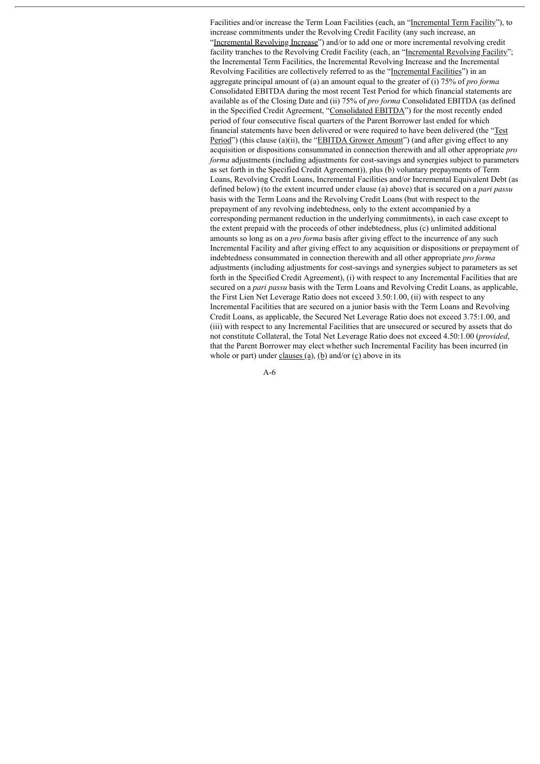Facilities and/or increase the Term Loan Facilities (each, an "Incremental Term Facility"), to increase commitments under the Revolving Credit Facility (any such increase, an "Incremental Revolving Increase") and/or to add one or more incremental revolving credit facility tranches to the Revolving Credit Facility (each, an "Incremental Revolving Facility"; the Incremental Term Facilities, the Incremental Revolving Increase and the Incremental Revolving Facilities are collectively referred to as the "Incremental Facilities") in an aggregate principal amount of (a) an amount equal to the greater of (i) 75% of *pro forma* Consolidated EBITDA during the most recent Test Period for which financial statements are available as of the Closing Date and (ii) 75% of *pro forma* Consolidated EBITDA (as defined in the Specified Credit Agreement, "Consolidated EBITDA") for the most recently ended period of four consecutive fiscal quarters of the Parent Borrower last ended for which financial statements have been delivered or were required to have been delivered (the "Test Period") (this clause (a)(ii), the "EBITDA Grower Amount") (and after giving effect to any acquisition or dispositions consummated in connection therewith and all other appropriate *pro forma* adjustments (including adjustments for cost-savings and synergies subject to parameters as set forth in the Specified Credit Agreement)), plus (b) voluntary prepayments of Term Loans, Revolving Credit Loans, Incremental Facilities and/or Incremental Equivalent Debt (as defined below) (to the extent incurred under clause (a) above) that is secured on a *pari passu* basis with the Term Loans and the Revolving Credit Loans (but with respect to the prepayment of any revolving indebtedness, only to the extent accompanied by a corresponding permanent reduction in the underlying commitments), in each case except to the extent prepaid with the proceeds of other indebtedness, plus (c) unlimited additional amounts so long as on a *pro forma* basis after giving effect to the incurrence of any such Incremental Facility and after giving effect to any acquisition or dispositions or prepayment of indebtedness consummated in connection therewith and all other appropriate *pro forma* adjustments (including adjustments for cost-savings and synergies subject to parameters as set forth in the Specified Credit Agreement), (i) with respect to any Incremental Facilities that are secured on a *pari passu* basis with the Term Loans and Revolving Credit Loans, as applicable, the First Lien Net Leverage Ratio does not exceed 3.50:1.00, (ii) with respect to any Incremental Facilities that are secured on a junior basis with the Term Loans and Revolving Credit Loans, as applicable, the Secured Net Leverage Ratio does not exceed 3.75:1.00, and (iii) with respect to any Incremental Facilities that are unsecured or secured by assets that do not constitute Collateral, the Total Net Leverage Ratio does not exceed 4.50:1.00 (*provided*, that the Parent Borrower may elect whether such Incremental Facility has been incurred (in whole or part) under clauses (a), (b) and/or (c) above in its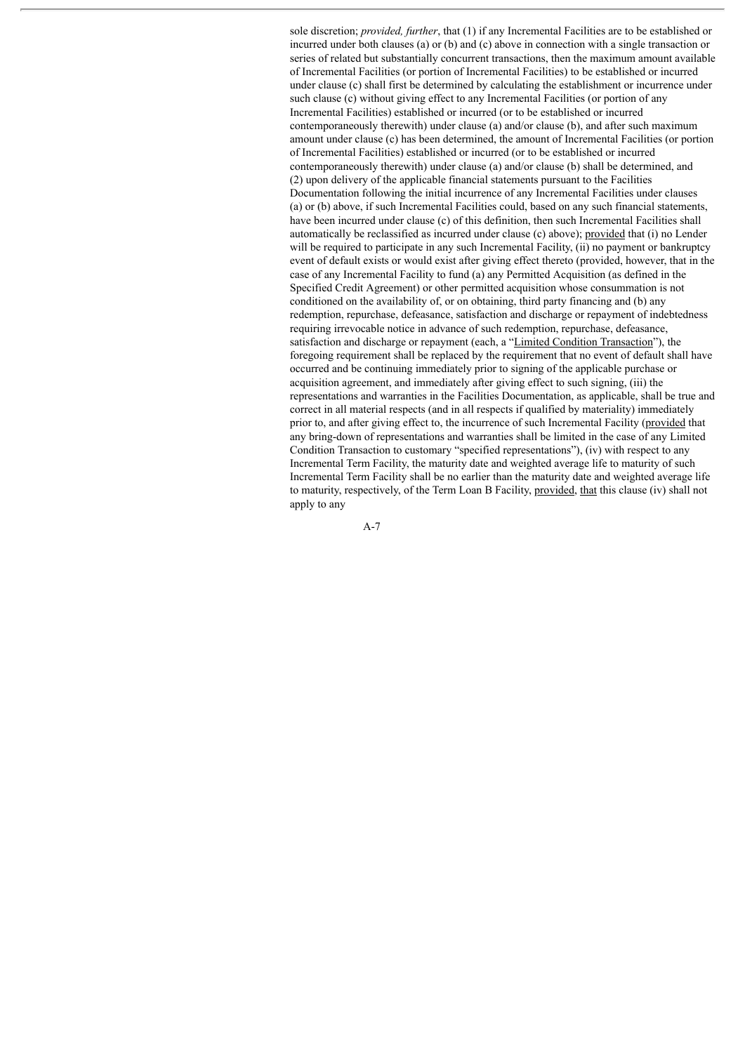sole discretion; *provided, further*, that (1) if any Incremental Facilities are to be established or incurred under both clauses (a) or (b) and (c) above in connection with a single transaction or series of related but substantially concurrent transactions, then the maximum amount available of Incremental Facilities (or portion of Incremental Facilities) to be established or incurred under clause (c) shall first be determined by calculating the establishment or incurrence under such clause (c) without giving effect to any Incremental Facilities (or portion of any Incremental Facilities) established or incurred (or to be established or incurred contemporaneously therewith) under clause (a) and/or clause (b), and after such maximum amount under clause (c) has been determined, the amount of Incremental Facilities (or portion of Incremental Facilities) established or incurred (or to be established or incurred contemporaneously therewith) under clause (a) and/or clause (b) shall be determined, and (2) upon delivery of the applicable financial statements pursuant to the Facilities Documentation following the initial incurrence of any Incremental Facilities under clauses (a) or (b) above, if such Incremental Facilities could, based on any such financial statements, have been incurred under clause (c) of this definition, then such Incremental Facilities shall automatically be reclassified as incurred under clause (c) above); provided that (i) no Lender will be required to participate in any such Incremental Facility, (ii) no payment or bankruptcy event of default exists or would exist after giving effect thereto (provided, however, that in the case of any Incremental Facility to fund (a) any Permitted Acquisition (as defined in the Specified Credit Agreement) or other permitted acquisition whose consummation is not conditioned on the availability of, or on obtaining, third party financing and (b) any redemption, repurchase, defeasance, satisfaction and discharge or repayment of indebtedness requiring irrevocable notice in advance of such redemption, repurchase, defeasance, satisfaction and discharge or repayment (each, a "Limited Condition Transaction"), the foregoing requirement shall be replaced by the requirement that no event of default shall have occurred and be continuing immediately prior to signing of the applicable purchase or acquisition agreement, and immediately after giving effect to such signing, (iii) the representations and warranties in the Facilities Documentation, as applicable, shall be true and correct in all material respects (and in all respects if qualified by materiality) immediately prior to, and after giving effect to, the incurrence of such Incremental Facility (provided that any bring-down of representations and warranties shall be limited in the case of any Limited Condition Transaction to customary "specified representations"), (iv) with respect to any Incremental Term Facility, the maturity date and weighted average life to maturity of such Incremental Term Facility shall be no earlier than the maturity date and weighted average life to maturity, respectively, of the Term Loan B Facility, provided, that this clause (iv) shall not apply to any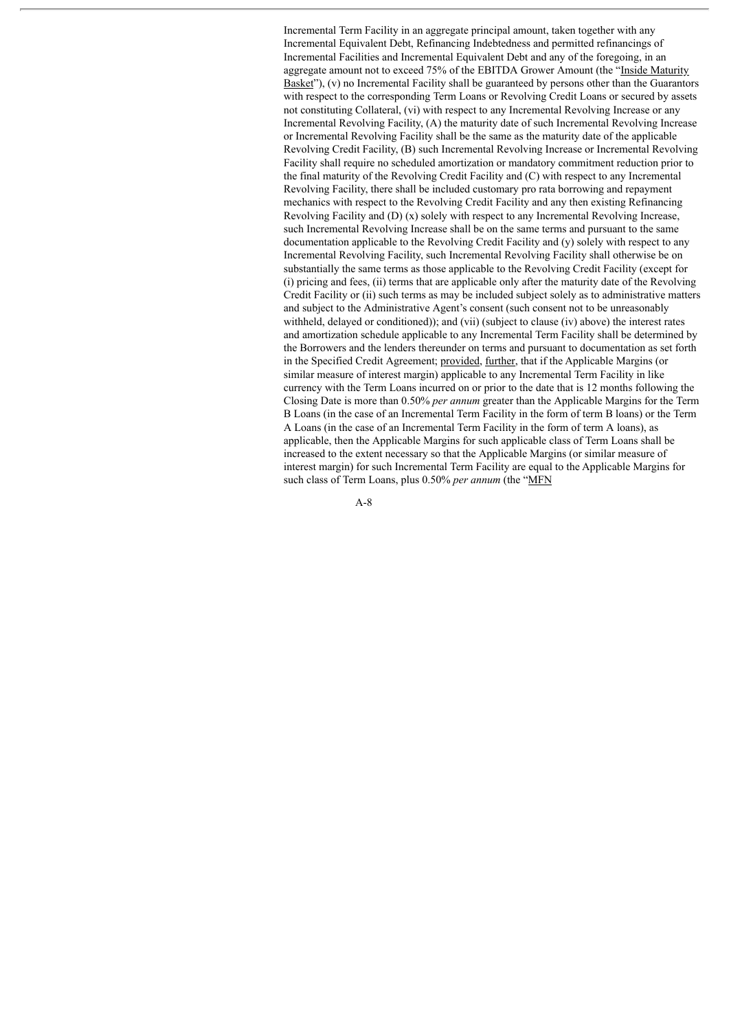Incremental Term Facility in an aggregate principal amount, taken together with any Incremental Equivalent Debt, Refinancing Indebtedness and permitted refinancings of Incremental Facilities and Incremental Equivalent Debt and any of the foregoing, in an aggregate amount not to exceed 75% of the EBITDA Grower Amount (the "Inside Maturity Basket"), (v) no Incremental Facility shall be guaranteed by persons other than the Guarantors with respect to the corresponding Term Loans or Revolving Credit Loans or secured by assets not constituting Collateral, (vi) with respect to any Incremental Revolving Increase or any Incremental Revolving Facility, (A) the maturity date of such Incremental Revolving Increase or Incremental Revolving Facility shall be the same as the maturity date of the applicable Revolving Credit Facility, (B) such Incremental Revolving Increase or Incremental Revolving Facility shall require no scheduled amortization or mandatory commitment reduction prior to the final maturity of the Revolving Credit Facility and (C) with respect to any Incremental Revolving Facility, there shall be included customary pro rata borrowing and repayment mechanics with respect to the Revolving Credit Facility and any then existing Refinancing Revolving Facility and (D) (x) solely with respect to any Incremental Revolving Increase, such Incremental Revolving Increase shall be on the same terms and pursuant to the same documentation applicable to the Revolving Credit Facility and (y) solely with respect to any Incremental Revolving Facility, such Incremental Revolving Facility shall otherwise be on substantially the same terms as those applicable to the Revolving Credit Facility (except for (i) pricing and fees, (ii) terms that are applicable only after the maturity date of the Revolving Credit Facility or (ii) such terms as may be included subject solely as to administrative matters and subject to the Administrative Agent's consent (such consent not to be unreasonably withheld, delayed or conditioned)); and (vii) (subject to clause (iv) above) the interest rates and amortization schedule applicable to any Incremental Term Facility shall be determined by the Borrowers and the lenders thereunder on terms and pursuant to documentation as set forth in the Specified Credit Agreement; provided, further, that if the Applicable Margins (or similar measure of interest margin) applicable to any Incremental Term Facility in like currency with the Term Loans incurred on or prior to the date that is 12 months following the Closing Date is more than 0.50% *per annum* greater than the Applicable Margins for the Term B Loans (in the case of an Incremental Term Facility in the form of term B loans) or the Term A Loans (in the case of an Incremental Term Facility in the form of term A loans), as applicable, then the Applicable Margins for such applicable class of Term Loans shall be increased to the extent necessary so that the Applicable Margins (or similar measure of interest margin) for such Incremental Term Facility are equal to the Applicable Margins for such class of Term Loans, plus 0.50% *per annum* (the "MFN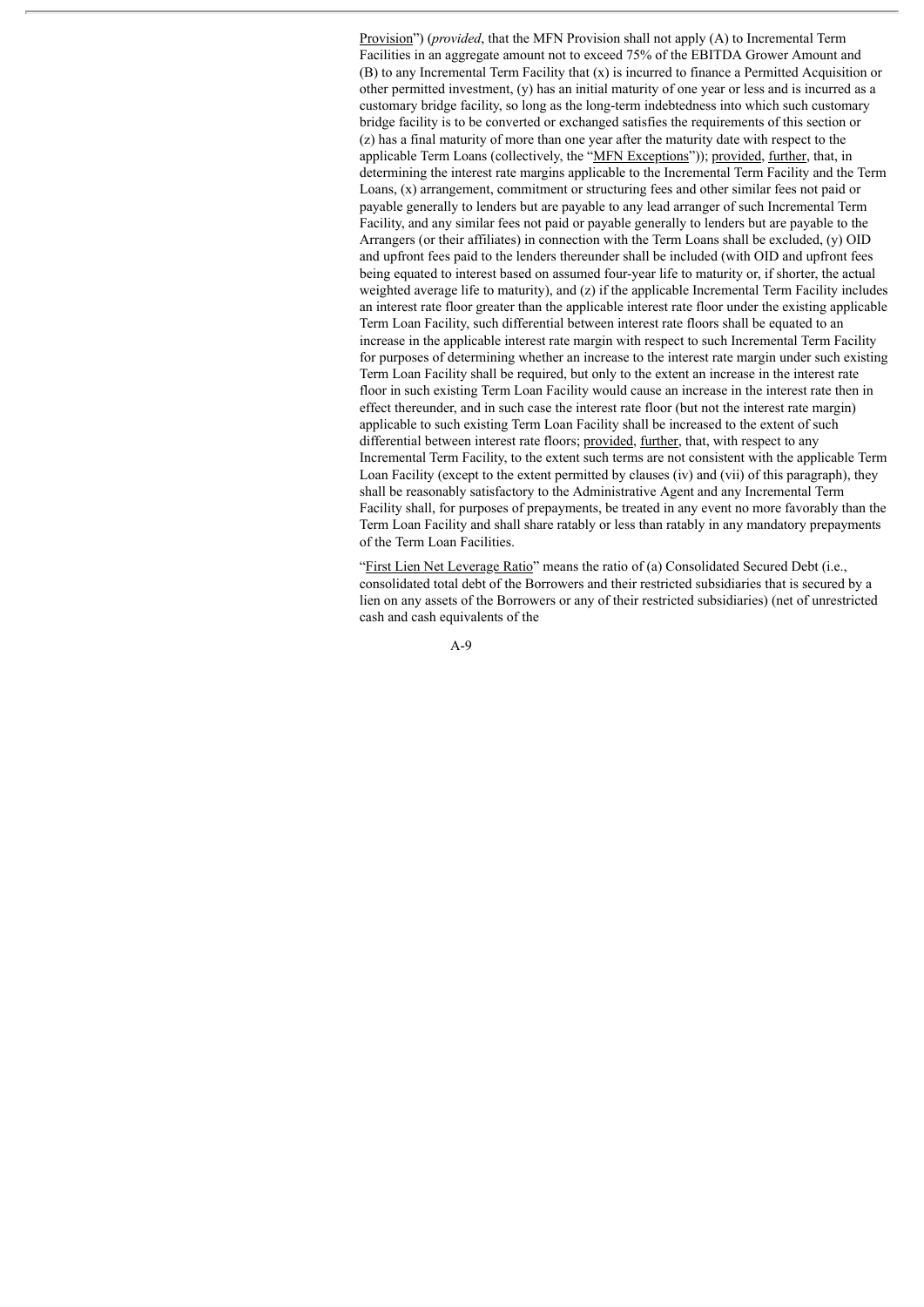Provision") (*provided*, that the MFN Provision shall not apply (A) to Incremental Term Facilities in an aggregate amount not to exceed 75% of the EBITDA Grower Amount and (B) to any Incremental Term Facility that (x) is incurred to finance a Permitted Acquisition or other permitted investment, (y) has an initial maturity of one year or less and is incurred as a customary bridge facility, so long as the long-term indebtedness into which such customary bridge facility is to be converted or exchanged satisfies the requirements of this section or (z) has a final maturity of more than one year after the maturity date with respect to the applicable Term Loans (collectively, the "MFN Exceptions")); provided, further, that, in determining the interest rate margins applicable to the Incremental Term Facility and the Term Loans, (x) arrangement, commitment or structuring fees and other similar fees not paid or payable generally to lenders but are payable to any lead arranger of such Incremental Term Facility, and any similar fees not paid or payable generally to lenders but are payable to the Arrangers (or their affiliates) in connection with the Term Loans shall be excluded, (y) OID and upfront fees paid to the lenders thereunder shall be included (with OID and upfront fees being equated to interest based on assumed four-year life to maturity or, if shorter, the actual weighted average life to maturity), and (z) if the applicable Incremental Term Facility includes an interest rate floor greater than the applicable interest rate floor under the existing applicable Term Loan Facility, such differential between interest rate floors shall be equated to an increase in the applicable interest rate margin with respect to such Incremental Term Facility for purposes of determining whether an increase to the interest rate margin under such existing Term Loan Facility shall be required, but only to the extent an increase in the interest rate floor in such existing Term Loan Facility would cause an increase in the interest rate then in effect thereunder, and in such case the interest rate floor (but not the interest rate margin) applicable to such existing Term Loan Facility shall be increased to the extent of such differential between interest rate floors; provided, further, that, with respect to any Incremental Term Facility, to the extent such terms are not consistent with the applicable Term Loan Facility (except to the extent permitted by clauses (iv) and (vii) of this paragraph), they shall be reasonably satisfactory to the Administrative Agent and any Incremental Term Facility shall, for purposes of prepayments, be treated in any event no more favorably than the Term Loan Facility and shall share ratably or less than ratably in any mandatory prepayments of the Term Loan Facilities.

"First Lien Net Leverage Ratio" means the ratio of (a) Consolidated Secured Debt (i.e., consolidated total debt of the Borrowers and their restricted subsidiaries that is secured by a lien on any assets of the Borrowers or any of their restricted subsidiaries) (net of unrestricted cash and cash equivalents of the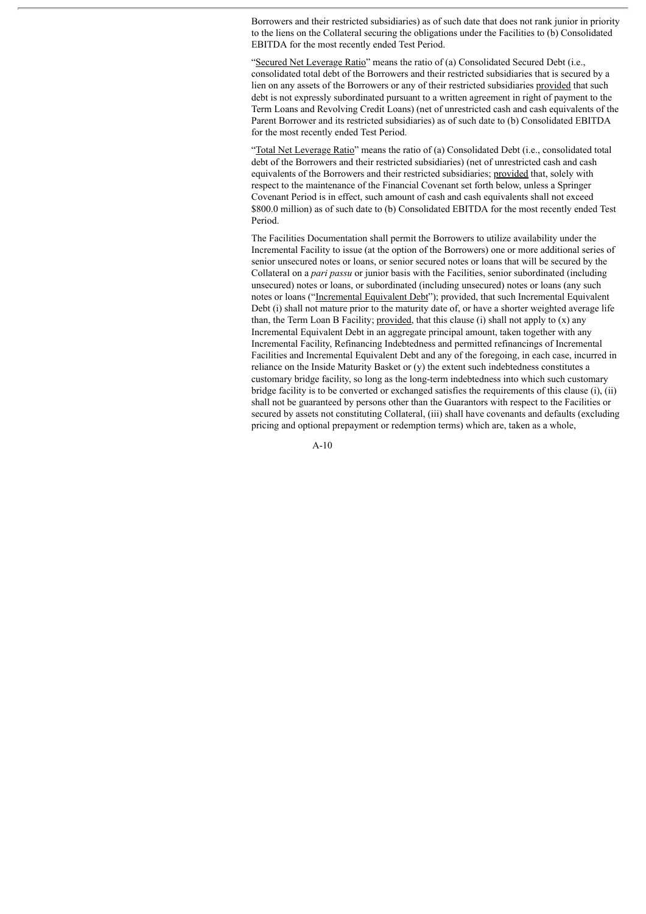Borrowers and their restricted subsidiaries) as of such date that does not rank junior in priority to the liens on the Collateral securing the obligations under the Facilities to (b) Consolidated EBITDA for the most recently ended Test Period.

"Secured Net Leverage Ratio" means the ratio of (a) Consolidated Secured Debt (i.e., consolidated total debt of the Borrowers and their restricted subsidiaries that is secured by a lien on any assets of the Borrowers or any of their restricted subsidiaries provided that such debt is not expressly subordinated pursuant to a written agreement in right of payment to the Term Loans and Revolving Credit Loans) (net of unrestricted cash and cash equivalents of the Parent Borrower and its restricted subsidiaries) as of such date to (b) Consolidated EBITDA for the most recently ended Test Period.

"Total Net Leverage Ratio" means the ratio of (a) Consolidated Debt (i.e., consolidated total debt of the Borrowers and their restricted subsidiaries) (net of unrestricted cash and cash equivalents of the Borrowers and their restricted subsidiaries; provided that, solely with respect to the maintenance of the Financial Covenant set forth below, unless a Springer Covenant Period is in effect, such amount of cash and cash equivalents shall not exceed $800.0 million) as of such date to (b) Consolidated EBITDA for the most recently ended Test Period.

The Facilities Documentation shall permit the Borrowers to utilize availability under the Incremental Facility to issue (at the option of the Borrowers) one or more additional series of senior unsecured notes or loans, or senior secured notes or loans that will be secured by the Collateral on a *pari passu* or junior basis with the Facilities, senior subordinated (including unsecured) notes or loans, or subordinated (including unsecured) notes or loans (any such notes or loans ("Incremental Equivalent Debt"); provided, that such Incremental Equivalent Debt (i) shall not mature prior to the maturity date of, or have a shorter weighted average life than, the Term Loan B Facility; provided, that this clause (i) shall not apply to (x) any Incremental Equivalent Debt in an aggregate principal amount, taken together with any Incremental Facility, Refinancing Indebtedness and permitted refinancings of Incremental Facilities and Incremental Equivalent Debt and any of the foregoing, in each case, incurred in reliance on the Inside Maturity Basket or (y) the extent such indebtedness constitutes a customary bridge facility, so long as the long-term indebtedness into which such customary bridge facility is to be converted or exchanged satisfies the requirements of this clause (i), (ii) shall not be guaranteed by persons other than the Guarantors with respect to the Facilities or secured by assets not constituting Collateral, (iii) shall have covenants and defaults (excluding pricing and optional prepayment or redemption terms) which are, taken as a whole,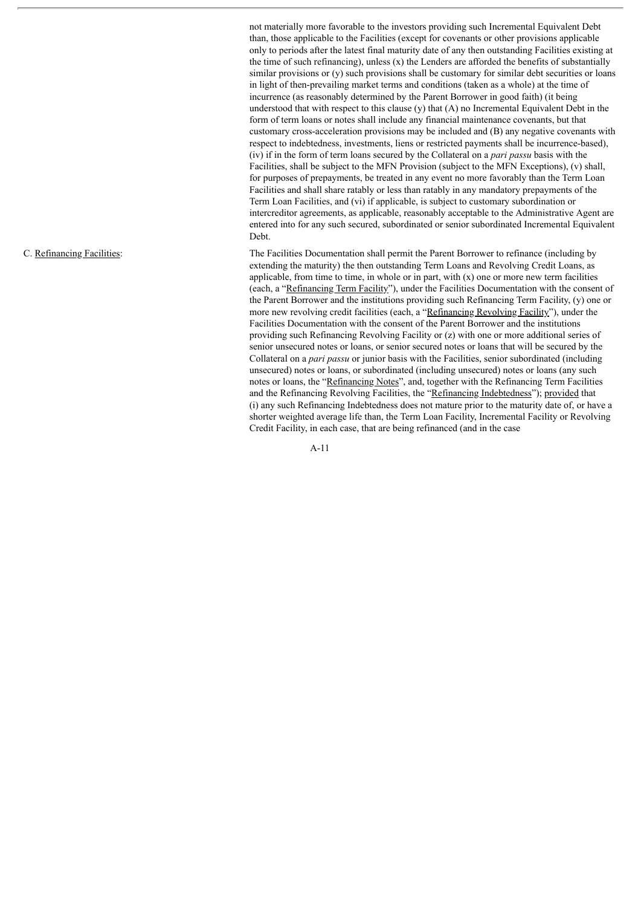not materially more favorable to the investors providing such Incremental Equivalent Debt than, those applicable to the Facilities (except for covenants or other provisions applicable only to periods after the latest final maturity date of any then outstanding Facilities existing at the time of such refinancing), unless (x) the Lenders are afforded the benefits of substantially similar provisions or (y) such provisions shall be customary for similar debt securities or loans in light of then-prevailing market terms and conditions (taken as a whole) at the time of incurrence (as reasonably determined by the Parent Borrower in good faith) (it being understood that with respect to this clause (y) that (A) no Incremental Equivalent Debt in the form of term loans or notes shall include any financial maintenance covenants, but that customary cross-acceleration provisions may be included and (B) any negative covenants with respect to indebtedness, investments, liens or restricted payments shall be incurrence-based), (iv) if in the form of term loans secured by the Collateral on a *pari passu* basis with the Facilities, shall be subject to the MFN Provision (subject to the MFN Exceptions), (v) shall, for purposes of prepayments, be treated in any event no more favorably than the Term Loan Facilities and shall share ratably or less than ratably in any mandatory prepayments of the Term Loan Facilities, and (vi) if applicable, is subject to customary subordination or intercreditor agreements, as applicable, reasonably acceptable to the Administrative Agent are entered into for any such secured, subordinated or senior subordinated Incremental Equivalent Debt.

C. <u>Refinancing Facilities</u>:

The Facilities Documentation shall permit the Parent Borrower to refinance (including by extending the maturity) the then outstanding Term Loans and Revolving Credit Loans, as applicable, from time to time, in whole or in part, with (x) one or more new term facilities (each, a "<u>Refinancing Term Facility</u>"), under the Facilities Documentation with the consent of the Parent Borrower and the institutions providing such Refinancing Term Facility, (y) one or more new revolving credit facilities (each, a "<u>Refinancing Revolving Facility</u>"), under the Facilities Documentation with the consent of the Parent Borrower and the institutions providing such Refinancing Revolving Facility or (z) with one or more additional series of senior unsecured notes or loans, or senior secured notes or loans that will be secured by the Collateral on a *pari passu* or junior basis with the Facilities, senior subordinated (including unsecured) notes or loans, or subordinated (including unsecured) notes or loans (any such notes or loans, the "<u>Refinancing Notes</u>", and, together with the Refinancing Term Facilities and the Refinancing Revolving Facilities, the "<u>Refinancing Indebtedness</u>"); <u>provided</u> that (i) any such Refinancing Indebtedness does not mature prior to the maturity date of, or have a shorter weighted average life than, the Term Loan Facility, Incremental Facility or Revolving Credit Facility, in each case, that are being refinanced (and in the case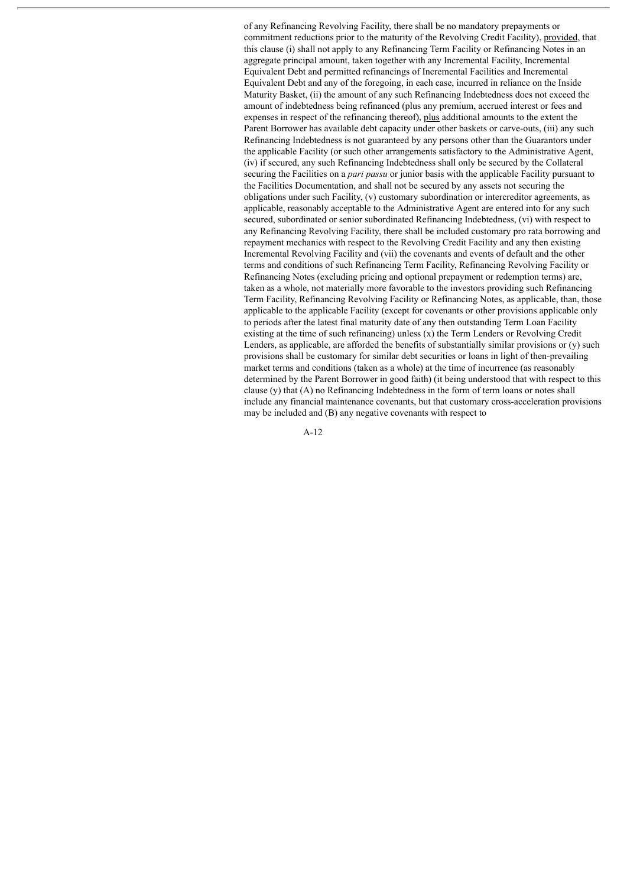of any Refinancing Revolving Facility, there shall be no mandatory prepayments or commitment reductions prior to the maturity of the Revolving Credit Facility), provided, that this clause (i) shall not apply to any Refinancing Term Facility or Refinancing Notes in an aggregate principal amount, taken together with any Incremental Facility, Incremental Equivalent Debt and permitted refinancings of Incremental Facilities and Incremental Equivalent Debt and any of the foregoing, in each case, incurred in reliance on the Inside Maturity Basket, (ii) the amount of any such Refinancing Indebtedness does not exceed the amount of indebtedness being refinanced (plus any premium, accrued interest or fees and expenses in respect of the refinancing thereof), plus additional amounts to the extent the Parent Borrower has available debt capacity under other baskets or carve-outs, (iii) any such Refinancing Indebtedness is not guaranteed by any persons other than the Guarantors under the applicable Facility (or such other arrangements satisfactory to the Administrative Agent, (iv) if secured, any such Refinancing Indebtedness shall only be secured by the Collateral securing the Facilities on a *pari passu* or junior basis with the applicable Facility pursuant to the Facilities Documentation, and shall not be secured by any assets not securing the obligations under such Facility, (v) customary subordination or intercreditor agreements, as applicable, reasonably acceptable to the Administrative Agent are entered into for any such secured, subordinated or senior subordinated Refinancing Indebtedness, (vi) with respect to any Refinancing Revolving Facility, there shall be included customary pro rata borrowing and repayment mechanics with respect to the Revolving Credit Facility and any then existing Incremental Revolving Facility and (vii) the covenants and events of default and the other terms and conditions of such Refinancing Term Facility, Refinancing Revolving Facility or Refinancing Notes (excluding pricing and optional prepayment or redemption terms) are, taken as a whole, not materially more favorable to the investors providing such Refinancing Term Facility, Refinancing Revolving Facility or Refinancing Notes, as applicable, than, those applicable to the applicable Facility (except for covenants or other provisions applicable only to periods after the latest final maturity date of any then outstanding Term Loan Facility existing at the time of such refinancing) unless (x) the Term Lenders or Revolving Credit Lenders, as applicable, are afforded the benefits of substantially similar provisions or (y) such provisions shall be customary for similar debt securities or loans in light of then-prevailing market terms and conditions (taken as a whole) at the time of incurrence (as reasonably determined by the Parent Borrower in good faith) (it being understood that with respect to this clause (y) that (A) no Refinancing Indebtedness in the form of term loans or notes shall include any financial maintenance covenants, but that customary cross-acceleration provisions may be included and (B) any negative covenants with respect to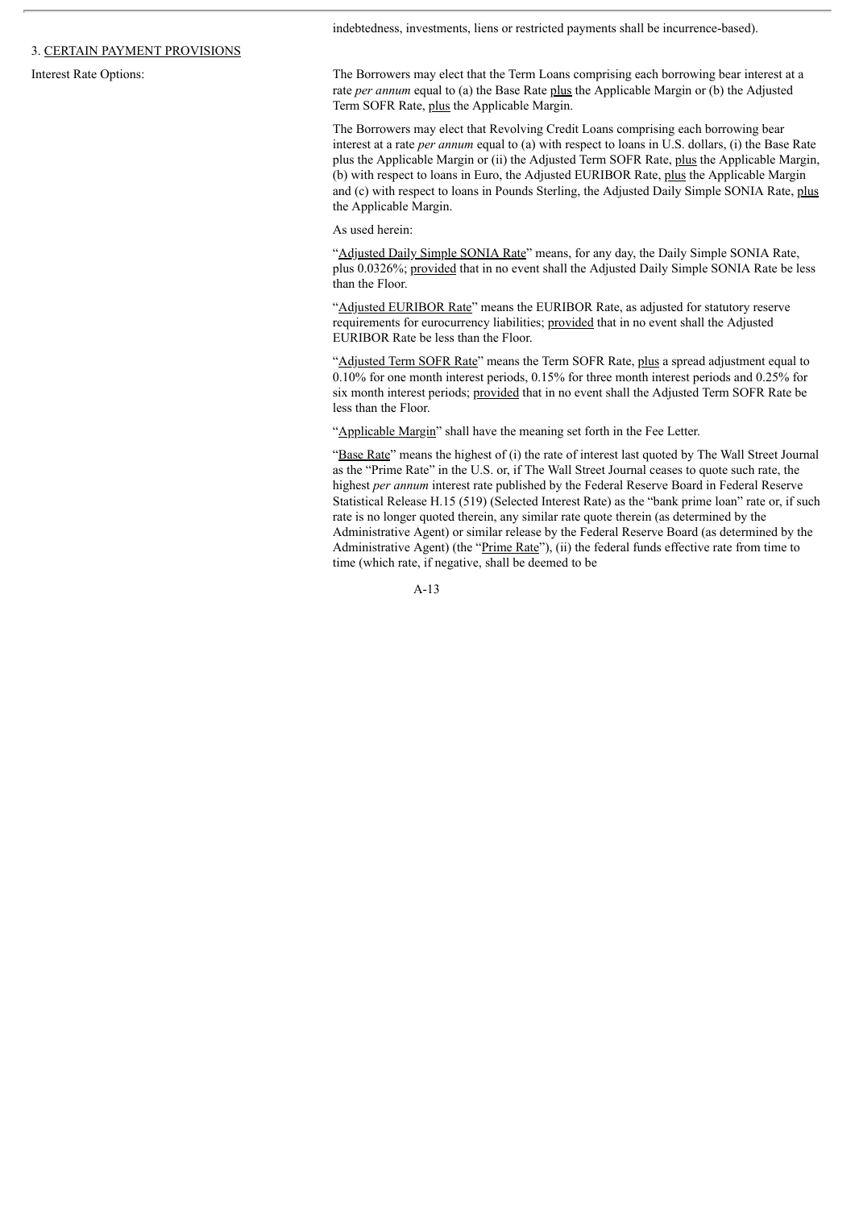indebtedness, investments, liens or restricted payments shall be incurrence-based).

3. CERTAIN PAYMENT PROVISIONS

Interest Rate Options:

The Borrowers may elect that the Term Loans comprising each borrowing bear interest at a rate *per annum* equal to (a) the Base Rate plus the Applicable Margin or (b) the Adjusted Term SOFR Rate, plus the Applicable Margin.

The Borrowers may elect that Revolving Credit Loans comprising each borrowing bear interest at a rate *per annum* equal to (a) with respect to loans in U.S. dollars, (i) the Base Rate plus the Applicable Margin or (ii) the Adjusted Term SOFR Rate, plus the Applicable Margin, (b) with respect to loans in Euro, the Adjusted EURIBOR Rate, plus the Applicable Margin and (c) with respect to loans in Pounds Sterling, the Adjusted Daily Simple SONIA Rate, plus the Applicable Margin.

As used herein:

"Adjusted Daily Simple SONIA Rate" means, for any day, the Daily Simple SONIA Rate, plus 0.0326%; provided that in no event shall the Adjusted Daily Simple SONIA Rate be less than the Floor.

"Adjusted EURIBOR Rate" means the EURIBOR Rate, as adjusted for statutory reserve requirements for eurocurrency liabilities; provided that in no event shall the Adjusted EURIBOR Rate be less than the Floor.

"Adjusted Term SOFR Rate" means the Term SOFR Rate, plus a spread adjustment equal to 0.10% for one month interest periods, 0.15% for three month interest periods and 0.25% for six month interest periods; provided that in no event shall the Adjusted Term SOFR Rate be less than the Floor.

"Applicable Margin" shall have the meaning set forth in the Fee Letter.

"Base Rate" means the highest of (i) the rate of interest last quoted by The Wall Street Journal as the "Prime Rate" in the U.S. or, if The Wall Street Journal ceases to quote such rate, the highest *per annum* interest rate published by the Federal Reserve Board in Federal Reserve Statistical Release H.15 (519) (Selected Interest Rate) as the "bank prime loan" rate or, if such rate is no longer quoted therein, any similar rate quote therein (as determined by the Administrative Agent) or similar release by the Federal Reserve Board (as determined by the Administrative Agent) (the "Prime Rate"), (ii) the federal funds effective rate from time to time (which rate, if negative, shall be deemed to be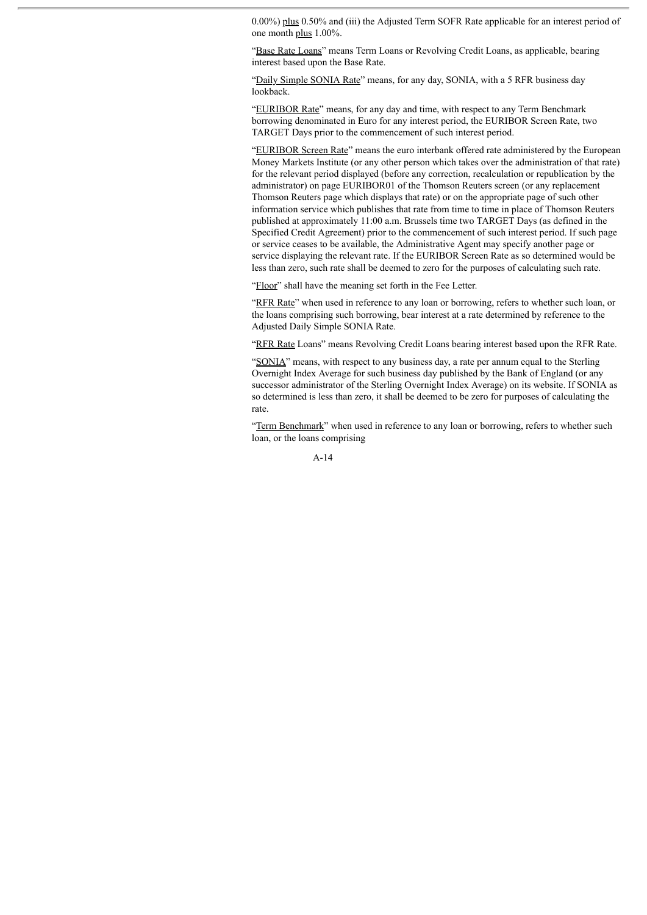0.00%) plus 0.50% and (iii) the Adjusted Term SOFR Rate applicable for an interest period of one month plus 1.00%.

"Base Rate Loans" means Term Loans or Revolving Credit Loans, as applicable, bearing interest based upon the Base Rate.

"Daily Simple SONIA Rate" means, for any day, SONIA, with a 5 RFR business day lookback.

"EURIBOR Rate" means, for any day and time, with respect to any Term Benchmark borrowing denominated in Euro for any interest period, the EURIBOR Screen Rate, two TARGET Days prior to the commencement of such interest period.

"EURIBOR Screen Rate" means the euro interbank offered rate administered by the European Money Markets Institute (or any other person which takes over the administration of that rate) for the relevant period displayed (before any correction, recalculation or republication by the administrator) on page EURIBOR01 of the Thomson Reuters screen (or any replacement Thomson Reuters page which displays that rate) or on the appropriate page of such other information service which publishes that rate from time to time in place of Thomson Reuters published at approximately 11:00 a.m. Brussels time two TARGET Days (as defined in the Specified Credit Agreement) prior to the commencement of such interest period. If such page or service ceases to be available, the Administrative Agent may specify another page or service displaying the relevant rate. If the EURIBOR Screen Rate as so determined would be less than zero, such rate shall be deemed to zero for the purposes of calculating such rate.

"Floor" shall have the meaning set forth in the Fee Letter.

"RFR Rate" when used in reference to any loan or borrowing, refers to whether such loan, or the loans comprising such borrowing, bear interest at a rate determined by reference to the Adjusted Daily Simple SONIA Rate.

"RFR Rate Loans" means Revolving Credit Loans bearing interest based upon the RFR Rate.

"SONIA" means, with respect to any business day, a rate per annum equal to the Sterling Overnight Index Average for such business day published by the Bank of England (or any successor administrator of the Sterling Overnight Index Average) on its website. If SONIA as so determined is less than zero, it shall be deemed to be zero for purposes of calculating the rate.

"Term Benchmark" when used in reference to any loan or borrowing, refers to whether such loan, or the loans comprising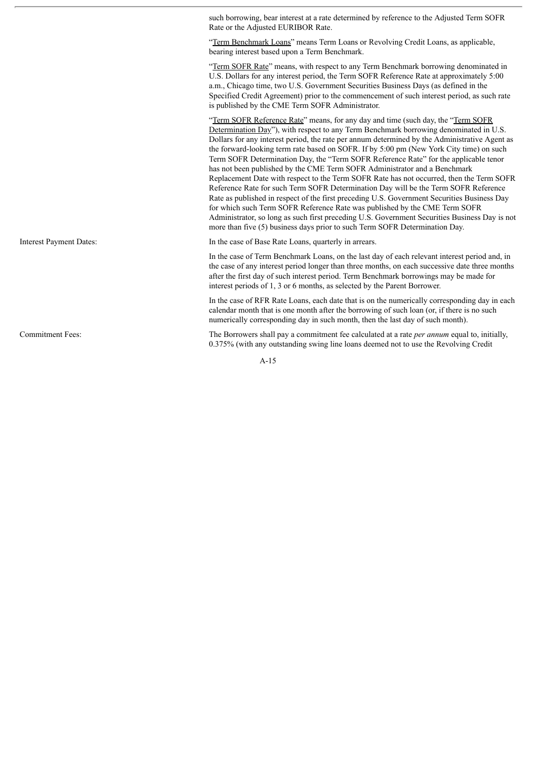| | |
|---|---|
| | such borrowing, bear interest at a rate determined by reference to the Adjusted Term SOFR Rate or the Adjusted EURIBOR Rate. |
| | "Term Benchmark Loans" means Term Loans or Revolving Credit Loans, as applicable, bearing interest based upon a Term Benchmark. |
| | "Term SOFR Rate" means, with respect to any Term Benchmark borrowing denominated in U.S. Dollars for any interest period, the Term SOFR Reference Rate at approximately 5:00 a.m., Chicago time, two U.S. Government Securities Business Days (as defined in the Specified Credit Agreement) prior to the commencement of such interest period, as such rate is published by the CME Term SOFR Administrator. |
| | "Term SOFR Reference Rate" means, for any day and time (such day, the "Term SOFR Determination Day"), with respect to any Term Benchmark borrowing denominated in U.S. Dollars for any interest period, the rate per annum determined by the Administrative Agent as the forward-looking term rate based on SOFR. If by 5:00 pm (New York City time) on such Term SOFR Determination Day, the "Term SOFR Reference Rate" for the applicable tenor has not been published by the CME Term SOFR Administrator and a Benchmark Replacement Date with respect to the Term SOFR Rate has not occurred, then the Term SOFR Reference Rate for such Term SOFR Determination Day will be the Term SOFR Reference Rate as published in respect of the first preceding U.S. Government Securities Business Day for which such Term SOFR Reference Rate was published by the CME Term SOFR Administrator, so long as such first preceding U.S. Government Securities Business Day is not more than five (5) business days prior to such Term SOFR Determination Day. |
| Interest Payment Dates: | In the case of Base Rate Loans, quarterly in arrears. |
| | In the case of Term Benchmark Loans, on the last day of each relevant interest period and, in the case of any interest period longer than three months, on each successive date three months after the first day of such interest period. Term Benchmark borrowings may be made for interest periods of 1, 3 or 6 months, as selected by the Parent Borrower. |
| | In the case of RFR Rate Loans, each date that is on the numerically corresponding day in each calendar month that is one month after the borrowing of such loan (or, if there is no such numerically corresponding day in such month, then the last day of such month). |
| Commitment Fees: | The Borrowers shall pay a commitment fee calculated at a rate *per annum* equal to, initially, 0.375% (with any outstanding swing line loans deemed not to use the Revolving Credit |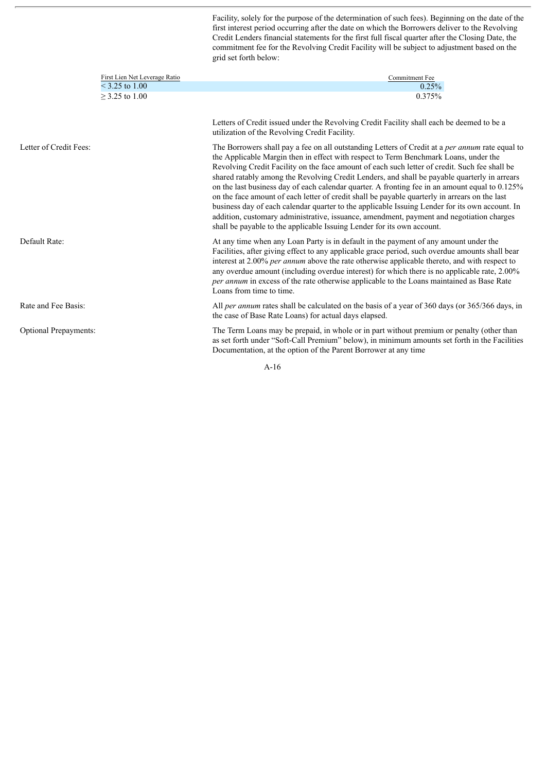Facility, solely for the purpose of the determination of such fees). Beginning on the date of the first interest period occurring after the date on which the Borrowers deliver to the Revolving Credit Lenders financial statements for the first full fiscal quarter after the Closing Date, the commitment fee for the Revolving Credit Facility will be subject to adjustment based on the grid set forth below:

| First Lien Net Leverage Ratio | Commitment Fee |
|---|---|
| < 3.25 to 1.00 | 0.25% |
| ≥ 3.25 to 1.00 | 0.375% |

Letters of Credit issued under the Revolving Credit Facility shall each be deemed to be a utilization of the Revolving Credit Facility.

Letter of Credit Fees: The Borrowers shall pay a fee on all outstanding Letters of Credit at a *per annum* rate equal to the Applicable Margin then in effect with respect to Term Benchmark Loans, under the Revolving Credit Facility on the face amount of each such letter of credit. Such fee shall be shared ratably among the Revolving Credit Lenders, and shall be payable quarterly in arrears on the last business day of each calendar quarter. A fronting fee in an amount equal to 0.125% on the face amount of each letter of credit shall be payable quarterly in arrears on the last business day of each calendar quarter to the applicable Issuing Lender for its own account. In addition, customary administrative, issuance, amendment, payment and negotiation charges shall be payable to the applicable Issuing Lender for its own account.

Default Rate: At any time when any Loan Party is in default in the payment of any amount under the Facilities, after giving effect to any applicable grace period, such overdue amounts shall bear interest at 2.00% *per annum* above the rate otherwise applicable thereto, and with respect to any overdue amount (including overdue interest) for which there is no applicable rate, 2.00% *per annum* in excess of the rate otherwise applicable to the Loans maintained as Base Rate Loans from time to time.

Rate and Fee Basis: All *per annum* rates shall be calculated on the basis of a year of 360 days (or 365/366 days, in the case of Base Rate Loans) for actual days elapsed.

Optional Prepayments: The Term Loans may be prepaid, in whole or in part without premium or penalty (other than as set forth under "Soft-Call Premium" below), in minimum amounts set forth in the Facilities Documentation, at the option of the Parent Borrower at any time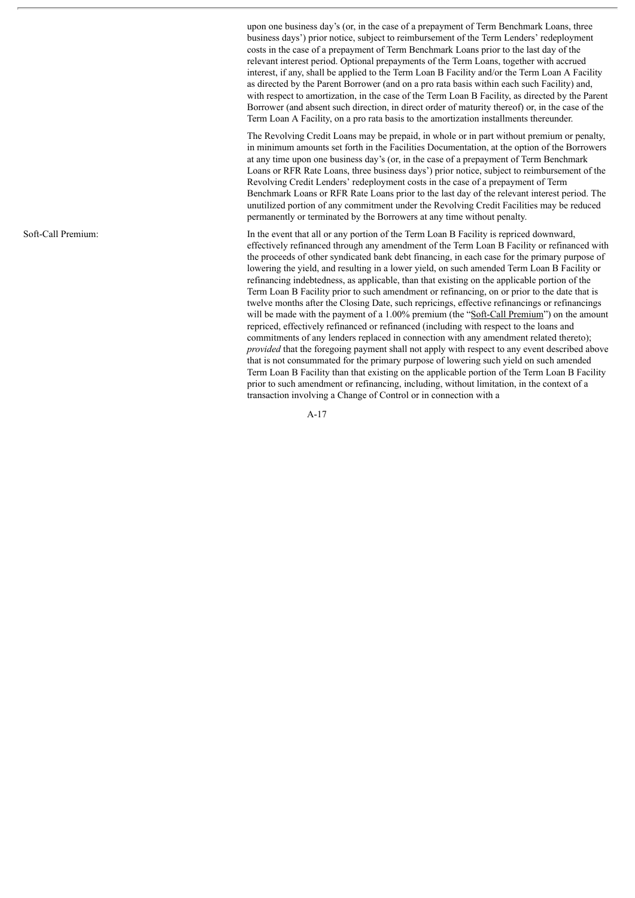upon one business day's (or, in the case of a prepayment of Term Benchmark Loans, three business days') prior notice, subject to reimbursement of the Term Lenders' redeployment costs in the case of a prepayment of Term Benchmark Loans prior to the last day of the relevant interest period. Optional prepayments of the Term Loans, together with accrued interest, if any, shall be applied to the Term Loan B Facility and/or the Term Loan A Facility as directed by the Parent Borrower (and on a pro rata basis within each such Facility) and, with respect to amortization, in the case of the Term Loan B Facility, as directed by the Parent Borrower (and absent such direction, in direct order of maturity thereof) or, in the case of the Term Loan A Facility, on a pro rata basis to the amortization installments thereunder.

The Revolving Credit Loans may be prepaid, in whole or in part without premium or penalty, in minimum amounts set forth in the Facilities Documentation, at the option of the Borrowers at any time upon one business day's (or, in the case of a prepayment of Term Benchmark Loans or RFR Rate Loans, three business days') prior notice, subject to reimbursement of the Revolving Credit Lenders' redeployment costs in the case of a prepayment of Term Benchmark Loans or RFR Rate Loans prior to the last day of the relevant interest period. The unutilized portion of any commitment under the Revolving Credit Facilities may be reduced permanently or terminated by the Borrowers at any time without penalty.

Soft-Call Premium:

In the event that all or any portion of the Term Loan B Facility is repriced downward, effectively refinanced through any amendment of the Term Loan B Facility or refinanced with the proceeds of other syndicated bank debt financing, in each case for the primary purpose of lowering the yield, and resulting in a lower yield, on such amended Term Loan B Facility or refinancing indebtedness, as applicable, than that existing on the applicable portion of the Term Loan B Facility prior to such amendment or refinancing, on or prior to the date that is twelve months after the Closing Date, such repricings, effective refinancings or refinancings will be made with the payment of a 1.00% premium (the "Soft-Call Premium") on the amount repriced, effectively refinanced or refinanced (including with respect to the loans and commitments of any lenders replaced in connection with any amendment related thereto); *provided* that the foregoing payment shall not apply with respect to any event described above that is not consummated for the primary purpose of lowering such yield on such amended Term Loan B Facility than that existing on the applicable portion of the Term Loan B Facility prior to such amendment or refinancing, including, without limitation, in the context of a transaction involving a Change of Control or in connection with a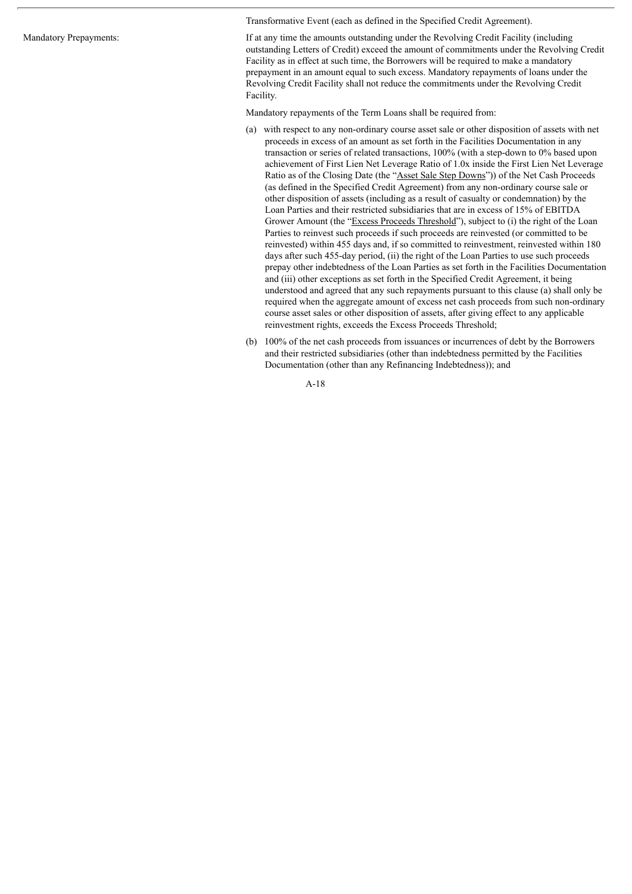Transformative Event (each as defined in the Specified Credit Agreement).

**Mandatory Prepayments:**

If at any time the amounts outstanding under the Revolving Credit Facility (including outstanding Letters of Credit) exceed the amount of commitments under the Revolving Credit Facility as in effect at such time, the Borrowers will be required to make a mandatory prepayment in an amount equal to such excess. Mandatory repayments of loans under the Revolving Credit Facility shall not reduce the commitments under the Revolving Credit Facility.

Mandatory repayments of the Term Loans shall be required from:

(a) with respect to any non-ordinary course asset sale or other disposition of assets with net proceeds in excess of an amount as set forth in the Facilities Documentation in any transaction or series of related transactions, 100% (with a step-down to 0% based upon achievement of First Lien Net Leverage Ratio of 1.0x inside the First Lien Net Leverage Ratio as of the Closing Date (the "<u>Asset Sale Step Downs</u>")) of the Net Cash Proceeds (as defined in the Specified Credit Agreement) from any non-ordinary course sale or other disposition of assets (including as a result of casualty or condemnation) by the Loan Parties and their restricted subsidiaries that are in excess of 15% of EBITDA Grower Amount (the "<u>Excess Proceeds Threshold</u>"), subject to (i) the right of the Loan Parties to reinvest such proceeds if such proceeds are reinvested (or committed to be reinvested) within 455 days and, if so committed to reinvestment, reinvested within 180 days after such 455-day period, (ii) the right of the Loan Parties to use such proceeds prepay other indebtedness of the Loan Parties as set forth in the Facilities Documentation and (iii) other exceptions as set forth in the Specified Credit Agreement, it being understood and agreed that any such repayments pursuant to this clause (a) shall only be required when the aggregate amount of excess net cash proceeds from such non-ordinary course asset sales or other disposition of assets, after giving effect to any applicable reinvestment rights, exceeds the Excess Proceeds Threshold;

(b) 100% of the net cash proceeds from issuances or incurrences of debt by the Borrowers and their restricted subsidiaries (other than indebtedness permitted by the Facilities Documentation (other than any Refinancing Indebtedness)); and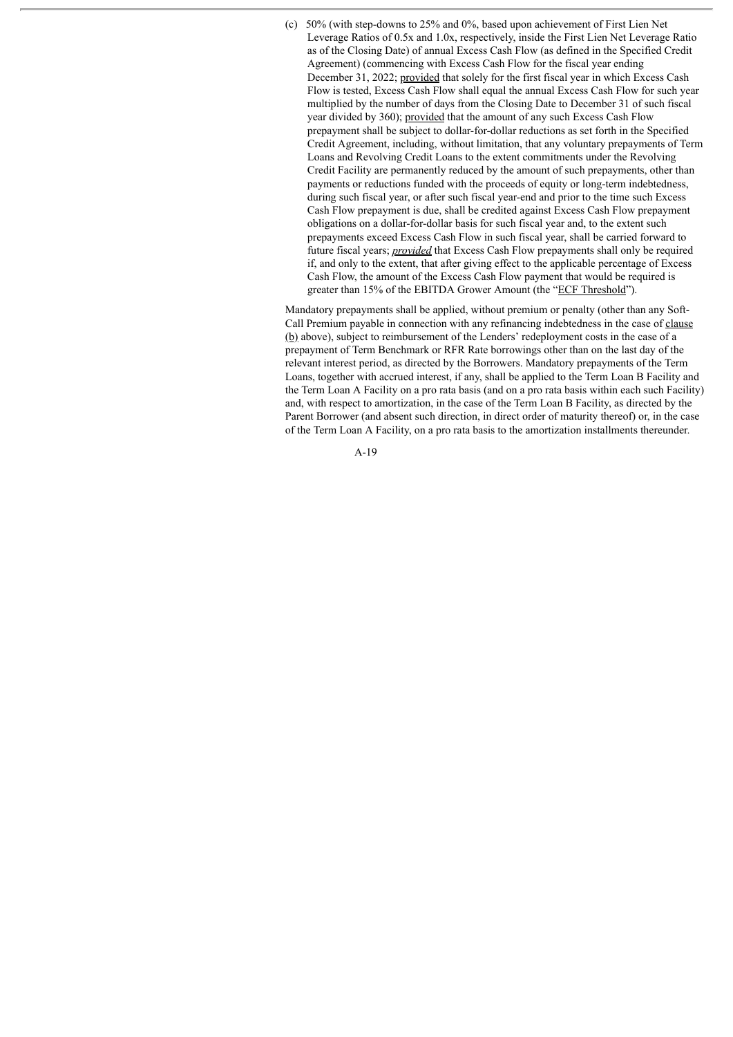(c) 50% (with step-downs to 25% and 0%, based upon achievement of First Lien Net Leverage Ratios of 0.5x and 1.0x, respectively, inside the First Lien Net Leverage Ratio as of the Closing Date) of annual Excess Cash Flow (as defined in the Specified Credit Agreement) (commencing with Excess Cash Flow for the fiscal year ending December 31, 2022; provided that solely for the first fiscal year in which Excess Cash Flow is tested, Excess Cash Flow shall equal the annual Excess Cash Flow for such year multiplied by the number of days from the Closing Date to December 31 of such fiscal year divided by 360); provided that the amount of any such Excess Cash Flow prepayment shall be subject to dollar-for-dollar reductions as set forth in the Specified Credit Agreement, including, without limitation, that any voluntary prepayments of Term Loans and Revolving Credit Loans to the extent commitments under the Revolving Credit Facility are permanently reduced by the amount of such prepayments, other than payments or reductions funded with the proceeds of equity or long-term indebtedness, during such fiscal year, or after such fiscal year-end and prior to the time such Excess Cash Flow prepayment is due, shall be credited against Excess Cash Flow prepayment obligations on a dollar-for-dollar basis for such fiscal year and, to the extent such prepayments exceed Excess Cash Flow in such fiscal year, shall be carried forward to future fiscal years; *provided* that Excess Cash Flow prepayments shall only be required if, and only to the extent, that after giving effect to the applicable percentage of Excess Cash Flow, the amount of the Excess Cash Flow payment that would be required is greater than 15% of the EBITDA Grower Amount (the "ECF Threshold").

Mandatory prepayments shall be applied, without premium or penalty (other than any Soft-Call Premium payable in connection with any refinancing indebtedness in the case of clause (b) above), subject to reimbursement of the Lenders' redeployment costs in the case of a prepayment of Term Benchmark or RFR Rate borrowings other than on the last day of the relevant interest period, as directed by the Borrowers. Mandatory prepayments of the Term Loans, together with accrued interest, if any, shall be applied to the Term Loan B Facility and the Term Loan A Facility on a pro rata basis (and on a pro rata basis within each such Facility) and, with respect to amortization, in the case of the Term Loan B Facility, as directed by the Parent Borrower (and absent such direction, in direct order of maturity thereof) or, in the case of the Term Loan A Facility, on a pro rata basis to the amortization installments thereunder.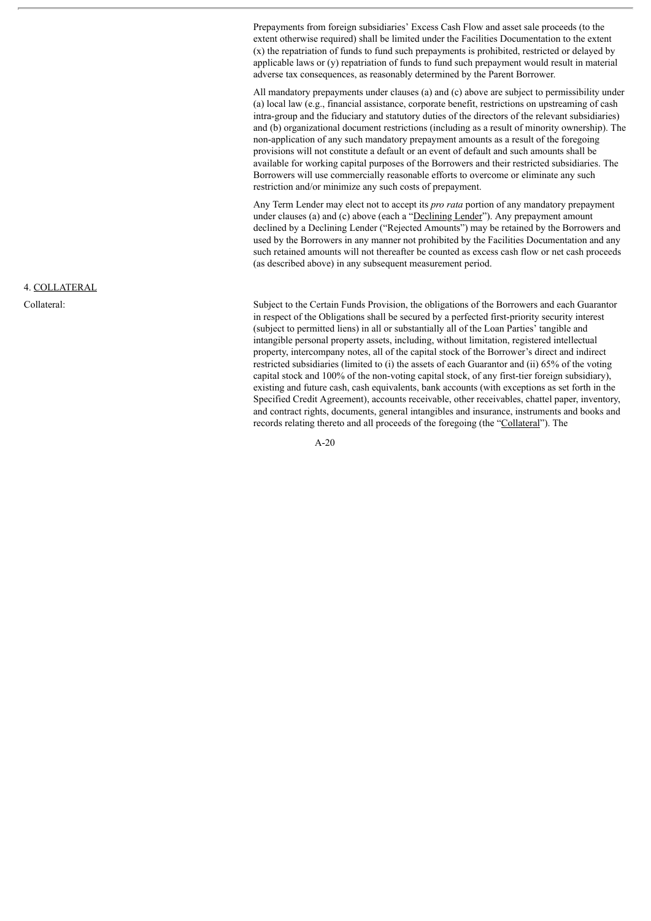Prepayments from foreign subsidiaries' Excess Cash Flow and asset sale proceeds (to the extent otherwise required) shall be limited under the Facilities Documentation to the extent (x) the repatriation of funds to fund such prepayments is prohibited, restricted or delayed by applicable laws or (y) repatriation of funds to fund such prepayment would result in material adverse tax consequences, as reasonably determined by the Parent Borrower.

All mandatory prepayments under clauses (a) and (c) above are subject to permissibility under (a) local law (e.g., financial assistance, corporate benefit, restrictions on upstreaming of cash intra-group and the fiduciary and statutory duties of the directors of the relevant subsidiaries) and (b) organizational document restrictions (including as a result of minority ownership). The non-application of any such mandatory prepayment amounts as a result of the foregoing provisions will not constitute a default or an event of default and such amounts shall be available for working capital purposes of the Borrowers and their restricted subsidiaries. The Borrowers will use commercially reasonable efforts to overcome or eliminate any such restriction and/or minimize any such costs of prepayment.

Any Term Lender may elect not to accept its *pro rata* portion of any mandatory prepayment under clauses (a) and (c) above (each a "Declining Lender"). Any prepayment amount declined by a Declining Lender ("Rejected Amounts") may be retained by the Borrowers and used by the Borrowers in any manner not prohibited by the Facilities Documentation and any such retained amounts will not thereafter be counted as excess cash flow or net cash proceeds (as described above) in any subsequent measurement period.

## 4. COLLATERAL

**Collateral:**

Subject to the Certain Funds Provision, the obligations of the Borrowers and each Guarantor in respect of the Obligations shall be secured by a perfected first-priority security interest (subject to permitted liens) in all or substantially all of the Loan Parties' tangible and intangible personal property assets, including, without limitation, registered intellectual property, intercompany notes, all of the capital stock of the Borrower's direct and indirect restricted subsidiaries (limited to (i) the assets of each Guarantor and (ii) 65% of the voting capital stock and 100% of the non-voting capital stock, of any first-tier foreign subsidiary), existing and future cash, cash equivalents, bank accounts (with exceptions as set forth in the Specified Credit Agreement), accounts receivable, other receivables, chattel paper, inventory, and contract rights, documents, general intangibles and insurance, instruments and books and records relating thereto and all proceeds of the foregoing (the "Collateral"). The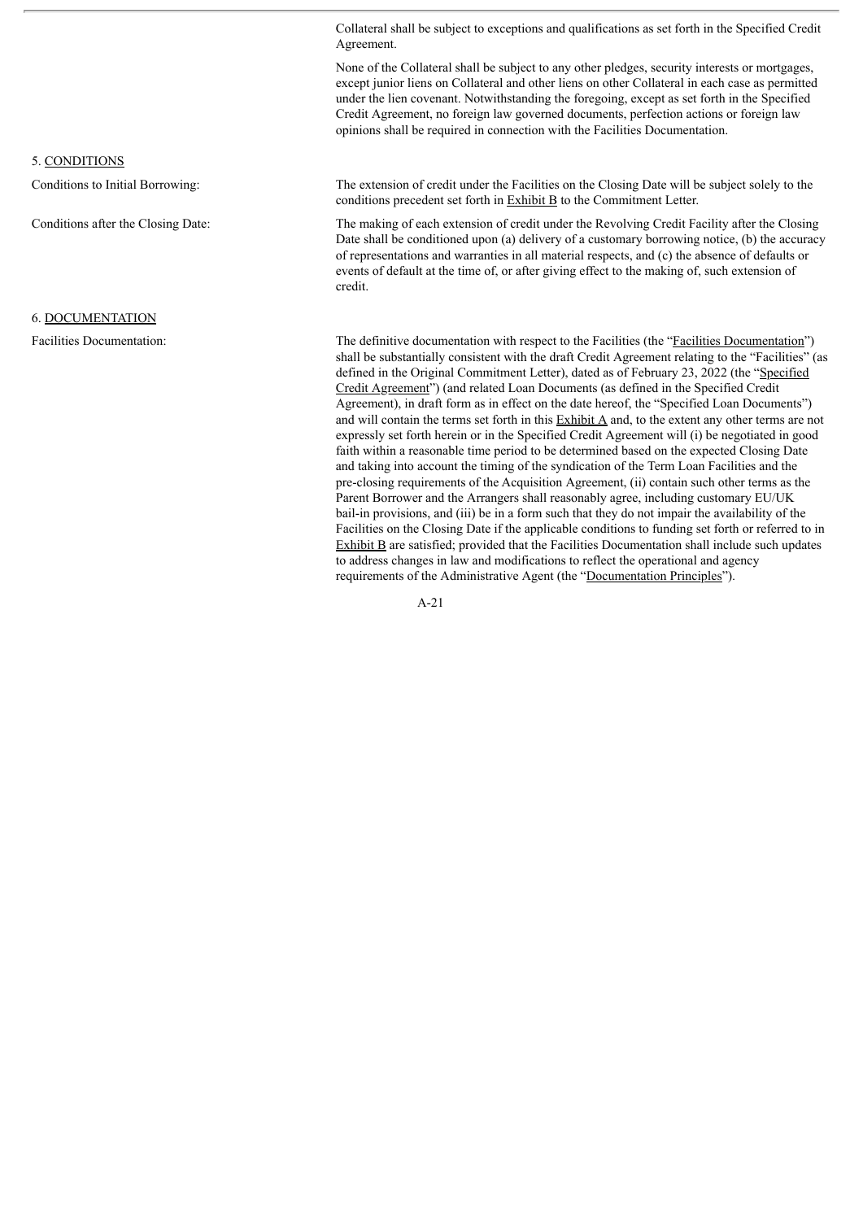Collateral shall be subject to exceptions and qualifications as set forth in the Specified Credit Agreement.

None of the Collateral shall be subject to any other pledges, security interests or mortgages, except junior liens on Collateral and other liens on other Collateral in each case as permitted under the lien covenant. Notwithstanding the foregoing, except as set forth in the Specified Credit Agreement, no foreign law governed documents, perfection actions or foreign law opinions shall be required in connection with the Facilities Documentation.

## 5. CONDITIONS

**Conditions to Initial Borrowing:** The extension of credit under the Facilities on the Closing Date will be subject solely to the conditions precedent set forth in Exhibit B to the Commitment Letter.

**Conditions after the Closing Date:** The making of each extension of credit under the Revolving Credit Facility after the Closing Date shall be conditioned upon (a) delivery of a customary borrowing notice, (b) the accuracy of representations and warranties in all material respects, and (c) the absence of defaults or events of default at the time of, or after giving effect to the making of, such extension of credit.

## 6. DOCUMENTATION

**Facilities Documentation:** The definitive documentation with respect to the Facilities (the "Facilities Documentation") shall be substantially consistent with the draft Credit Agreement relating to the "Facilities" (as defined in the Original Commitment Letter), dated as of February 23, 2022 (the "Specified Credit Agreement") (and related Loan Documents (as defined in the Specified Credit Agreement), in draft form as in effect on the date hereof, the "Specified Loan Documents") and will contain the terms set forth in this Exhibit A and, to the extent any other terms are not expressly set forth herein or in the Specified Credit Agreement will (i) be negotiated in good faith within a reasonable time period to be determined based on the expected Closing Date and taking into account the timing of the syndication of the Term Loan Facilities and the pre-closing requirements of the Acquisition Agreement, (ii) contain such other terms as the Parent Borrower and the Arrangers shall reasonably agree, including customary EU/UK bail-in provisions, and (iii) be in a form such that they do not impair the availability of the Facilities on the Closing Date if the applicable conditions to funding set forth or referred to in Exhibit B are satisfied; provided that the Facilities Documentation shall include such updates to address changes in law and modifications to reflect the operational and agency requirements of the Administrative Agent (the "Documentation Principles").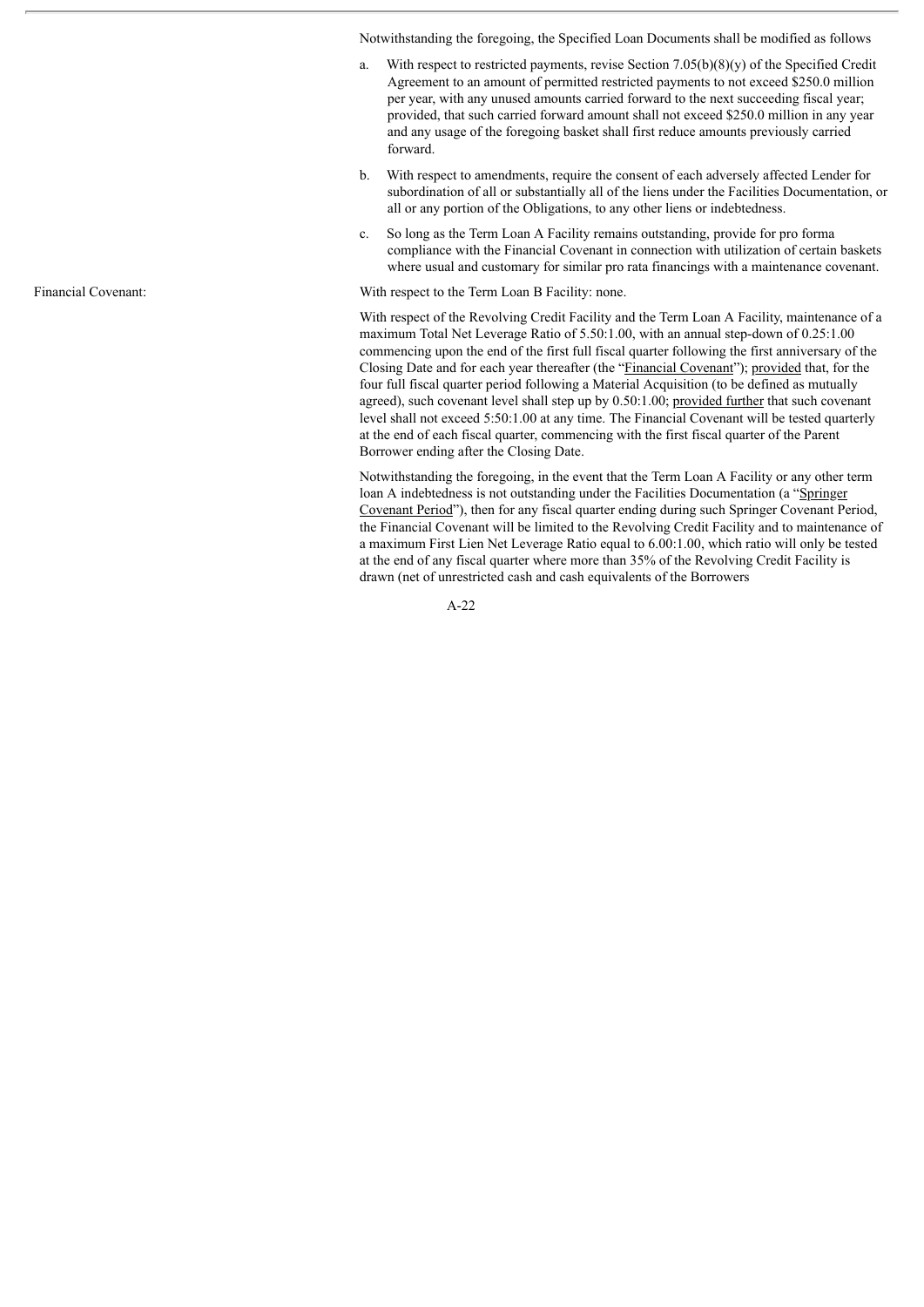Notwithstanding the foregoing, the Specified Loan Documents shall be modified as follows

a. With respect to restricted payments, revise Section 7.05(b)(8)(y) of the Specified Credit Agreement to an amount of permitted restricted payments to not exceed $250.0 million per year, with any unused amounts carried forward to the next succeeding fiscal year; provided, that such carried forward amount shall not exceed $250.0 million in any year and any usage of the foregoing basket shall first reduce amounts previously carried forward.

b. With respect to amendments, require the consent of each adversely affected Lender for subordination of all or substantially all of the liens under the Facilities Documentation, or all or any portion of the Obligations, to any other liens or indebtedness.

c. So long as the Term Loan A Facility remains outstanding, provide for pro forma compliance with the Financial Covenant in connection with utilization of certain baskets where usual and customary for similar pro rata financings with a maintenance covenant.

**Financial Covenant:**

With respect to the Term Loan B Facility: none.

With respect of the Revolving Credit Facility and the Term Loan A Facility, maintenance of a maximum Total Net Leverage Ratio of 5.50:1.00, with an annual step-down of 0.25:1.00 commencing upon the end of the first full fiscal quarter following the first anniversary of the Closing Date and for each year thereafter (the "Financial Covenant"); provided that, for the four full fiscal quarter period following a Material Acquisition (to be defined as mutually agreed), such covenant level shall step up by 0.50:1.00; provided further that such covenant level shall not exceed 5:50:1.00 at any time. The Financial Covenant will be tested quarterly at the end of each fiscal quarter, commencing with the first fiscal quarter of the Parent Borrower ending after the Closing Date.

Notwithstanding the foregoing, in the event that the Term Loan A Facility or any other term loan A indebtedness is not outstanding under the Facilities Documentation (a "Springer Covenant Period"), then for any fiscal quarter ending during such Springer Covenant Period, the Financial Covenant will be limited to the Revolving Credit Facility and to maintenance of a maximum First Lien Net Leverage Ratio equal to 6.00:1.00, which ratio will only be tested at the end of any fiscal quarter where more than 35% of the Revolving Credit Facility is drawn (net of unrestricted cash and cash equivalents of the Borrowers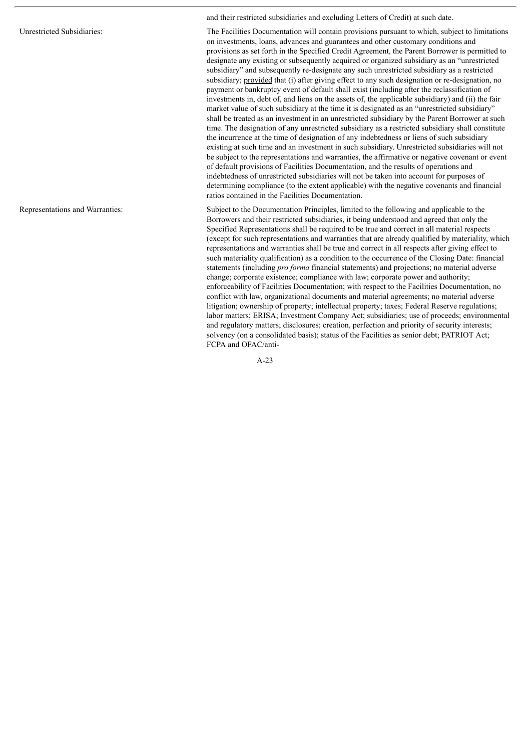| | |
|---|---|
| | and their restricted subsidiaries and excluding Letters of Credit) at such date. |
| Unrestricted Subsidiaries: | The Facilities Documentation will contain provisions pursuant to which, subject to limitations on investments, loans, advances and guarantees and other customary conditions and provisions as set forth in the Specified Credit Agreement, the Parent Borrower is permitted to designate any existing or subsequently acquired or organized subsidiary as an "unrestricted subsidiary" and subsequently re-designate any such unrestricted subsidiary as a restricted subsidiary; provided that (i) after giving effect to any such designation or re-designation, no payment or bankruptcy event of default shall exist (including after the reclassification of investments in, debt of, and liens on the assets of, the applicable subsidiary) and (ii) the fair market value of such subsidiary at the time it is designated as an "unrestricted subsidiary" shall be treated as an investment in an unrestricted subsidiary by the Parent Borrower at such time. The designation of any unrestricted subsidiary as a restricted subsidiary shall constitute the incurrence at the time of designation of any indebtedness or liens of such subsidiary existing at such time and an investment in such subsidiary. Unrestricted subsidiaries will not be subject to the representations and warranties, the affirmative or negative covenant or event of default provisions of Facilities Documentation, and the results of operations and indebtedness of unrestricted subsidiaries will not be taken into account for purposes of determining compliance (to the extent applicable) with the negative covenants and financial ratios contained in the Facilities Documentation. |
| Representations and Warranties: | Subject to the Documentation Principles, limited to the following and applicable to the Borrowers and their restricted subsidiaries, it being understood and agreed that only the Specified Representations shall be required to be true and correct in all material respects (except for such representations and warranties that are already qualified by materiality, which representations and warranties shall be true and correct in all respects after giving effect to such materiality qualification) as a condition to the occurrence of the Closing Date: financial statements (including *pro forma* financial statements) and projections; no material adverse change; corporate existence; compliance with law; corporate power and authority; enforceability of Facilities Documentation; with respect to the Facilities Documentation, no conflict with law, organizational documents and material agreements; no material adverse litigation; ownership of property; intellectual property; taxes; Federal Reserve regulations; labor matters; ERISA; Investment Company Act; subsidiaries; use of proceeds; environmental and regulatory matters; disclosures; creation, perfection and priority of security interests; solvency (on a consolidated basis); status of the Facilities as senior debt; PATRIOT Act; FCPA and OFAC/anti- |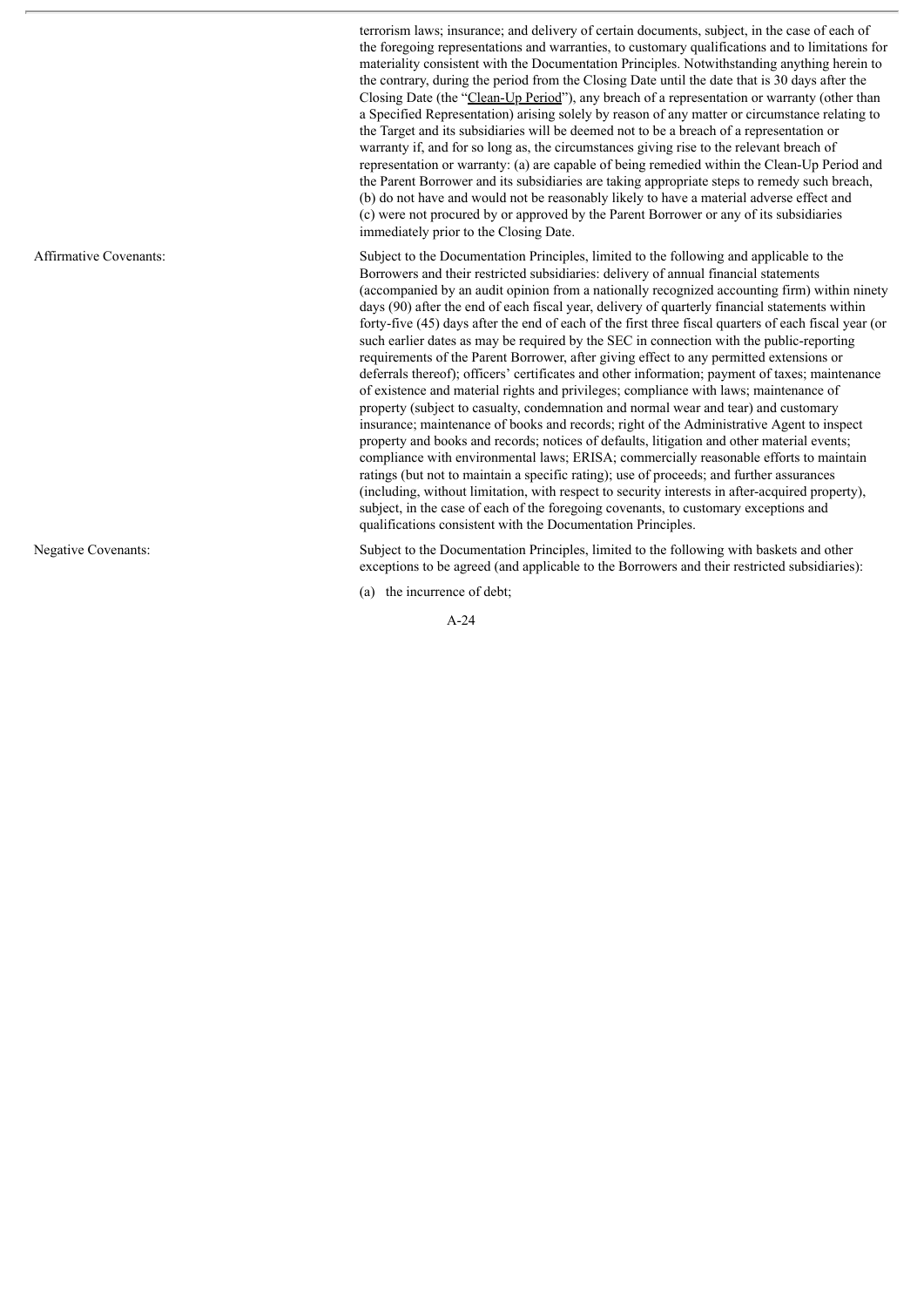| | |
|---|---|
| | terrorism laws; insurance; and delivery of certain documents, subject, in the case of each of the foregoing representations and warranties, to customary qualifications and to limitations for materiality consistent with the Documentation Principles. Notwithstanding anything herein to the contrary, during the period from the Closing Date until the date that is 30 days after the Closing Date (the "Clean-Up Period"), any breach of a representation or warranty (other than a Specified Representation) arising solely by reason of any matter or circumstance relating to the Target and its subsidiaries will be deemed not to be a breach of a representation or warranty if, and for so long as, the circumstances giving rise to the relevant breach of representation or warranty: (a) are capable of being remedied within the Clean-Up Period and the Parent Borrower and its subsidiaries are taking appropriate steps to remedy such breach, (b) do not have and would not be reasonably likely to have a material adverse effect and (c) were not procured by or approved by the Parent Borrower or any of its subsidiaries immediately prior to the Closing Date. |
| Affirmative Covenants: | Subject to the Documentation Principles, limited to the following and applicable to the Borrowers and their restricted subsidiaries: delivery of annual financial statements (accompanied by an audit opinion from a nationally recognized accounting firm) within ninety days (90) after the end of each fiscal year, delivery of quarterly financial statements within forty-five (45) days after the end of each of the first three fiscal quarters of each fiscal year (or such earlier dates as may be required by the SEC in connection with the public-reporting requirements of the Parent Borrower, after giving effect to any permitted extensions or deferrals thereof); officers' certificates and other information; payment of taxes; maintenance of existence and material rights and privileges; compliance with laws; maintenance of property (subject to casualty, condemnation and normal wear and tear) and customary insurance; maintenance of books and records; right of the Administrative Agent to inspect property and books and records; notices of defaults, litigation and other material events; compliance with environmental laws; ERISA; commercially reasonable efforts to maintain ratings (but not to maintain a specific rating); use of proceeds; and further assurances (including, without limitation, with respect to security interests in after-acquired property), subject, in the case of each of the foregoing covenants, to customary exceptions and qualifications consistent with the Documentation Principles. |
| Negative Covenants: | Subject to the Documentation Principles, limited to the following with baskets and other exceptions to be agreed (and applicable to the Borrowers and their restricted subsidiaries):<br><br>(a) the incurrence of debt; |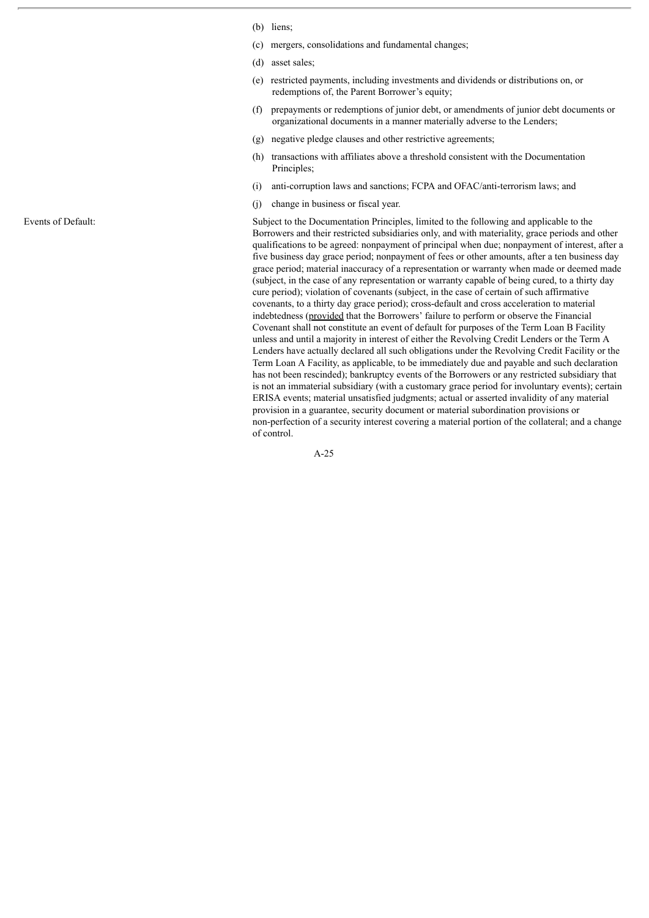(b) liens;

(c) mergers, consolidations and fundamental changes;

(d) asset sales;

(e) restricted payments, including investments and dividends or distributions on, or redemptions of, the Parent Borrower's equity;

(f) prepayments or redemptions of junior debt, or amendments of junior debt documents or organizational documents in a manner materially adverse to the Lenders;

(g) negative pledge clauses and other restrictive agreements;

(h) transactions with affiliates above a threshold consistent with the Documentation Principles;

(i) anti-corruption laws and sanctions; FCPA and OFAC/anti-terrorism laws; and

(j) change in business or fiscal year.

Events of Default:

Subject to the Documentation Principles, limited to the following and applicable to the Borrowers and their restricted subsidiaries only, and with materiality, grace periods and other qualifications to be agreed: nonpayment of principal when due; nonpayment of interest, after a five business day grace period; nonpayment of fees or other amounts, after a ten business day grace period; material inaccuracy of a representation or warranty when made or deemed made (subject, in the case of any representation or warranty capable of being cured, to a thirty day cure period); violation of covenants (subject, in the case of certain of such affirmative covenants, to a thirty day grace period); cross-default and cross acceleration to material indebtedness (provided that the Borrowers' failure to perform or observe the Financial Covenant shall not constitute an event of default for purposes of the Term Loan B Facility unless and until a majority in interest of either the Revolving Credit Lenders or the Term A Lenders have actually declared all such obligations under the Revolving Credit Facility or the Term Loan A Facility, as applicable, to be immediately due and payable and such declaration has not been rescinded); bankruptcy events of the Borrowers or any restricted subsidiary that is not an immaterial subsidiary (with a customary grace period for involuntary events); certain ERISA events; material unsatisfied judgments; actual or asserted invalidity of any material provision in a guarantee, security document or material subordination provisions or non-perfection of a security interest covering a material portion of the collateral; and a change of control.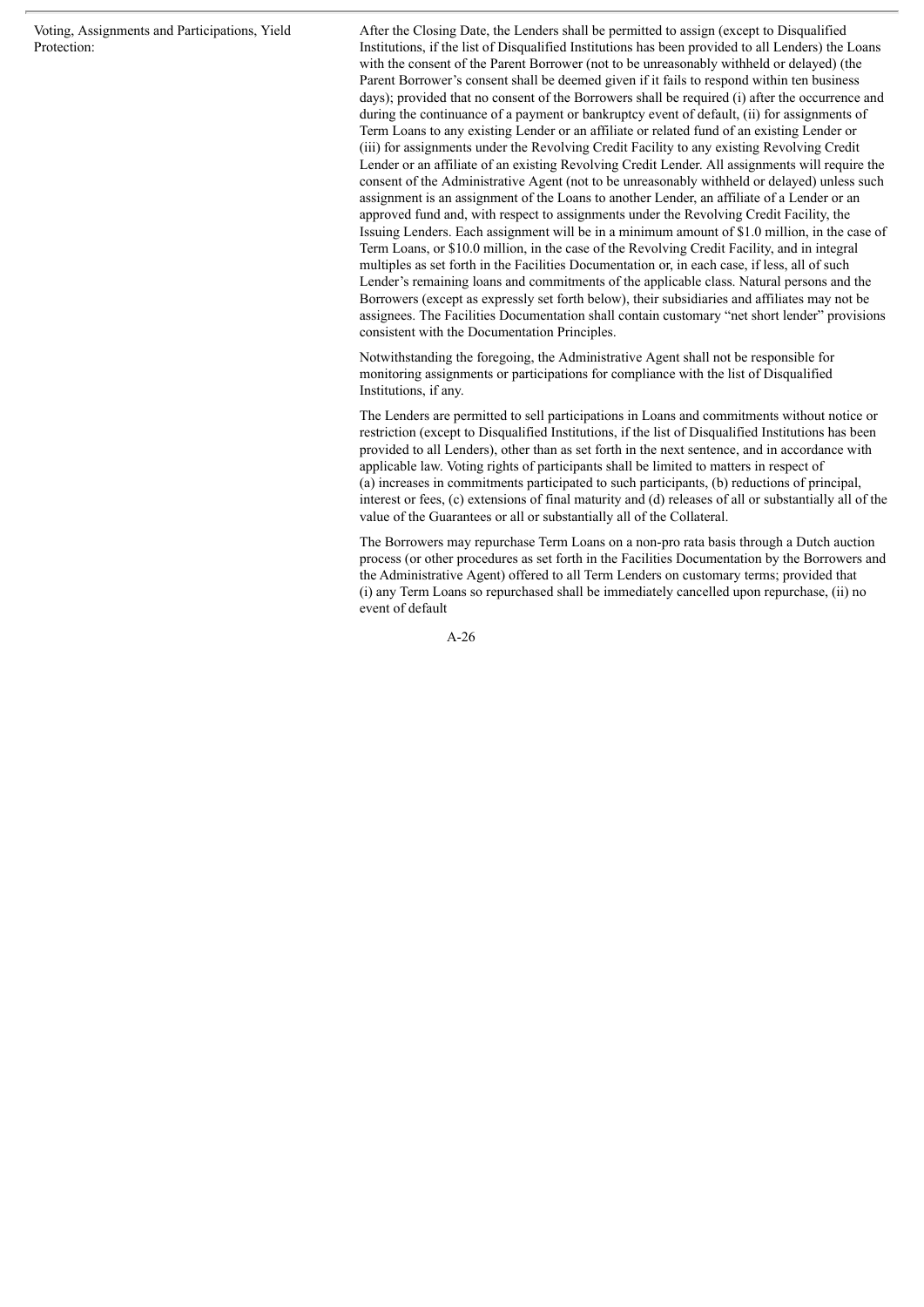| Voting, Assignments and Participations, Yield Protection: | After the Closing Date, the Lenders shall be permitted to assign (except to Disqualified Institutions, if the list of Disqualified Institutions has been provided to all Lenders) the Loans with the consent of the Parent Borrower (not to be unreasonably withheld or delayed) (the Parent Borrower's consent shall be deemed given if it fails to respond within ten business days); provided that no consent of the Borrowers shall be required (i) after the occurrence and during the continuance of a payment or bankruptcy event of default, (ii) for assignments of Term Loans to any existing Lender or an affiliate or related fund of an existing Lender or (iii) for assignments under the Revolving Credit Facility to any existing Revolving Credit Lender or an affiliate of an existing Revolving Credit Lender. All assignments will require the consent of the Administrative Agent (not to be unreasonably withheld or delayed) unless such assignment is an assignment of the Loans to another Lender, an affiliate of a Lender or an approved fund and, with respect to assignments under the Revolving Credit Facility, the Issuing Lenders. Each assignment will be in a minimum amount of \$1.0 million, in the case of Term Loans, or \$10.0 million, in the case of the Revolving Credit Facility, and in integral multiples as set forth in the Facilities Documentation or, in each case, if less, all of such Lender's remaining loans and commitments of the applicable class. Natural persons and the Borrowers (except as expressly set forth below), their subsidiaries and affiliates may not be assignees. The Facilities Documentation shall contain customary "net short lender" provisions consistent with the Documentation Principles.<br><br>Notwithstanding the foregoing, the Administrative Agent shall not be responsible for monitoring assignments or participations for compliance with the list of Disqualified Institutions, if any.<br><br>The Lenders are permitted to sell participations in Loans and commitments without notice or restriction (except to Disqualified Institutions, if the list of Disqualified Institutions has been provided to all Lenders), other than as set forth in the next sentence, and in accordance with applicable law. Voting rights of participants shall be limited to matters in respect of (a) increases in commitments participated to such participants, (b) reductions of principal, interest or fees, (c) extensions of final maturity and (d) releases of all or substantially all of the value of the Guarantees or all or substantially all of the Collateral.<br><br>The Borrowers may repurchase Term Loans on a non-pro rata basis through a Dutch auction process (or other procedures as set forth in the Facilities Documentation by the Borrowers and the Administrative Agent) offered to all Term Lenders on customary terms; provided that (i) any Term Loans so repurchased shall be immediately cancelled upon repurchase, (ii) no event of default |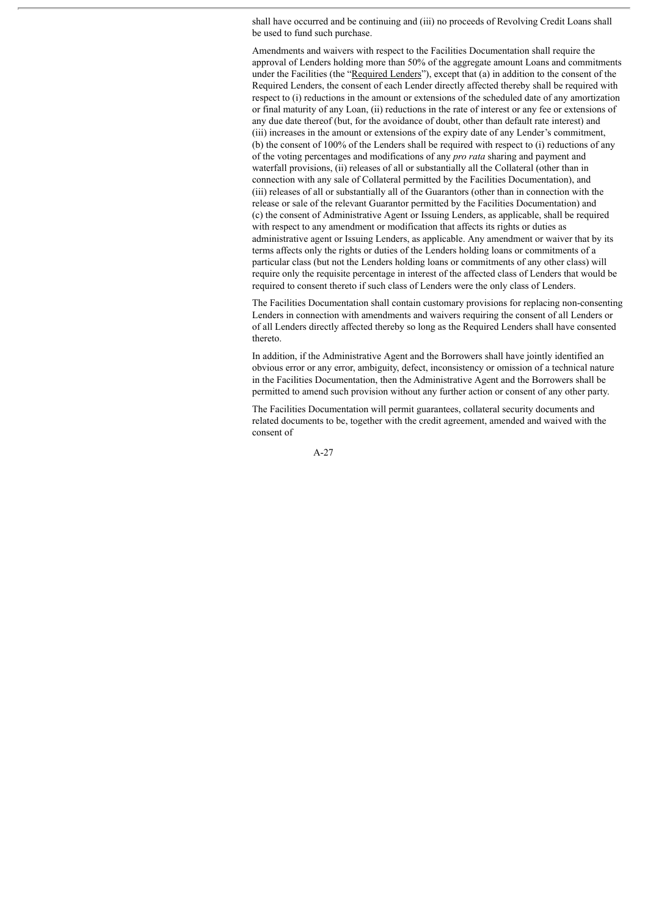shall have occurred and be continuing and (iii) no proceeds of Revolving Credit Loans shall be used to fund such purchase.

Amendments and waivers with respect to the Facilities Documentation shall require the approval of Lenders holding more than 50% of the aggregate amount Loans and commitments under the Facilities (the "Required Lenders"), except that (a) in addition to the consent of the Required Lenders, the consent of each Lender directly affected thereby shall be required with respect to (i) reductions in the amount or extensions of the scheduled date of any amortization or final maturity of any Loan, (ii) reductions in the rate of interest or any fee or extensions of any due date thereof (but, for the avoidance of doubt, other than default rate interest) and (iii) increases in the amount or extensions of the expiry date of any Lender's commitment, (b) the consent of 100% of the Lenders shall be required with respect to (i) reductions of any of the voting percentages and modifications of any *pro rata* sharing and payment and waterfall provisions, (ii) releases of all or substantially all the Collateral (other than in connection with any sale of Collateral permitted by the Facilities Documentation), and (iii) releases of all or substantially all of the Guarantors (other than in connection with the release or sale of the relevant Guarantor permitted by the Facilities Documentation) and (c) the consent of Administrative Agent or Issuing Lenders, as applicable, shall be required with respect to any amendment or modification that affects its rights or duties as administrative agent or Issuing Lenders, as applicable. Any amendment or waiver that by its terms affects only the rights or duties of the Lenders holding loans or commitments of a particular class (but not the Lenders holding loans or commitments of any other class) will require only the requisite percentage in interest of the affected class of Lenders that would be required to consent thereto if such class of Lenders were the only class of Lenders.

The Facilities Documentation shall contain customary provisions for replacing non-consenting Lenders in connection with amendments and waivers requiring the consent of all Lenders or of all Lenders directly affected thereby so long as the Required Lenders shall have consented thereto.

In addition, if the Administrative Agent and the Borrowers shall have jointly identified an obvious error or any error, ambiguity, defect, inconsistency or omission of a technical nature in the Facilities Documentation, then the Administrative Agent and the Borrowers shall be permitted to amend such provision without any further action or consent of any other party.

The Facilities Documentation will permit guarantees, collateral security documents and related documents to be, together with the credit agreement, amended and waived with the consent of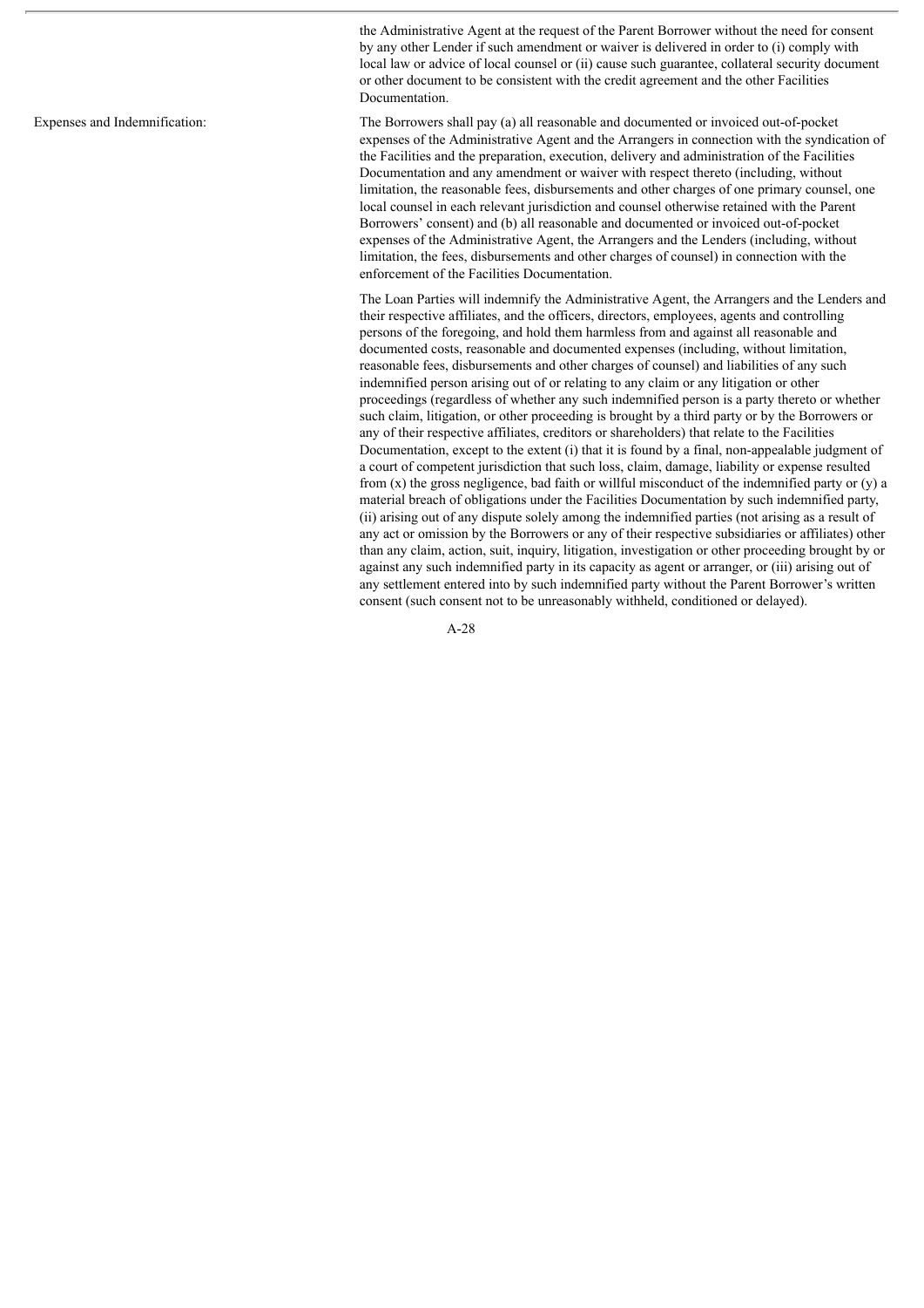the Administrative Agent at the request of the Parent Borrower without the need for consent by any other Lender if such amendment or waiver is delivered in order to (i) comply with local law or advice of local counsel or (ii) cause such guarantee, collateral security document or other document to be consistent with the credit agreement and the other Facilities Documentation.

Expenses and Indemnification:

The Borrowers shall pay (a) all reasonable and documented or invoiced out-of-pocket expenses of the Administrative Agent and the Arrangers in connection with the syndication of the Facilities and the preparation, execution, delivery and administration of the Facilities Documentation and any amendment or waiver with respect thereto (including, without limitation, the reasonable fees, disbursements and other charges of one primary counsel, one local counsel in each relevant jurisdiction and counsel otherwise retained with the Parent Borrowers' consent) and (b) all reasonable and documented or invoiced out-of-pocket expenses of the Administrative Agent, the Arrangers and the Lenders (including, without limitation, the fees, disbursements and other charges of counsel) in connection with the enforcement of the Facilities Documentation.

The Loan Parties will indemnify the Administrative Agent, the Arrangers and the Lenders and their respective affiliates, and the officers, directors, employees, agents and controlling persons of the foregoing, and hold them harmless from and against all reasonable and documented costs, reasonable and documented expenses (including, without limitation, reasonable fees, disbursements and other charges of counsel) and liabilities of any such indemnified person arising out of or relating to any claim or any litigation or other proceedings (regardless of whether any such indemnified person is a party thereto or whether such claim, litigation, or other proceeding is brought by a third party or by the Borrowers or any of their respective affiliates, creditors or shareholders) that relate to the Facilities Documentation, except to the extent (i) that it is found by a final, non-appealable judgment of a court of competent jurisdiction that such loss, claim, damage, liability or expense resulted from (x) the gross negligence, bad faith or willful misconduct of the indemnified party or (y) a material breach of obligations under the Facilities Documentation by such indemnified party, (ii) arising out of any dispute solely among the indemnified parties (not arising as a result of any act or omission by the Borrowers or any of their respective subsidiaries or affiliates) other than any claim, action, suit, inquiry, litigation, investigation or other proceeding brought by or against any such indemnified party in its capacity as agent or arranger, or (iii) arising out of any settlement entered into by such indemnified party without the Parent Borrower's written consent (such consent not to be unreasonably withheld, conditioned or delayed).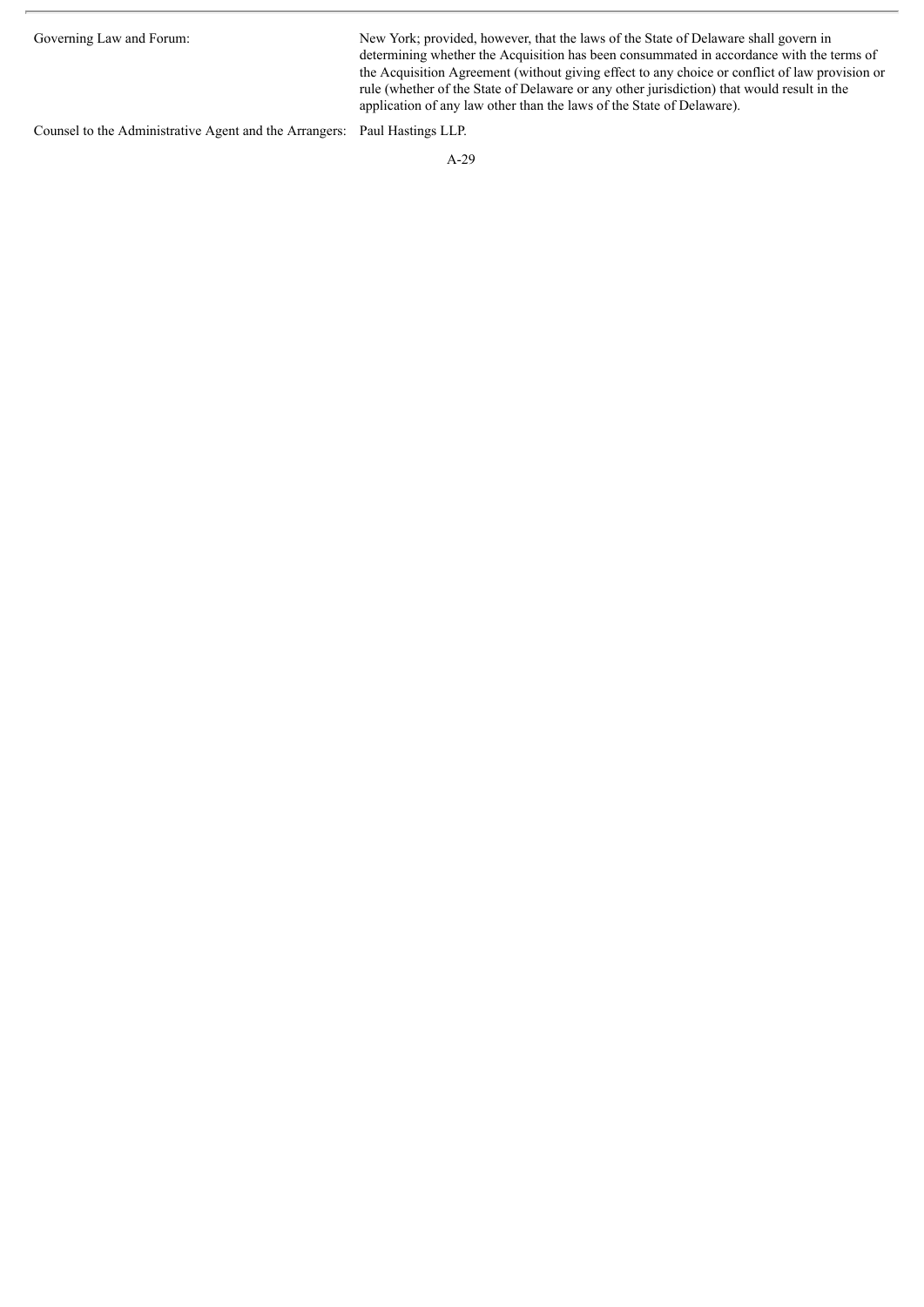| | |
|---|---|
| Governing Law and Forum: | New York; provided, however, that the laws of the State of Delaware shall govern in determining whether the Acquisition has been consummated in accordance with the terms of the Acquisition Agreement (without giving effect to any choice or conflict of law provision or rule (whether of the State of Delaware or any other jurisdiction) that would result in the application of any law other than the laws of the State of Delaware). |
| Counsel to the Administrative Agent and the Arrangers: | Paul Hastings LLP. |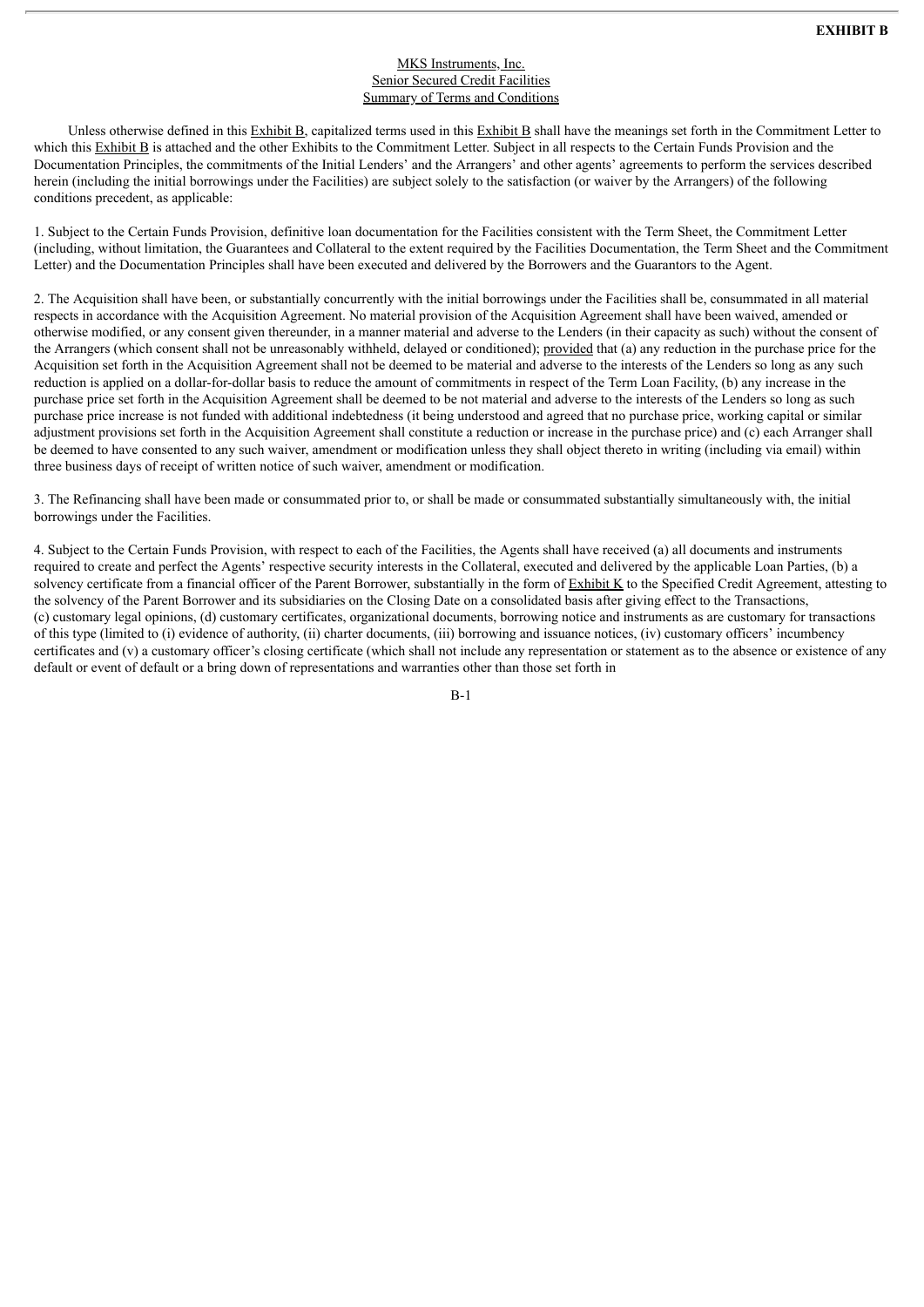**EXHIBIT B**

MKS Instruments, Inc.
Senior Secured Credit Facilities
Summary of Terms and Conditions

Unless otherwise defined in this Exhibit B, capitalized terms used in this Exhibit B shall have the meanings set forth in the Commitment Letter to which this Exhibit B is attached and the other Exhibits to the Commitment Letter. Subject in all respects to the Certain Funds Provision and the Documentation Principles, the commitments of the Initial Lenders' and the Arrangers' and other agents' agreements to perform the services described herein (including the initial borrowings under the Facilities) are subject solely to the satisfaction (or waiver by the Arrangers) of the following conditions precedent, as applicable:

1. Subject to the Certain Funds Provision, definitive loan documentation for the Facilities consistent with the Term Sheet, the Commitment Letter (including, without limitation, the Guarantees and Collateral to the extent required by the Facilities Documentation, the Term Sheet and the Commitment Letter) and the Documentation Principles shall have been executed and delivered by the Borrowers and the Guarantors to the Agent.

2. The Acquisition shall have been, or substantially concurrently with the initial borrowings under the Facilities shall be, consummated in all material respects in accordance with the Acquisition Agreement. No material provision of the Acquisition Agreement shall have been waived, amended or otherwise modified, or any consent given thereunder, in a manner material and adverse to the Lenders (in their capacity as such) without the consent of the Arrangers (which consent shall not be unreasonably withheld, delayed or conditioned); provided that (a) any reduction in the purchase price for the Acquisition set forth in the Acquisition Agreement shall not be deemed to be material and adverse to the interests of the Lenders so long as any such reduction is applied on a dollar-for-dollar basis to reduce the amount of commitments in respect of the Term Loan Facility, (b) any increase in the purchase price set forth in the Acquisition Agreement shall be deemed to be not material and adverse to the interests of the Lenders so long as such purchase price increase is not funded with additional indebtedness (it being understood and agreed that no purchase price, working capital or similar adjustment provisions set forth in the Acquisition Agreement shall constitute a reduction or increase in the purchase price) and (c) each Arranger shall be deemed to have consented to any such waiver, amendment or modification unless they shall object thereto in writing (including via email) within three business days of receipt of written notice of such waiver, amendment or modification.

3. The Refinancing shall have been made or consummated prior to, or shall be made or consummated substantially simultaneously with, the initial borrowings under the Facilities.

4. Subject to the Certain Funds Provision, with respect to each of the Facilities, the Agents shall have received (a) all documents and instruments required to create and perfect the Agents' respective security interests in the Collateral, executed and delivered by the applicable Loan Parties, (b) a solvency certificate from a financial officer of the Parent Borrower, substantially in the form of Exhibit K to the Specified Credit Agreement, attesting to the solvency of the Parent Borrower and its subsidiaries on the Closing Date on a consolidated basis after giving effect to the Transactions, (c) customary legal opinions, (d) customary certificates, organizational documents, borrowing notice and instruments as are customary for transactions of this type (limited to (i) evidence of authority, (ii) charter documents, (iii) borrowing and issuance notices, (iv) customary officers' incumbency certificates and (v) a customary officer's closing certificate (which shall not include any representation or statement as to the absence or existence of any default or event of default or a bring down of representations and warranties other than those set forth in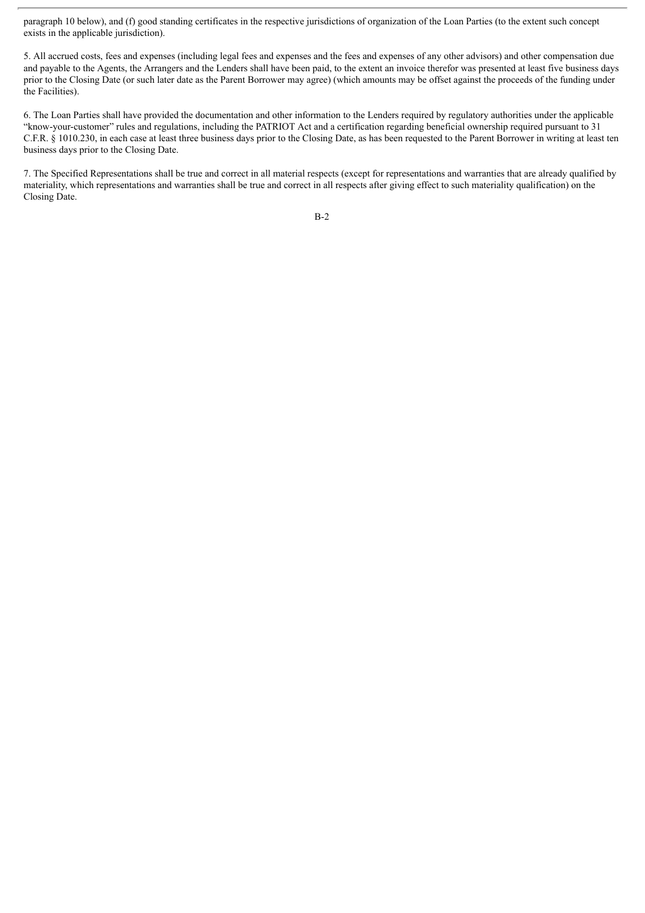paragraph 10 below), and (f) good standing certificates in the respective jurisdictions of organization of the Loan Parties (to the extent such concept exists in the applicable jurisdiction).

5. All accrued costs, fees and expenses (including legal fees and expenses and the fees and expenses of any other advisors) and other compensation due and payable to the Agents, the Arrangers and the Lenders shall have been paid, to the extent an invoice therefor was presented at least five business days prior to the Closing Date (or such later date as the Parent Borrower may agree) (which amounts may be offset against the proceeds of the funding under the Facilities).

6. The Loan Parties shall have provided the documentation and other information to the Lenders required by regulatory authorities under the applicable "know-your-customer" rules and regulations, including the PATRIOT Act and a certification regarding beneficial ownership required pursuant to 31 C.F.R. § 1010.230, in each case at least three business days prior to the Closing Date, as has been requested to the Parent Borrower in writing at least ten business days prior to the Closing Date.

7. The Specified Representations shall be true and correct in all material respects (except for representations and warranties that are already qualified by materiality, which representations and warranties shall be true and correct in all respects after giving effect to such materiality qualification) on the Closing Date.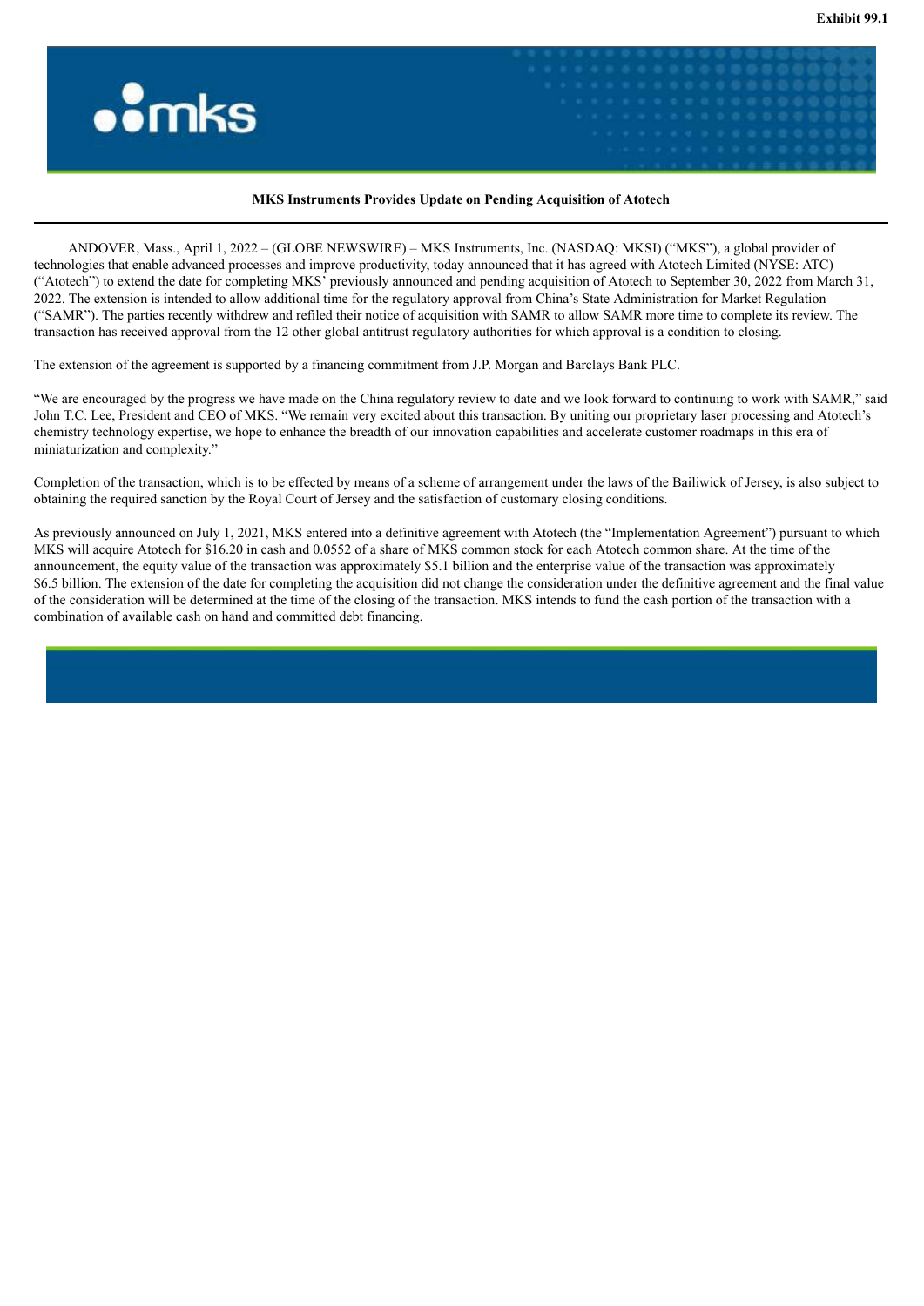Exhibit 99.1

**MKS Instruments Provides Update on Pending Acquisition of Atotech**

ANDOVER, Mass., April 1, 2022 – (GLOBE NEWSWIRE) – MKS Instruments, Inc. (NASDAQ: MKSI) ("MKS"), a global provider of technologies that enable advanced processes and improve productivity, today announced that it has agreed with Atotech Limited (NYSE: ATC) ("Atotech") to extend the date for completing MKS' previously announced and pending acquisition of Atotech to September 30, 2022 from March 31, 2022. The extension is intended to allow additional time for the regulatory approval from China's State Administration for Market Regulation ("SAMR"). The parties recently withdrew and refiled their notice of acquisition with SAMR to allow SAMR more time to complete its review. The transaction has received approval from the 12 other global antitrust regulatory authorities for which approval is a condition to closing.

The extension of the agreement is supported by a financing commitment from J.P. Morgan and Barclays Bank PLC.

"We are encouraged by the progress we have made on the China regulatory review to date and we look forward to continuing to work with SAMR," said John T.C. Lee, President and CEO of MKS. "We remain very excited about this transaction. By uniting our proprietary laser processing and Atotech's chemistry technology expertise, we hope to enhance the breadth of our innovation capabilities and accelerate customer roadmaps in this era of miniaturization and complexity."

Completion of the transaction, which is to be effected by means of a scheme of arrangement under the laws of the Bailiwick of Jersey, is also subject to obtaining the required sanction by the Royal Court of Jersey and the satisfaction of customary closing conditions.

As previously announced on July 1, 2021, MKS entered into a definitive agreement with Atotech (the "Implementation Agreement") pursuant to which MKS will acquire Atotech for $16.20 in cash and 0.0552 of a share of MKS common stock for each Atotech common share. At the time of the announcement, the equity value of the transaction was approximately $5.1 billion and the enterprise value of the transaction was approximately $6.5 billion. The extension of the date for completing the acquisition did not change the consideration under the definitive agreement and the final value of the consideration will be determined at the time of the closing of the transaction. MKS intends to fund the cash portion of the transaction with a combination of available cash on hand and committed debt financing.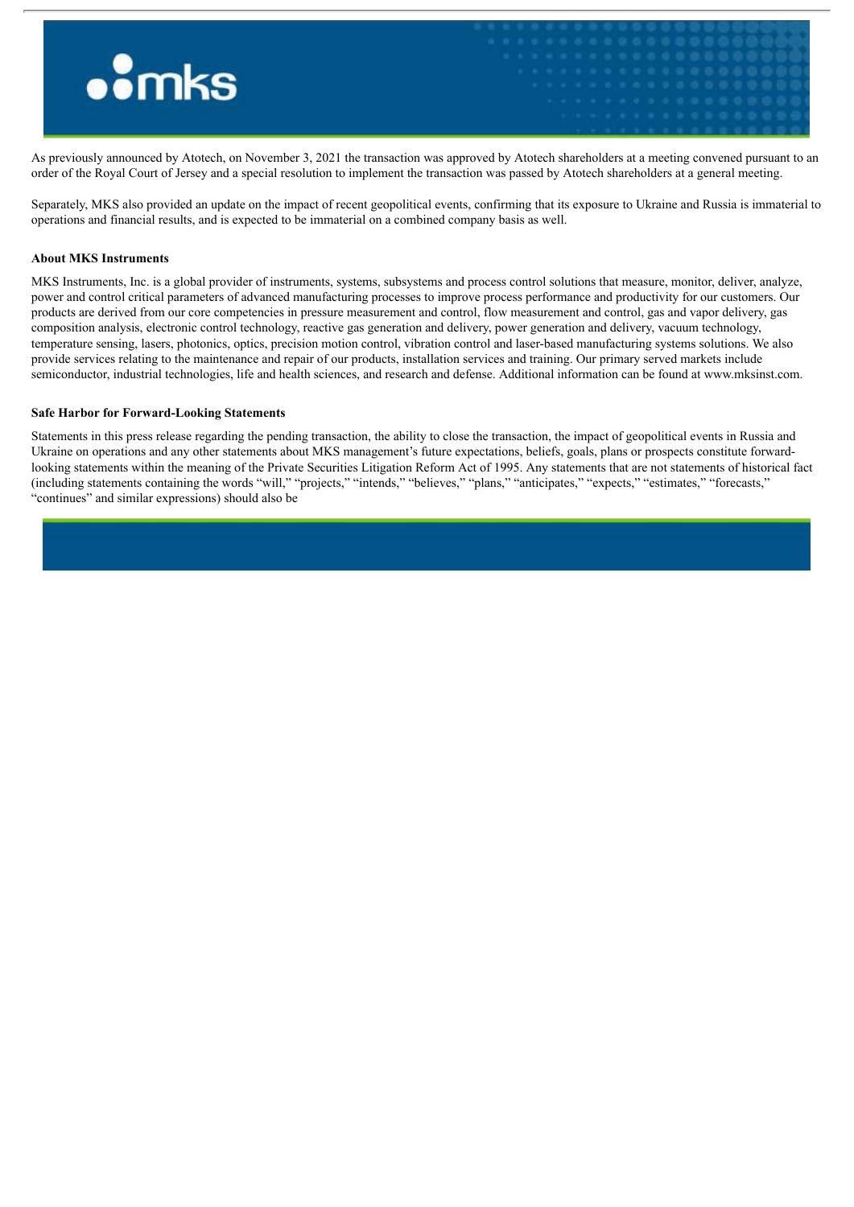As previously announced by Atotech, on November 3, 2021 the transaction was approved by Atotech shareholders at a meeting convened pursuant to an order of the Royal Court of Jersey and a special resolution to implement the transaction was passed by Atotech shareholders at a general meeting.

Separately, MKS also provided an update on the impact of recent geopolitical events, confirming that its exposure to Ukraine and Russia is immaterial to operations and financial results, and is expected to be immaterial on a combined company basis as well.

**About MKS Instruments**

MKS Instruments, Inc. is a global provider of instruments, systems, subsystems and process control solutions that measure, monitor, deliver, analyze, power and control critical parameters of advanced manufacturing processes to improve process performance and productivity for our customers. Our products are derived from our core competencies in pressure measurement and control, flow measurement and control, gas and vapor delivery, gas composition analysis, electronic control technology, reactive gas generation and delivery, power generation and delivery, vacuum technology, temperature sensing, lasers, photonics, optics, precision motion control, vibration control and laser-based manufacturing systems solutions. We also provide services relating to the maintenance and repair of our products, installation services and training. Our primary served markets include semiconductor, industrial technologies, life and health sciences, and research and defense. Additional information can be found at www.mksinst.com.

**Safe Harbor for Forward-Looking Statements**

Statements in this press release regarding the pending transaction, the ability to close the transaction, the impact of geopolitical events in Russia and Ukraine on operations and any other statements about MKS management's future expectations, beliefs, goals, plans or prospects constitute forward-looking statements within the meaning of the Private Securities Litigation Reform Act of 1995. Any statements that are not statements of historical fact (including statements containing the words "will," "projects," "intends," "believes," "plans," "anticipates," "expects," "estimates," "forecasts," "continues" and similar expressions) should also be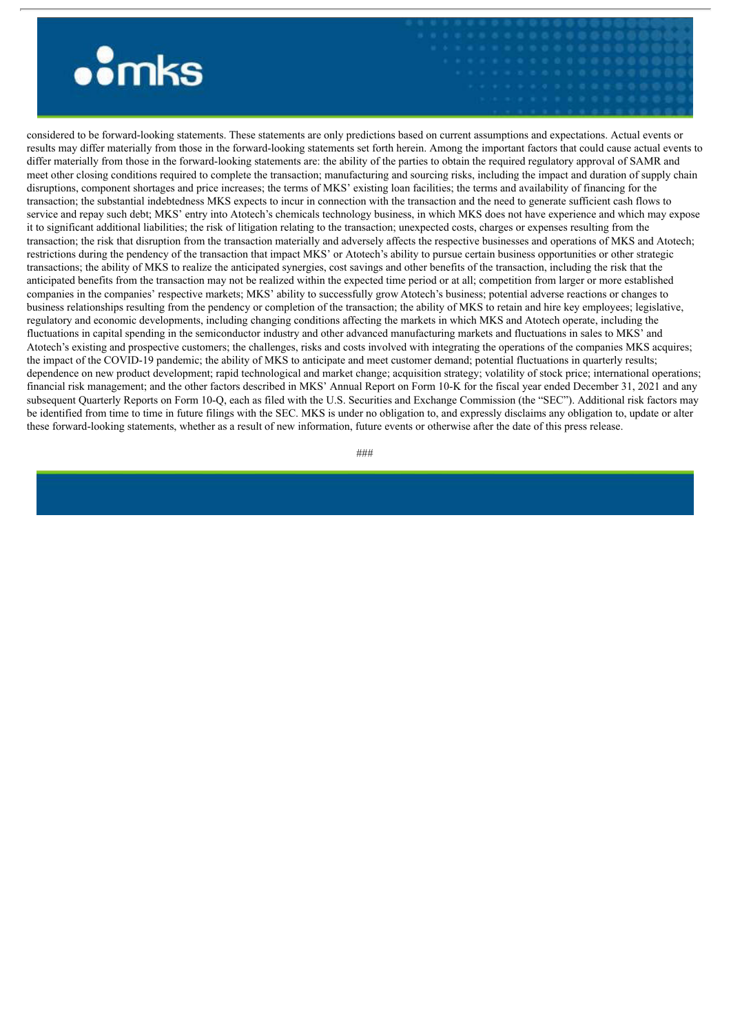considered to be forward-looking statements. These statements are only predictions based on current assumptions and expectations. Actual events or results may differ materially from those in the forward-looking statements set forth herein. Among the important factors that could cause actual events to differ materially from those in the forward-looking statements are: the ability of the parties to obtain the required regulatory approval of SAMR and meet other closing conditions required to complete the transaction; manufacturing and sourcing risks, including the impact and duration of supply chain disruptions, component shortages and price increases; the terms of MKS' existing loan facilities; the terms and availability of financing for the transaction; the substantial indebtedness MKS expects to incur in connection with the transaction and the need to generate sufficient cash flows to service and repay such debt; MKS' entry into Atotech's chemicals technology business, in which MKS does not have experience and which may expose it to significant additional liabilities; the risk of litigation relating to the transaction; unexpected costs, charges or expenses resulting from the transaction; the risk that disruption from the transaction materially and adversely affects the respective businesses and operations of MKS and Atotech; restrictions during the pendency of the transaction that impact MKS' or Atotech's ability to pursue certain business opportunities or other strategic transactions; the ability of MKS to realize the anticipated synergies, cost savings and other benefits of the transaction, including the risk that the anticipated benefits from the transaction may not be realized within the expected time period or at all; competition from larger or more established companies in the companies' respective markets; MKS' ability to successfully grow Atotech's business; potential adverse reactions or changes to business relationships resulting from the pendency or completion of the transaction; the ability of MKS to retain and hire key employees; legislative, regulatory and economic developments, including changing conditions affecting the markets in which MKS and Atotech operate, including the fluctuations in capital spending in the semiconductor industry and other advanced manufacturing markets and fluctuations in sales to MKS' and Atotech's existing and prospective customers; the challenges, risks and costs involved with integrating the operations of the companies MKS acquires; the impact of the COVID-19 pandemic; the ability of MKS to anticipate and meet customer demand; potential fluctuations in quarterly results; dependence on new product development; rapid technological and market change; acquisition strategy; volatility of stock price; international operations; financial risk management; and the other factors described in MKS' Annual Report on Form 10-K for the fiscal year ended December 31, 2021 and any subsequent Quarterly Reports on Form 10-Q, each as filed with the U.S. Securities and Exchange Commission (the "SEC"). Additional risk factors may be identified from time to time in future filings with the SEC. MKS is under no obligation to, and expressly disclaims any obligation to, update or alter these forward-looking statements, whether as a result of new information, future events or otherwise after the date of this press release.

###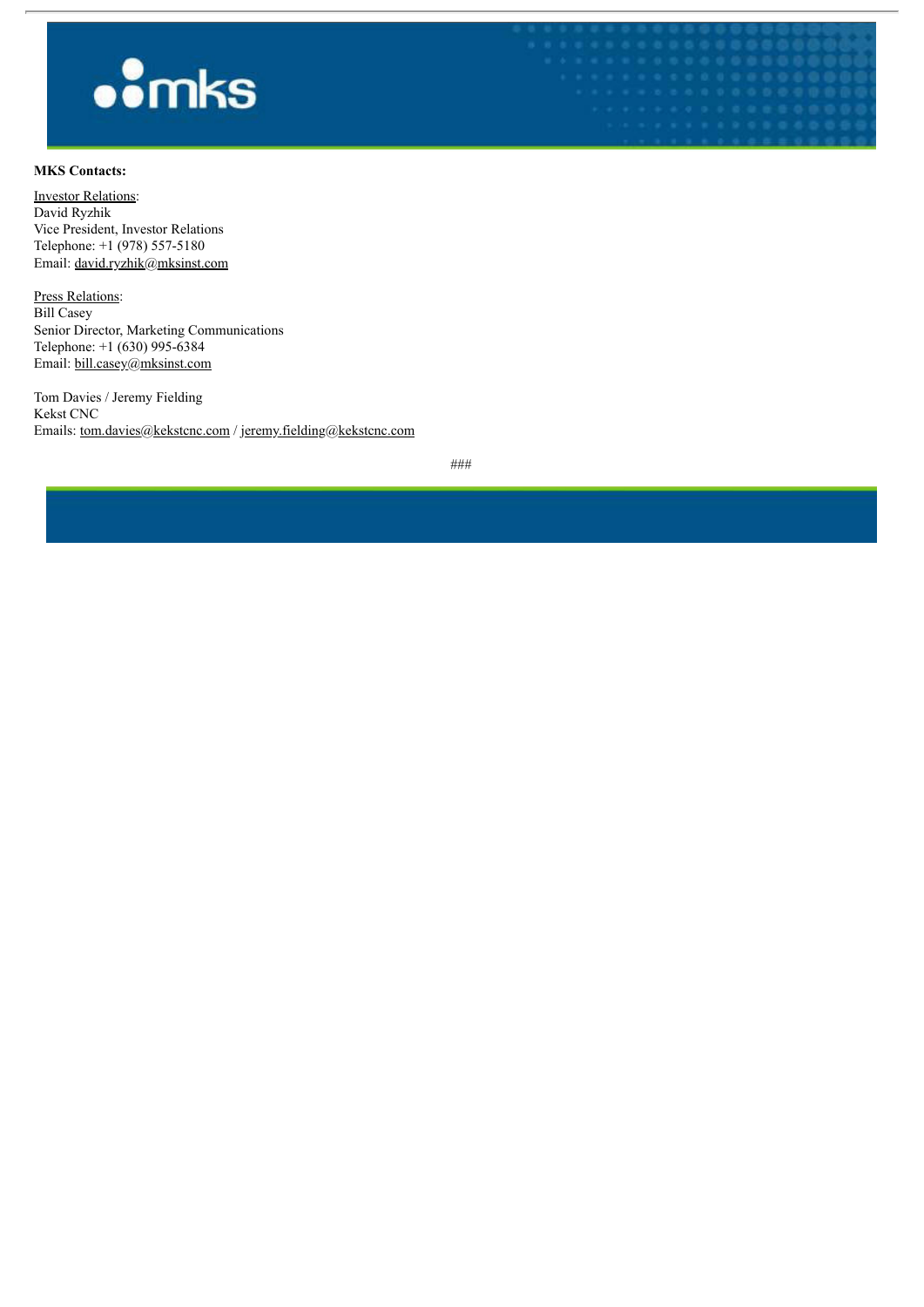**MKS Contacts:**

Investor Relations:
David Ryzhik
Vice President, Investor Relations
Telephone: +1 (978) 557-5180
Email: david.ryzhik@mksinst.com

Press Relations:
Bill Casey
Senior Director, Marketing Communications
Telephone: +1 (630) 995-6384
Email: bill.casey@mksinst.com

Tom Davies / Jeremy Fielding
Kekst CNC
Emails: tom.davies@kekstcnc.com / jeremy.fielding@kekstcnc.com

###